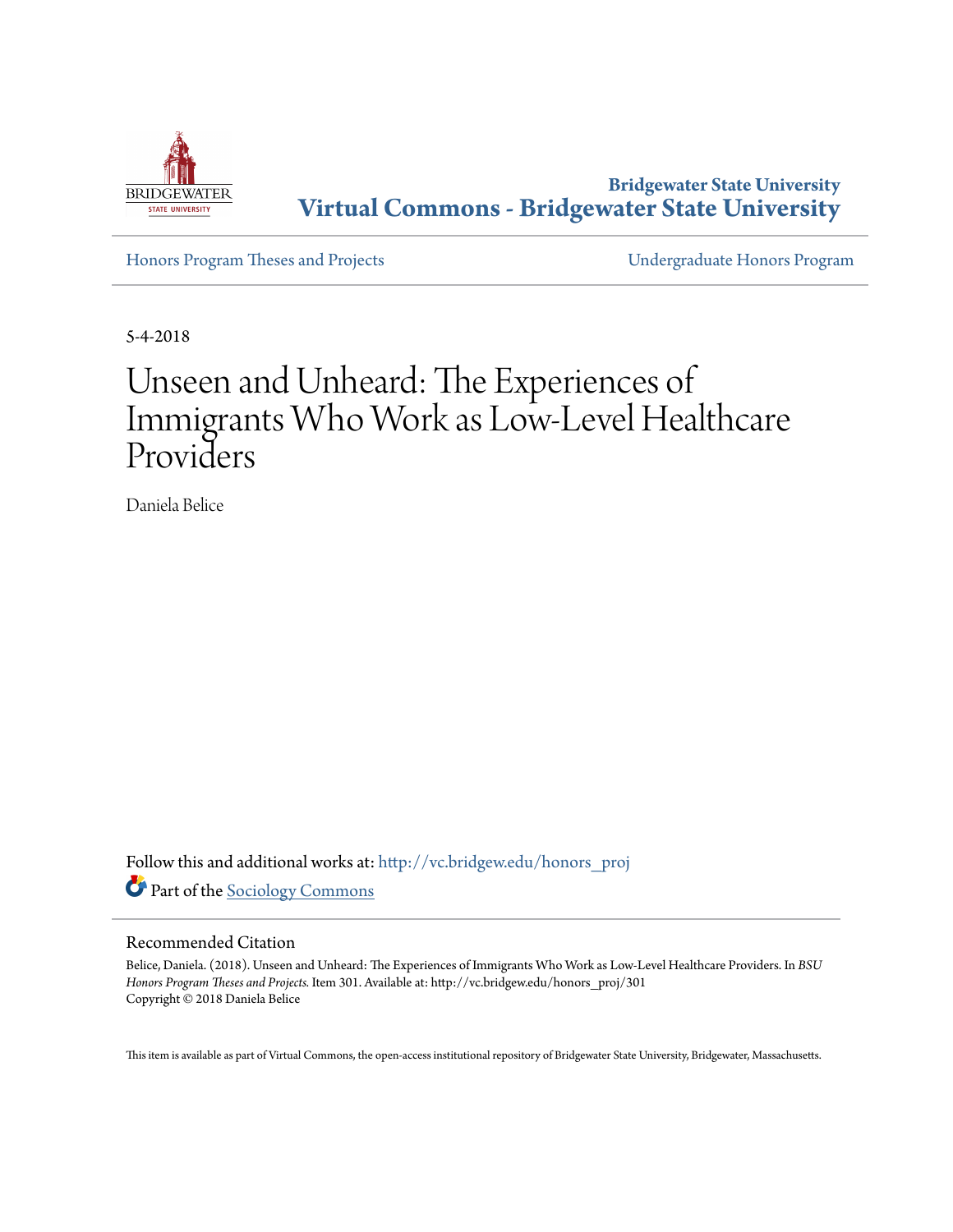Bridgewater State University

# Virtual Commons - Bridgewater State University

Honors Program Theses and Projects

Undergraduate Honors Program

5-4-2018

# Unseen and Unheard: The Experiences of Immigrants Who Work as Low-Level Healthcare Providers

Daniela Belice

Follow this and additional works at: http://vc.bridgew.edu/honors_proj

Part of the Sociology Commons

## Recommended Citation

Belice, Daniela. (2018). Unseen and Unheard: The Experiences of Immigrants Who Work as Low-Level Healthcare Providers. In *BSU Honors Program Theses and Projects.* Item 301. Available at: http://vc.bridgew.edu/honors_proj/301
Copyright © 2018 Daniela Belice

This item is available as part of Virtual Commons, the open-access institutional repository of Bridgewater State University, Bridgewater, Massachusetts.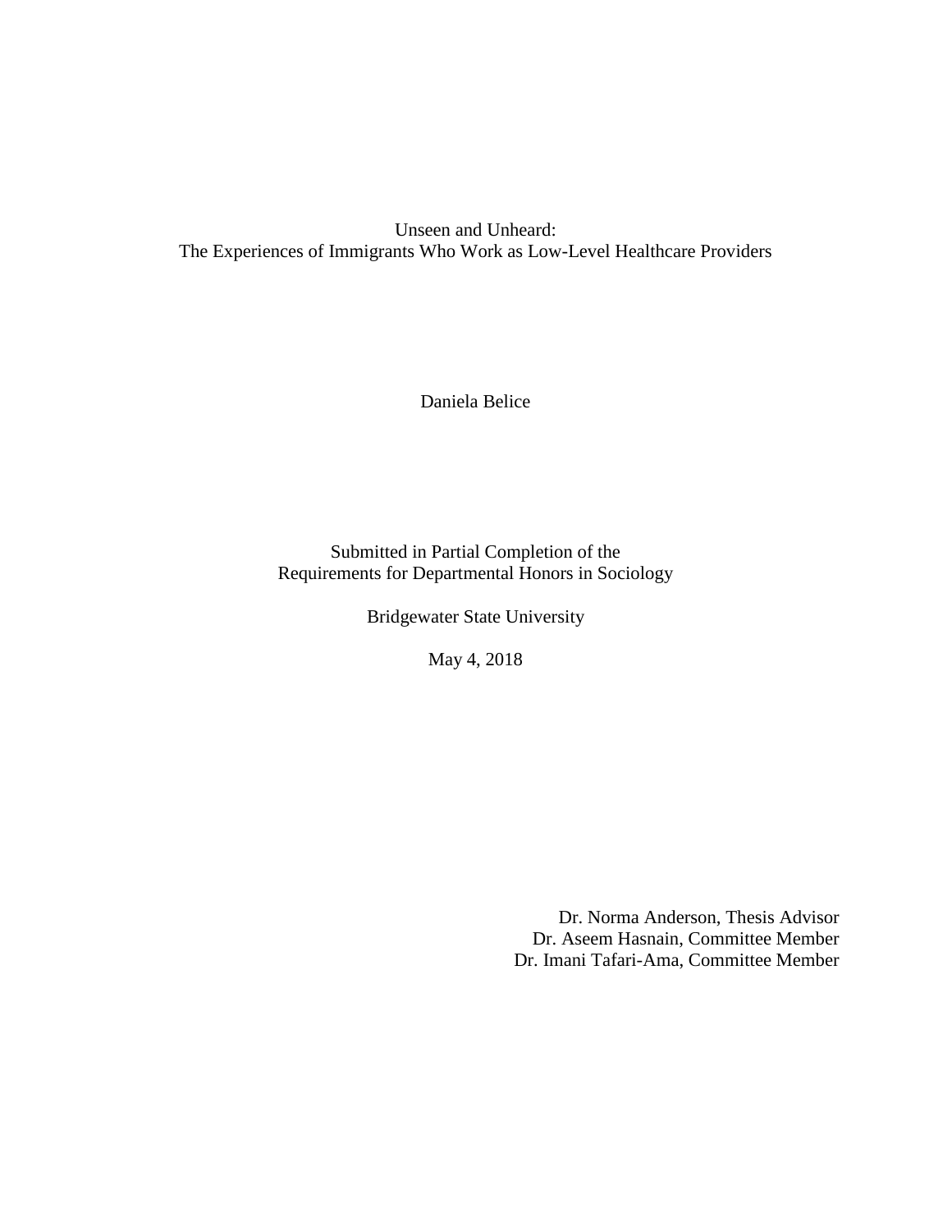# Unseen and Unheard: The Experiences of Immigrants Who Work as Low-Level Healthcare Providers

Daniela Belice

Submitted in Partial Completion of the  
Requirements for Departmental Honors in Sociology

Bridgewater State University

May 4, 2018

Dr. Norma Anderson, Thesis Advisor  
Dr. Aseem Hasnain, Committee Member  
Dr. Imani Tafari-Ama, Committee Member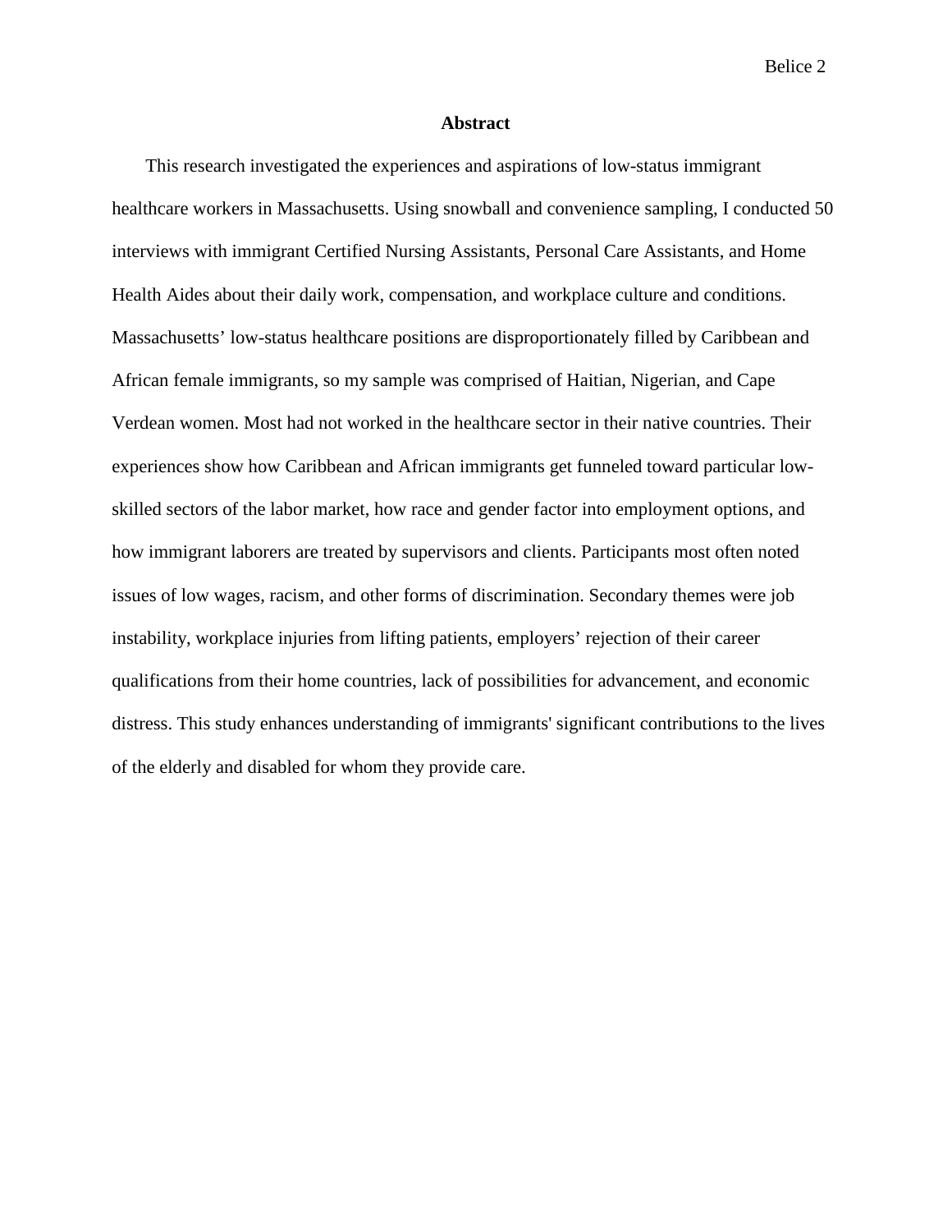## Abstract

This research investigated the experiences and aspirations of low-status immigrant healthcare workers in Massachusetts. Using snowball and convenience sampling, I conducted 50 interviews with immigrant Certified Nursing Assistants, Personal Care Assistants, and Home Health Aides about their daily work, compensation, and workplace culture and conditions. Massachusetts' low-status healthcare positions are disproportionately filled by Caribbean and African female immigrants, so my sample was comprised of Haitian, Nigerian, and Cape Verdean women. Most had not worked in the healthcare sector in their native countries. Their experiences show how Caribbean and African immigrants get funneled toward particular low-skilled sectors of the labor market, how race and gender factor into employment options, and how immigrant laborers are treated by supervisors and clients. Participants most often noted issues of low wages, racism, and other forms of discrimination. Secondary themes were job instability, workplace injuries from lifting patients, employers' rejection of their career qualifications from their home countries, lack of possibilities for advancement, and economic distress. This study enhances understanding of immigrants' significant contributions to the lives of the elderly and disabled for whom they provide care.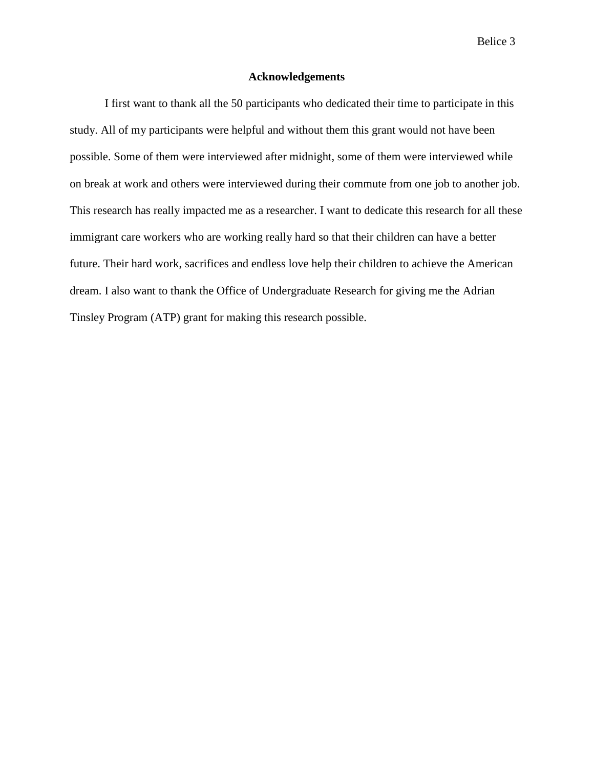## Acknowledgements

I first want to thank all the 50 participants who dedicated their time to participate in this study. All of my participants were helpful and without them this grant would not have been possible. Some of them were interviewed after midnight, some of them were interviewed while on break at work and others were interviewed during their commute from one job to another job. This research has really impacted me as a researcher. I want to dedicate this research for all these immigrant care workers who are working really hard so that their children can have a better future. Their hard work, sacrifices and endless love help their children to achieve the American dream. I also want to thank the Office of Undergraduate Research for giving me the Adrian Tinsley Program (ATP) grant for making this research possible.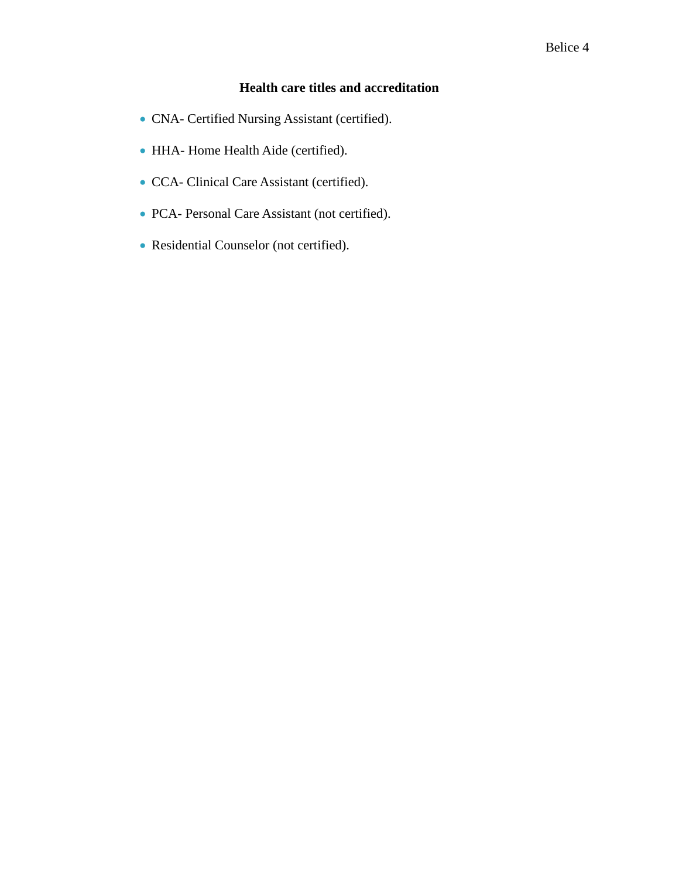## Health care titles and accreditation

- CNA- Certified Nursing Assistant (certified).
- HHA- Home Health Aide (certified).
- CCA- Clinical Care Assistant (certified).
- PCA- Personal Care Assistant (not certified).
- Residential Counselor (not certified).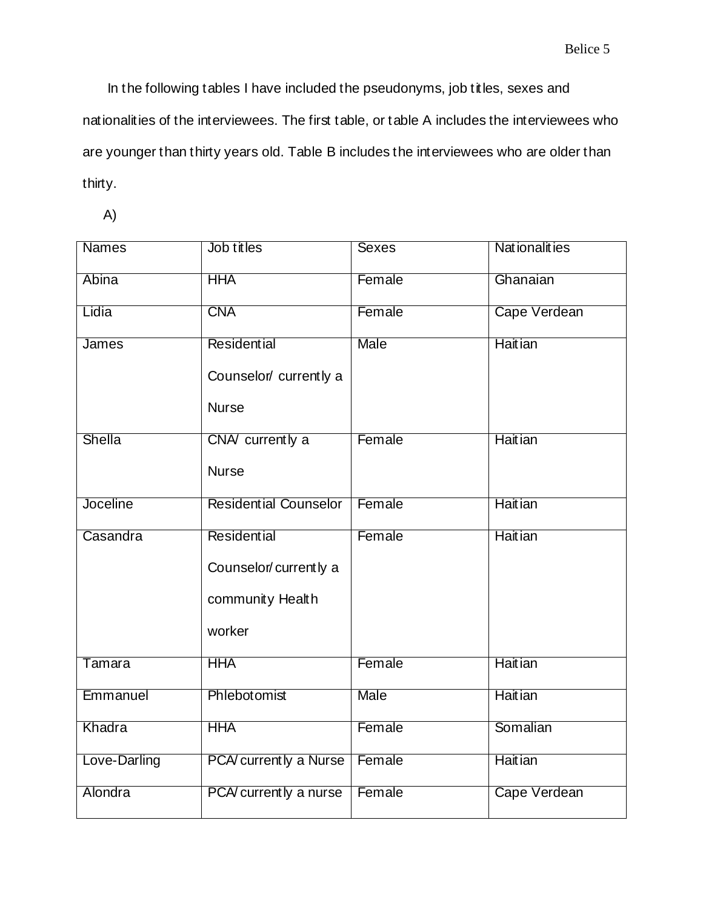In the following tables I have included the pseudonyms, job titles, sexes and nationalities of the interviewees. The first table, or table A includes the interviewees who are younger than thirty years old. Table B includes the interviewees who are older than thirty.

A)

| Names | Job titles | Sexes | Nationalities |
|---|---|---|---|
| Abina | HHA | Female | Ghanaian |
| Lidia | CNA | Female | Cape Verdean |
| James | Residential Counselor/ currently a Nurse | Male | Haitian |
| Shella | CNA/ currently a Nurse | Female | Haitian |
| Joceline | Residential Counselor | Female | Haitian |
| Casandra | Residential Counselor/ currently a community Health worker | Female | Haitian |
| Tamara | HHA | Female | Haitian |
| Emmanuel | Phlebotomist | Male | Haitian |
| Khadra | HHA | Female | Somalian |
| Love-Darling | PCA/ currently a Nurse | Female | Haitian |
| Alondra | PCA/ currently a nurse | Female | Cape Verdean |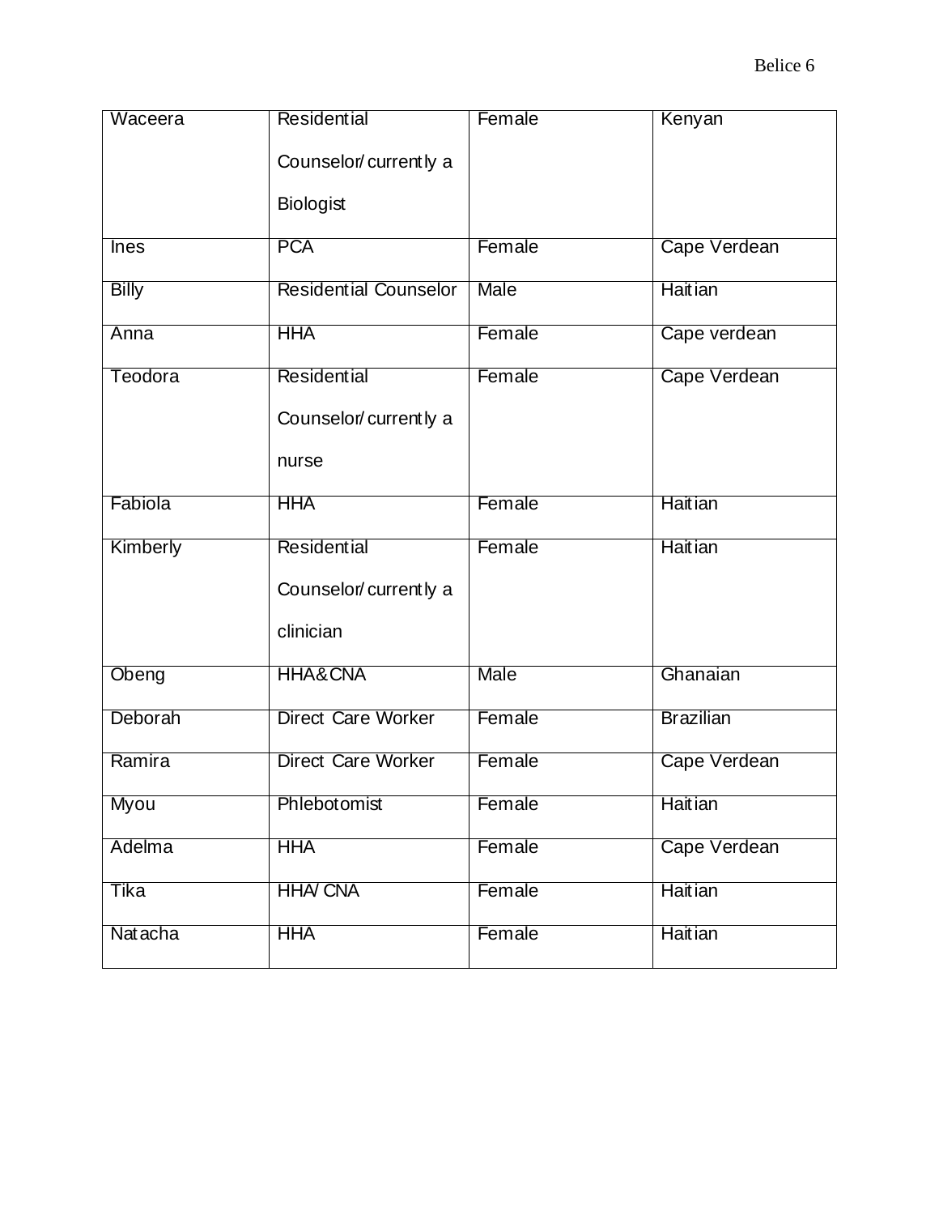| Waceera | Residential Counselor/ currently a Biologist | Female | Kenyan |
|---|---|---|---|
| Ines | PCA | Female | Cape Verdean |
| Billy | Residential Counselor | Male | Haitian |
| Anna | HHA | Female | Cape verdean |
| Teodora | Residential Counselor/ currently a nurse | Female | Cape Verdean |
| Fabiola | HHA | Female | Haitian |
| Kimberly | Residential Counselor/ currently a clinician | Female | Haitian |
| Obeng | HHA&CNA | Male | Ghanaian |
| Deborah | Direct Care Worker | Female | Brazilian |
| Ramira | Direct Care Worker | Female | Cape Verdean |
| Myou | Phlebotomist | Female | Haitian |
| Adelma | HHA | Female | Cape Verdean |
| Tika | HHA/ CNA | Female | Haitian |
| Natacha | HHA | Female | Haitian |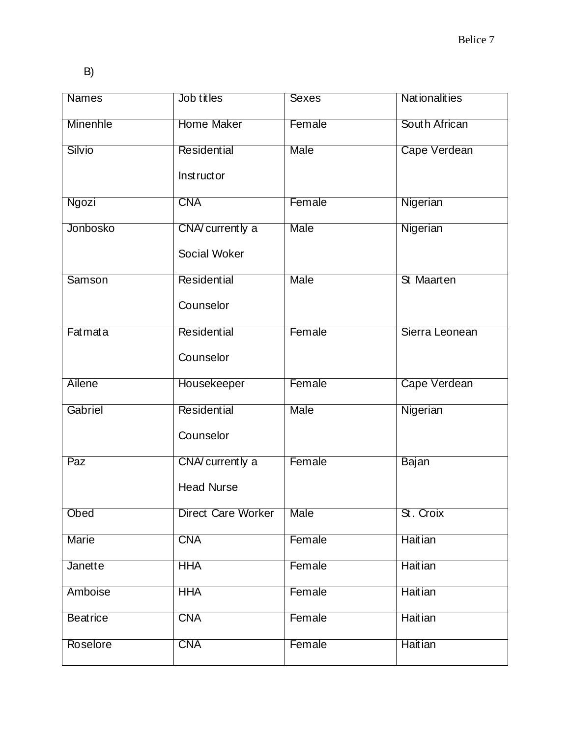B)

| Names | Job titles | Sexes | Nationalities |
|---|---|---|---|
| Minenhle | Home Maker | Female | South African |
| Silvio | Residential Instructor | Male | Cape Verdean |
| Ngozi | CNA | Female | Nigerian |
| Jonbosko | CNA/ currently a Social Woker | Male | Nigerian |
| Samson | Residential Counselor | Male | St Maarten |
| Fatmata | Residential Counselor | Female | Sierra Leonean |
| Ailene | Housekeeper | Female | Cape Verdean |
| Gabriel | Residential Counselor | Male | Nigerian |
| Paz | CNA/ currently a Head Nurse | Female | Bajan |
| Obed | Direct Care Worker | Male | St. Croix |
| Marie | CNA | Female | Haitian |
| Janette | HHA | Female | Haitian |
| Amboise | HHA | Female | Haitian |
| Beatrice | CNA | Female | Haitian |
| Roselore | CNA | Female | Haitian |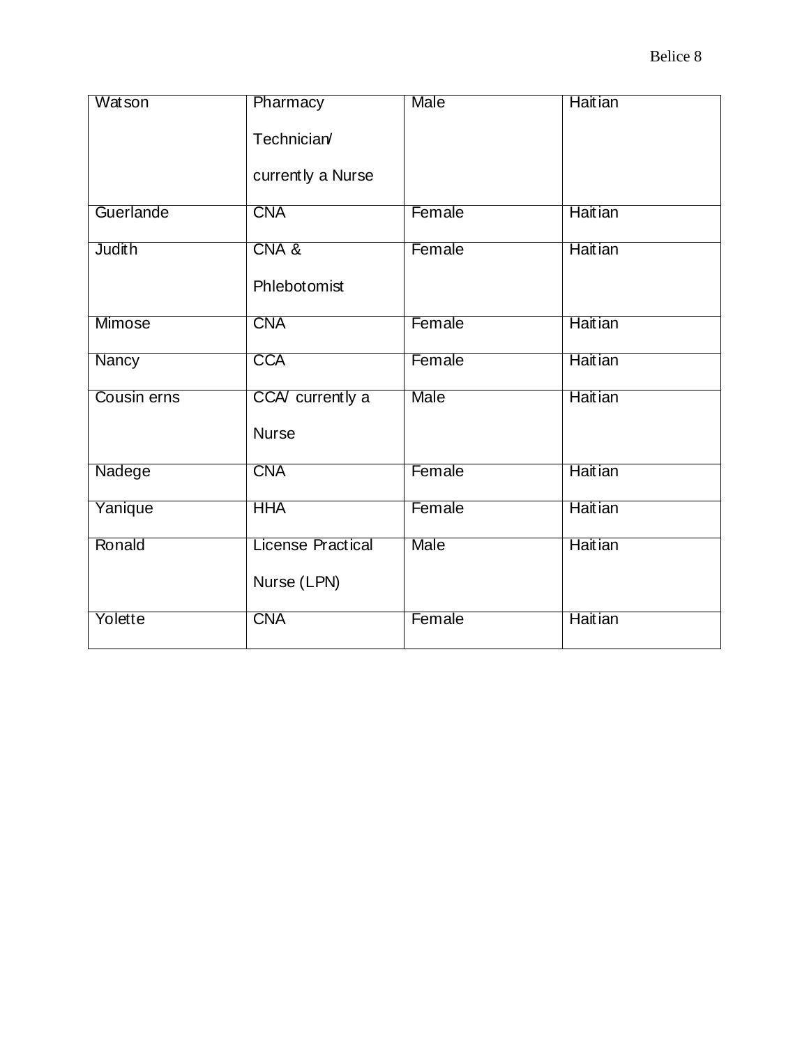| Watson | Pharmacy Technician/ currently a Nurse | Male | Haitian |
|---|---|---|---|
| Guerlande | CNA | Female | Haitian |
| Judith | CNA & Phlebotomist | Female | Haitian |
| Mimose | CNA | Female | Haitian |
| Nancy | CCA | Female | Haitian |
| Cousin erns | CCA/ currently a Nurse | Male | Haitian |
| Nadege | CNA | Female | Haitian |
| Yanique | HHA | Female | Haitian |
| Ronald | License Practical Nurse (LPN) | Male | Haitian |
| Yolette | CNA | Female | Haitian |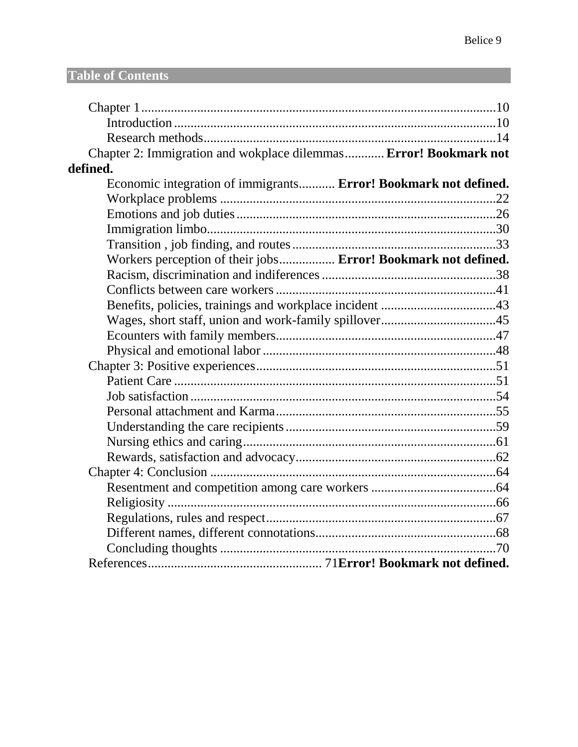## Table of Contents

- Chapter 1 ........................................................................................................ 10
  - Introduction ........................................................................................... 10
  - Research methods ................................................................................... 14
- Chapter 2: Immigration and wokplace dilemmas ........... **Error! Bookmark not defined.**
  - Economic integration of immigrants........... **Error! Bookmark not defined.**
  - Workplace problems ................................................................................ 22
  - Emotions and job duties ........................................................................... 26
  - Immigration limbo.................................................................................... 30
  - Transition , job finding, and routes ............................................................ 33
  - Workers perception of their jobs................. **Error! Bookmark not defined.**
  - Racism, discrimination and indiferences .................................................... 38
  - Conflicts between care workers ................................................................. 41
  - Benefits, policies, trainings and workplace incident .................................. 43
  - Wages, short staff, union and work-family spillover................................... 45
  - Ecounters with family members................................................................. 47
  - Physical and emotional labor ..................................................................... 48
- Chapter 3: Positive experiences........................................................................ 51
  - Patient Care ............................................................................................... 51
  - Job satisfaction .......................................................................................... 54
  - Personal attachment and Karma................................................................. 55
  - Understanding the care recipients .............................................................. 59
  - Nursing ethics and caring........................................................................... 61
  - Rewards, satisfaction and advocacy............................................................ 62
- Chapter 4: Conclusion ..................................................................................... 64
  - Resentment and competition among care workers ..................................... 64
  - Religiosity ................................................................................................. 66
  - Regulations, rules and respect.................................................................... 67
  - Different names, different connotations..................................................... 68
  - Concluding thoughts .................................................................................. 70
- References.................................................... 71**Error! Bookmark not defined.**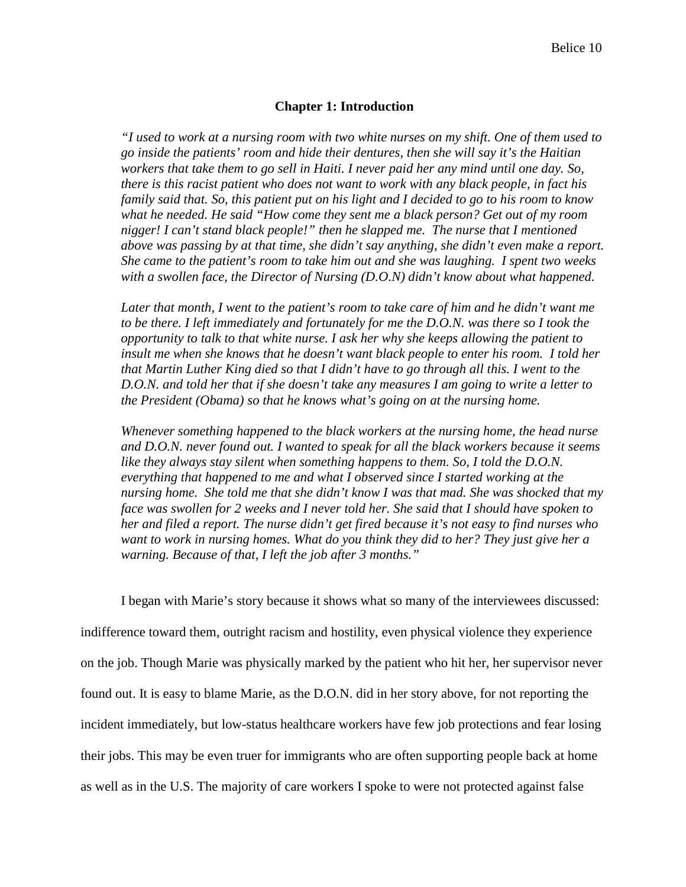## Chapter 1: Introduction

> *"I used to work at a nursing room with two white nurses on my shift. One of them used to go inside the patients' room and hide their dentures, then she will say it's the Haitian workers that take them to go sell in Haiti. I never paid her any mind until one day. So, there is this racist patient who does not want to work with any black people, in fact his family said that. So, this patient put on his light and I decided to go to his room to know what he needed. He said "How come they sent me a black person? Get out of my room nigger! I can't stand black people!" then he slapped me. The nurse that I mentioned above was passing by at that time, she didn't say anything, she didn't even make a report. She came to the patient's room to take him out and she was laughing. I spent two weeks with a swollen face, the Director of Nursing (D.O.N) didn't know about what happened.*
>
> *Later that month, I went to the patient's room to take care of him and he didn't want me to be there. I left immediately and fortunately for me the D.O.N. was there so I took the opportunity to talk to that white nurse. I ask her why she keeps allowing the patient to insult me when she knows that he doesn't want black people to enter his room. I told her that Martin Luther King died so that I didn't have to go through all this. I went to the D.O.N. and told her that if she doesn't take any measures I am going to write a letter to the President (Obama) so that he knows what's going on at the nursing home.*
>
> *Whenever something happened to the black workers at the nursing home, the head nurse and D.O.N. never found out. I wanted to speak for all the black workers because it seems like they always stay silent when something happens to them. So, I told the D.O.N. everything that happened to me and what I observed since I started working at the nursing home. She told me that she didn't know I was that mad. She was shocked that my face was swollen for 2 weeks and I never told her. She said that I should have spoken to her and filed a report. The nurse didn't get fired because it's not easy to find nurses who want to work in nursing homes. What do you think they did to her? They just give her a warning. Because of that, I left the job after 3 months."*

I began with Marie's story because it shows what so many of the interviewees discussed: indifference toward them, outright racism and hostility, even physical violence they experience on the job. Though Marie was physically marked by the patient who hit her, her supervisor never found out. It is easy to blame Marie, as the D.O.N. did in her story above, for not reporting the incident immediately, but low-status healthcare workers have few job protections and fear losing their jobs. This may be even truer for immigrants who are often supporting people back at home as well as in the U.S. The majority of care workers I spoke to were not protected against false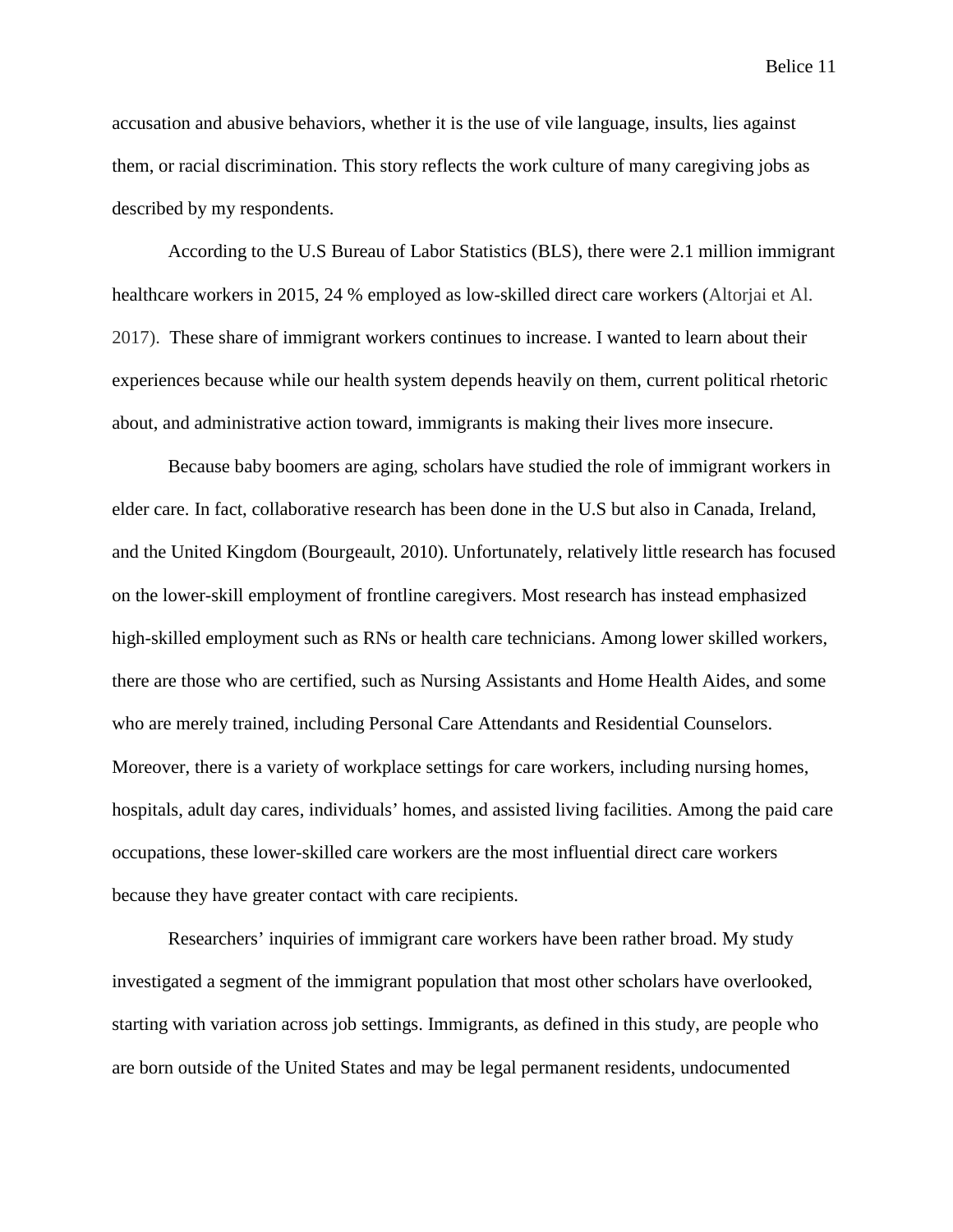accusation and abusive behaviors, whether it is the use of vile language, insults, lies against them, or racial discrimination. This story reflects the work culture of many caregiving jobs as described by my respondents.

According to the U.S Bureau of Labor Statistics (BLS), there were 2.1 million immigrant healthcare workers in 2015, 24 % employed as low-skilled direct care workers (Altorjai et Al. 2017). These share of immigrant workers continues to increase. I wanted to learn about their experiences because while our health system depends heavily on them, current political rhetoric about, and administrative action toward, immigrants is making their lives more insecure.

Because baby boomers are aging, scholars have studied the role of immigrant workers in elder care. In fact, collaborative research has been done in the U.S but also in Canada, Ireland, and the United Kingdom (Bourgeault, 2010). Unfortunately, relatively little research has focused on the lower-skill employment of frontline caregivers. Most research has instead emphasized high-skilled employment such as RNs or health care technicians. Among lower skilled workers, there are those who are certified, such as Nursing Assistants and Home Health Aides, and some who are merely trained, including Personal Care Attendants and Residential Counselors. Moreover, there is a variety of workplace settings for care workers, including nursing homes, hospitals, adult day cares, individuals' homes, and assisted living facilities. Among the paid care occupations, these lower-skilled care workers are the most influential direct care workers because they have greater contact with care recipients.

Researchers' inquiries of immigrant care workers have been rather broad. My study investigated a segment of the immigrant population that most other scholars have overlooked, starting with variation across job settings. Immigrants, as defined in this study, are people who are born outside of the United States and may be legal permanent residents, undocumented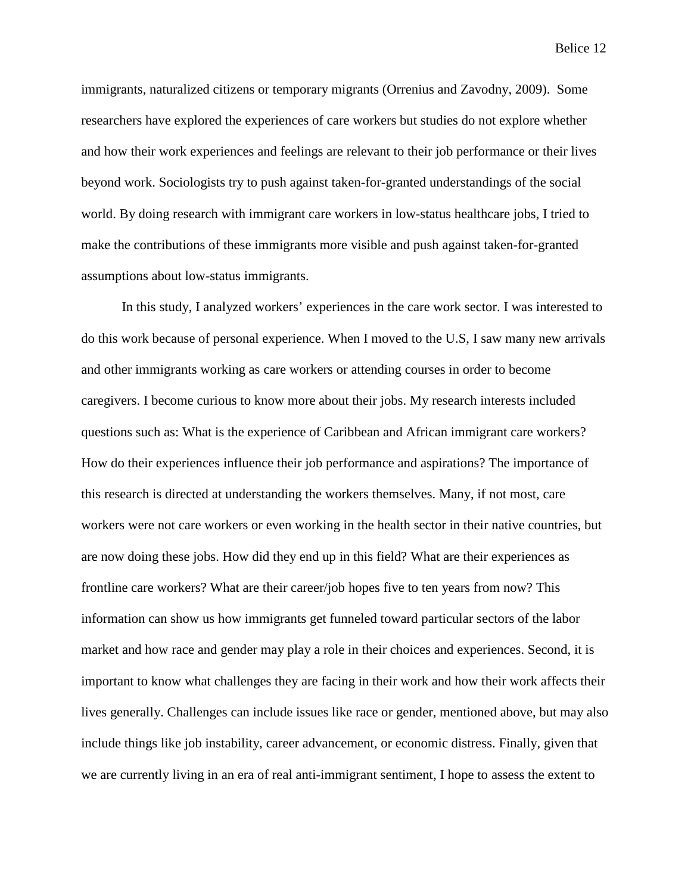immigrants, naturalized citizens or temporary migrants (Orrenius and Zavodny, 2009). Some researchers have explored the experiences of care workers but studies do not explore whether and how their work experiences and feelings are relevant to their job performance or their lives beyond work. Sociologists try to push against taken-for-granted understandings of the social world. By doing research with immigrant care workers in low-status healthcare jobs, I tried to make the contributions of these immigrants more visible and push against taken-for-granted assumptions about low-status immigrants.

In this study, I analyzed workers' experiences in the care work sector. I was interested to do this work because of personal experience. When I moved to the U.S, I saw many new arrivals and other immigrants working as care workers or attending courses in order to become caregivers. I become curious to know more about their jobs. My research interests included questions such as: What is the experience of Caribbean and African immigrant care workers? How do their experiences influence their job performance and aspirations? The importance of this research is directed at understanding the workers themselves. Many, if not most, care workers were not care workers or even working in the health sector in their native countries, but are now doing these jobs. How did they end up in this field? What are their experiences as frontline care workers? What are their career/job hopes five to ten years from now? This information can show us how immigrants get funneled toward particular sectors of the labor market and how race and gender may play a role in their choices and experiences. Second, it is important to know what challenges they are facing in their work and how their work affects their lives generally. Challenges can include issues like race or gender, mentioned above, but may also include things like job instability, career advancement, or economic distress. Finally, given that we are currently living in an era of real anti-immigrant sentiment, I hope to assess the extent to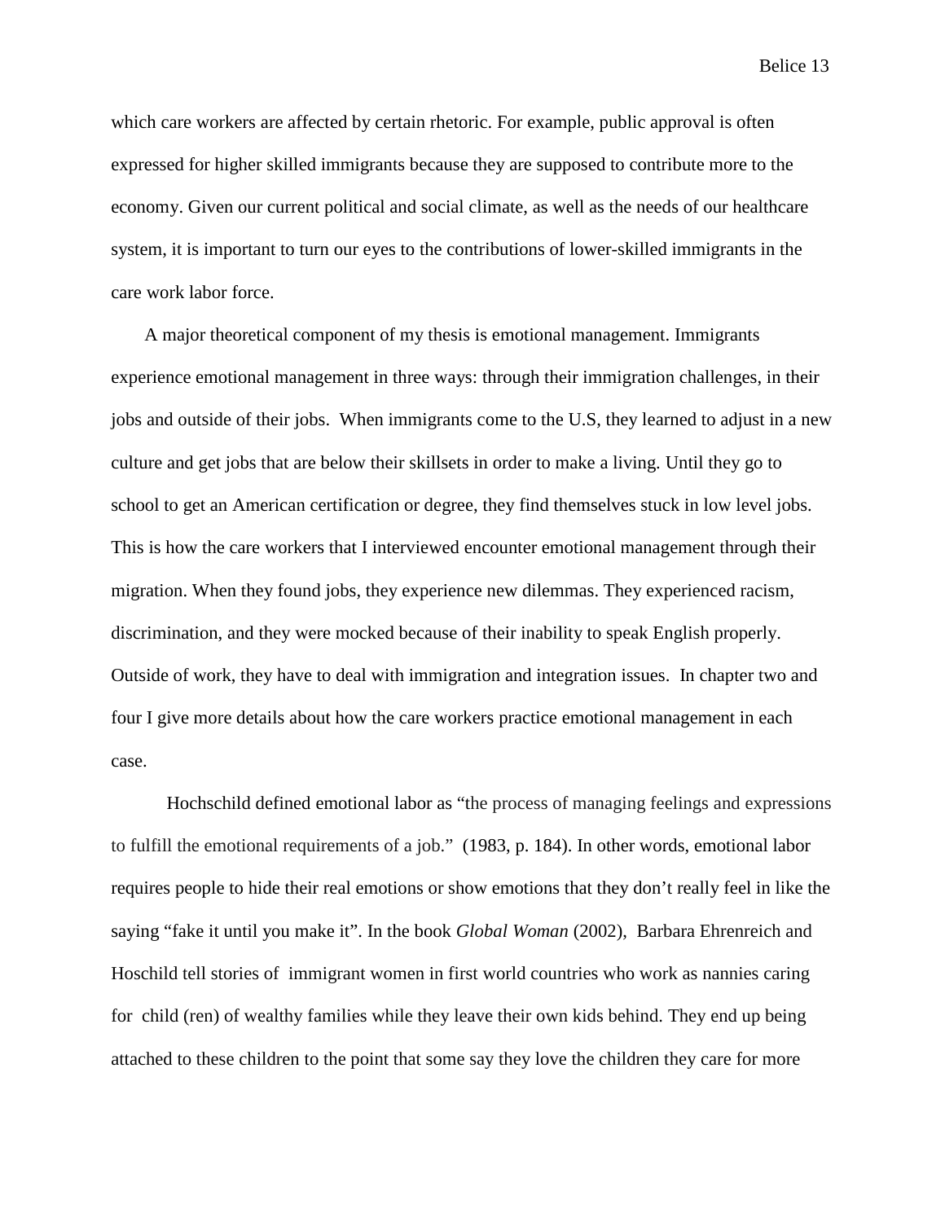which care workers are affected by certain rhetoric. For example, public approval is often expressed for higher skilled immigrants because they are supposed to contribute more to the economy. Given our current political and social climate, as well as the needs of our healthcare system, it is important to turn our eyes to the contributions of lower-skilled immigrants in the care work labor force.

A major theoretical component of my thesis is emotional management. Immigrants experience emotional management in three ways: through their immigration challenges, in their jobs and outside of their jobs. When immigrants come to the U.S, they learned to adjust in a new culture and get jobs that are below their skillsets in order to make a living. Until they go to school to get an American certification or degree, they find themselves stuck in low level jobs. This is how the care workers that I interviewed encounter emotional management through their migration. When they found jobs, they experience new dilemmas. They experienced racism, discrimination, and they were mocked because of their inability to speak English properly. Outside of work, they have to deal with immigration and integration issues. In chapter two and four I give more details about how the care workers practice emotional management in each case.

Hochschild defined emotional labor as "the process of managing feelings and expressions to fulfill the emotional requirements of a job." (1983, p. 184). In other words, emotional labor requires people to hide their real emotions or show emotions that they don't really feel in like the saying "fake it until you make it". In the book *Global Woman* (2002), Barbara Ehrenreich and Hoschild tell stories of immigrant women in first world countries who work as nannies caring for child (ren) of wealthy families while they leave their own kids behind. They end up being attached to these children to the point that some say they love the children they care for more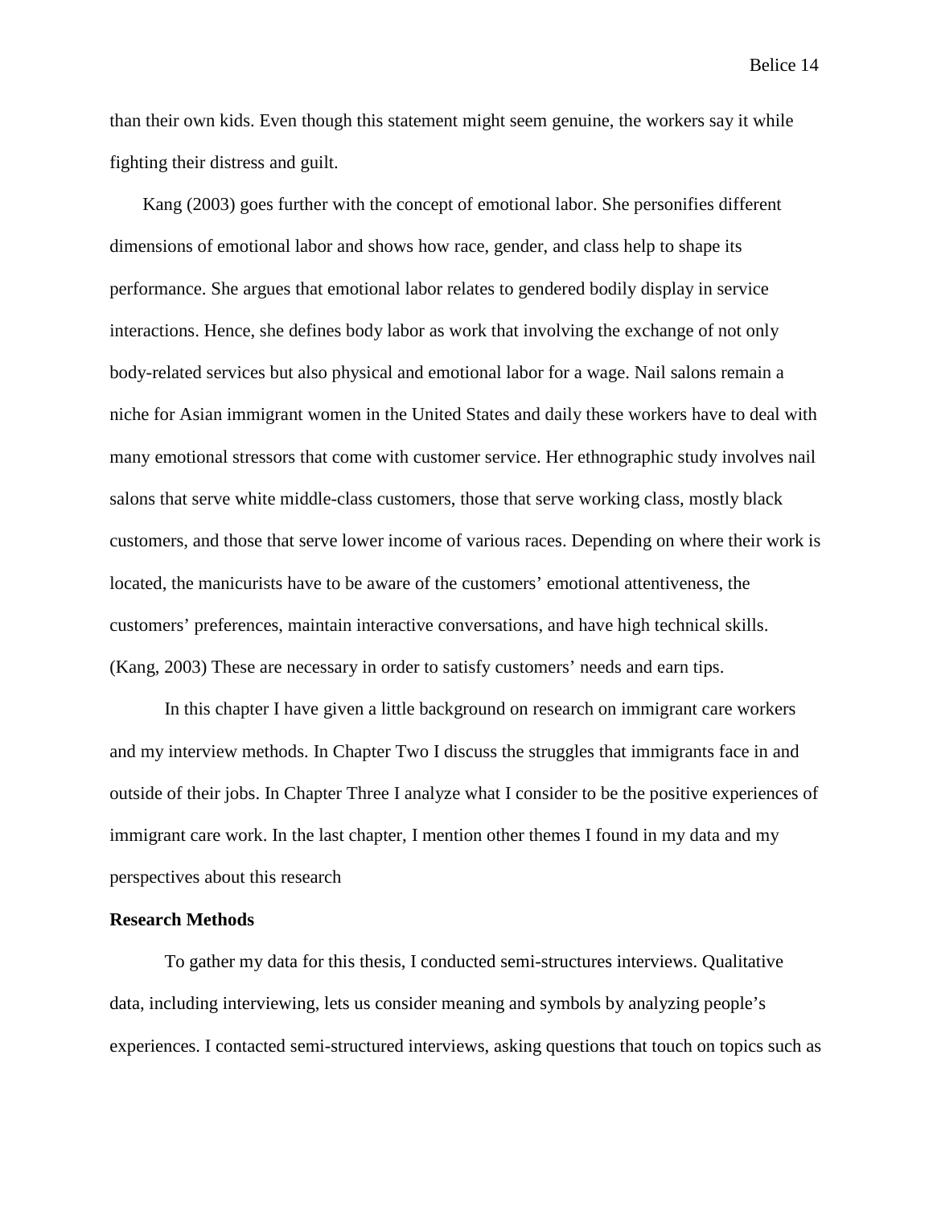than their own kids. Even though this statement might seem genuine, the workers say it while fighting their distress and guilt.

Kang (2003) goes further with the concept of emotional labor. She personifies different dimensions of emotional labor and shows how race, gender, and class help to shape its performance. She argues that emotional labor relates to gendered bodily display in service interactions. Hence, she defines body labor as work that involving the exchange of not only body-related services but also physical and emotional labor for a wage. Nail salons remain a niche for Asian immigrant women in the United States and daily these workers have to deal with many emotional stressors that come with customer service. Her ethnographic study involves nail salons that serve white middle-class customers, those that serve working class, mostly black customers, and those that serve lower income of various races. Depending on where their work is located, the manicurists have to be aware of the customers' emotional attentiveness, the customers' preferences, maintain interactive conversations, and have high technical skills. (Kang, 2003) These are necessary in order to satisfy customers' needs and earn tips.

In this chapter I have given a little background on research on immigrant care workers and my interview methods. In Chapter Two I discuss the struggles that immigrants face in and outside of their jobs. In Chapter Three I analyze what I consider to be the positive experiences of immigrant care work. In the last chapter, I mention other themes I found in my data and my perspectives about this research

**Research Methods**

To gather my data for this thesis, I conducted semi-structures interviews. Qualitative data, including interviewing, lets us consider meaning and symbols by analyzing people's experiences. I contacted semi-structured interviews, asking questions that touch on topics such as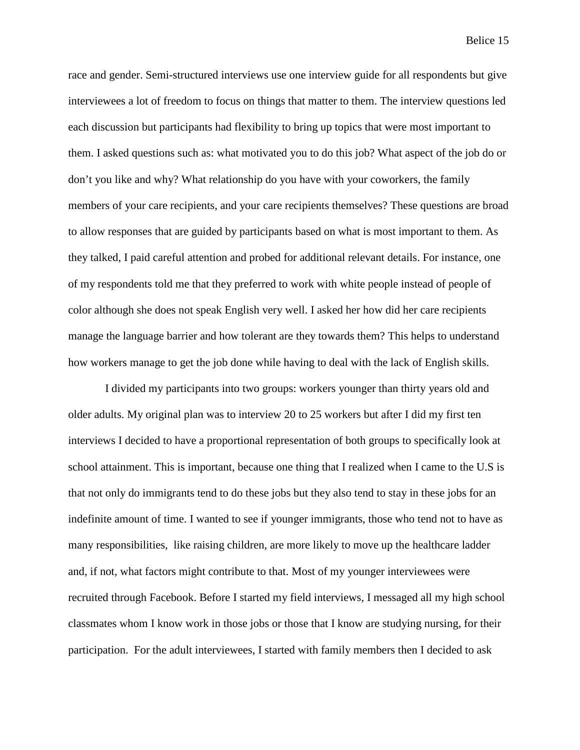race and gender. Semi-structured interviews use one interview guide for all respondents but give interviewees a lot of freedom to focus on things that matter to them. The interview questions led each discussion but participants had flexibility to bring up topics that were most important to them. I asked questions such as: what motivated you to do this job? What aspect of the job do or don't you like and why? What relationship do you have with your coworkers, the family members of your care recipients, and your care recipients themselves? These questions are broad to allow responses that are guided by participants based on what is most important to them. As they talked, I paid careful attention and probed for additional relevant details. For instance, one of my respondents told me that they preferred to work with white people instead of people of color although she does not speak English very well. I asked her how did her care recipients manage the language barrier and how tolerant are they towards them? This helps to understand how workers manage to get the job done while having to deal with the lack of English skills.

I divided my participants into two groups: workers younger than thirty years old and older adults. My original plan was to interview 20 to 25 workers but after I did my first ten interviews I decided to have a proportional representation of both groups to specifically look at school attainment. This is important, because one thing that I realized when I came to the U.S is that not only do immigrants tend to do these jobs but they also tend to stay in these jobs for an indefinite amount of time. I wanted to see if younger immigrants, those who tend not to have as many responsibilities, like raising children, are more likely to move up the healthcare ladder and, if not, what factors might contribute to that. Most of my younger interviewees were recruited through Facebook. Before I started my field interviews, I messaged all my high school classmates whom I know work in those jobs or those that I know are studying nursing, for their participation. For the adult interviewees, I started with family members then I decided to ask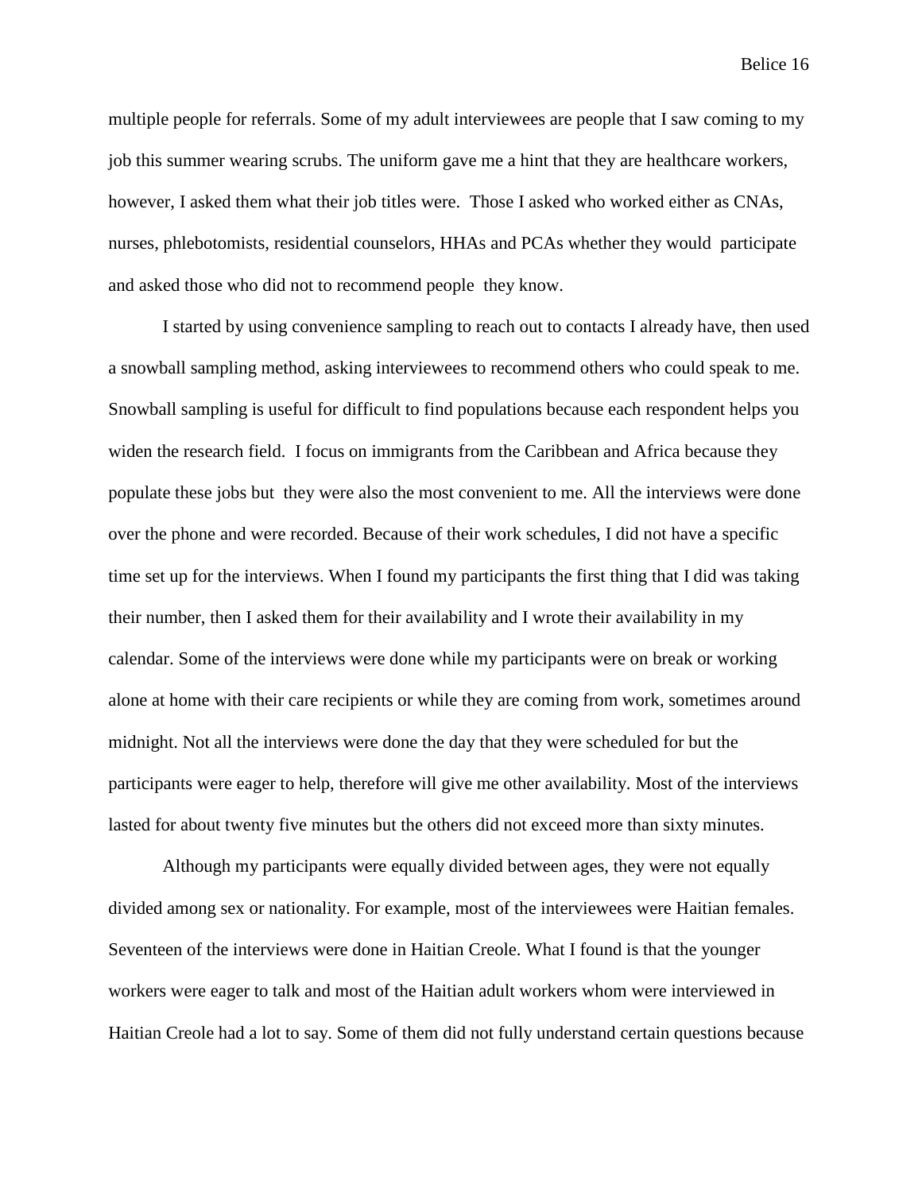multiple people for referrals. Some of my adult interviewees are people that I saw coming to my job this summer wearing scrubs. The uniform gave me a hint that they are healthcare workers, however, I asked them what their job titles were.  Those I asked who worked either as CNAs, nurses, phlebotomists, residential counselors, HHAs and PCAs whether they would  participate and asked those who did not to recommend people  they know.

I started by using convenience sampling to reach out to contacts I already have, then used a snowball sampling method, asking interviewees to recommend others who could speak to me. Snowball sampling is useful for difficult to find populations because each respondent helps you widen the research field.  I focus on immigrants from the Caribbean and Africa because they populate these jobs but  they were also the most convenient to me. All the interviews were done over the phone and were recorded. Because of their work schedules, I did not have a specific time set up for the interviews. When I found my participants the first thing that I did was taking their number, then I asked them for their availability and I wrote their availability in my calendar. Some of the interviews were done while my participants were on break or working alone at home with their care recipients or while they are coming from work, sometimes around midnight. Not all the interviews were done the day that they were scheduled for but the participants were eager to help, therefore will give me other availability. Most of the interviews lasted for about twenty five minutes but the others did not exceed more than sixty minutes.

Although my participants were equally divided between ages, they were not equally divided among sex or nationality. For example, most of the interviewees were Haitian females. Seventeen of the interviews were done in Haitian Creole. What I found is that the younger workers were eager to talk and most of the Haitian adult workers whom were interviewed in Haitian Creole had a lot to say. Some of them did not fully understand certain questions because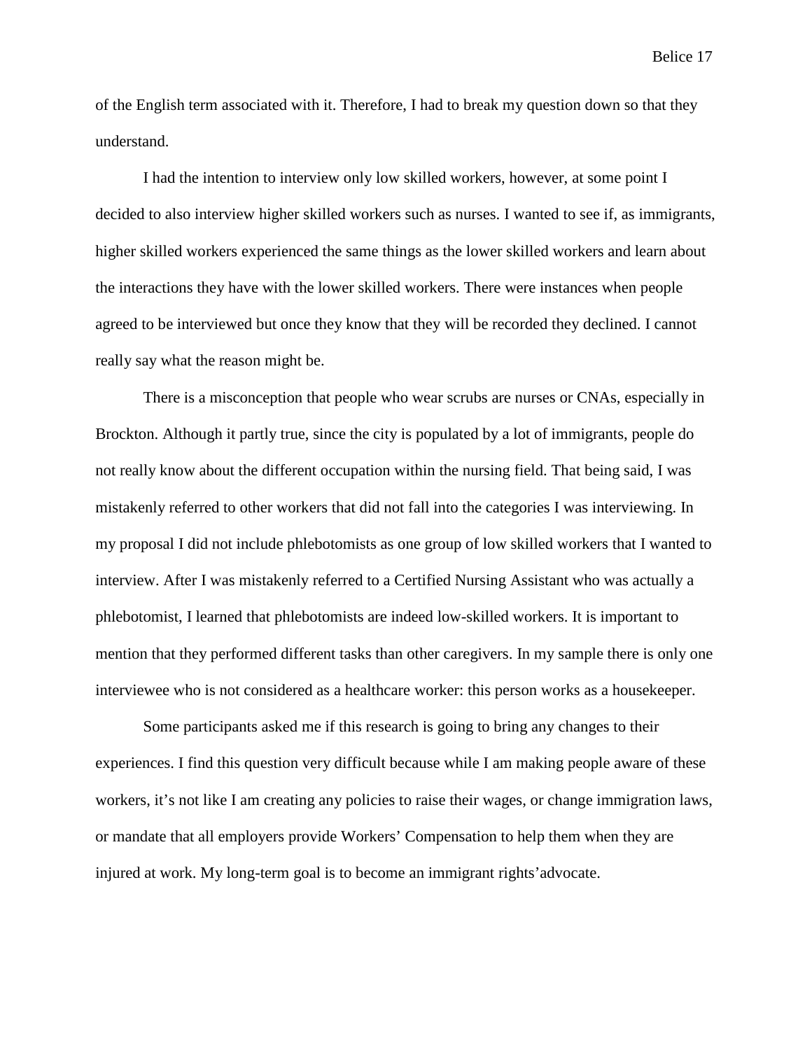of the English term associated with it. Therefore, I had to break my question down so that they understand.

I had the intention to interview only low skilled workers, however, at some point I decided to also interview higher skilled workers such as nurses. I wanted to see if, as immigrants, higher skilled workers experienced the same things as the lower skilled workers and learn about the interactions they have with the lower skilled workers. There were instances when people agreed to be interviewed but once they know that they will be recorded they declined. I cannot really say what the reason might be.

There is a misconception that people who wear scrubs are nurses or CNAs, especially in Brockton. Although it partly true, since the city is populated by a lot of immigrants, people do not really know about the different occupation within the nursing field. That being said, I was mistakenly referred to other workers that did not fall into the categories I was interviewing. In my proposal I did not include phlebotomists as one group of low skilled workers that I wanted to interview. After I was mistakenly referred to a Certified Nursing Assistant who was actually a phlebotomist, I learned that phlebotomists are indeed low-skilled workers. It is important to mention that they performed different tasks than other caregivers. In my sample there is only one interviewee who is not considered as a healthcare worker: this person works as a housekeeper.

Some participants asked me if this research is going to bring any changes to their experiences. I find this question very difficult because while I am making people aware of these workers, it's not like I am creating any policies to raise their wages, or change immigration laws, or mandate that all employers provide Workers' Compensation to help them when they are injured at work. My long-term goal is to become an immigrant rights'advocate.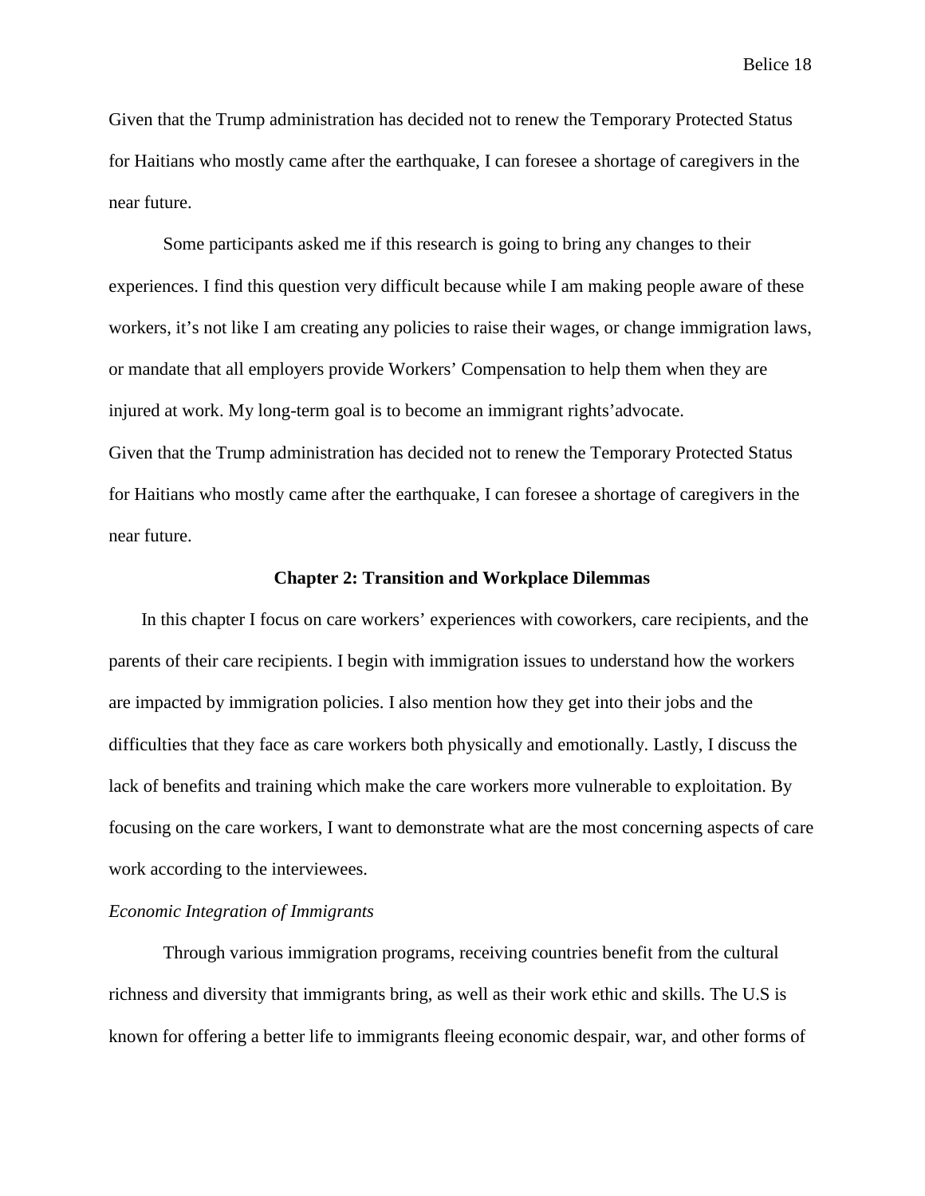Given that the Trump administration has decided not to renew the Temporary Protected Status for Haitians who mostly came after the earthquake, I can foresee a shortage of caregivers in the near future.

Some participants asked me if this research is going to bring any changes to their experiences. I find this question very difficult because while I am making people aware of these workers, it's not like I am creating any policies to raise their wages, or change immigration laws, or mandate that all employers provide Workers' Compensation to help them when they are injured at work. My long-term goal is to become an immigrant rights'advocate.
Given that the Trump administration has decided not to renew the Temporary Protected Status for Haitians who mostly came after the earthquake, I can foresee a shortage of caregivers in the near future.

## Chapter 2: Transition and Workplace Dilemmas

In this chapter I focus on care workers' experiences with coworkers, care recipients, and the parents of their care recipients. I begin with immigration issues to understand how the workers are impacted by immigration policies. I also mention how they get into their jobs and the difficulties that they face as care workers both physically and emotionally. Lastly, I discuss the lack of benefits and training which make the care workers more vulnerable to exploitation. By focusing on the care workers, I want to demonstrate what are the most concerning aspects of care work according to the interviewees.

*Economic Integration of Immigrants*

Through various immigration programs, receiving countries benefit from the cultural richness and diversity that immigrants bring, as well as their work ethic and skills. The U.S is known for offering a better life to immigrants fleeing economic despair, war, and other forms of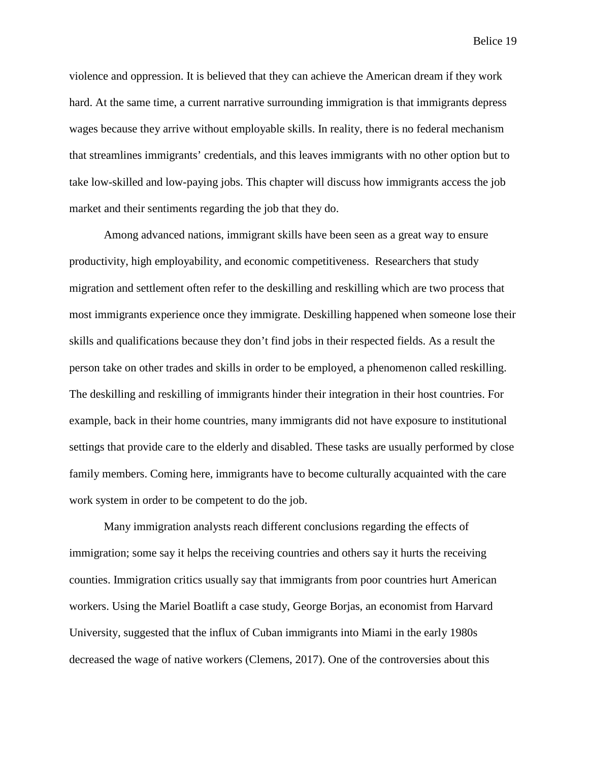violence and oppression. It is believed that they can achieve the American dream if they work hard. At the same time, a current narrative surrounding immigration is that immigrants depress wages because they arrive without employable skills. In reality, there is no federal mechanism that streamlines immigrants' credentials, and this leaves immigrants with no other option but to take low-skilled and low-paying jobs. This chapter will discuss how immigrants access the job market and their sentiments regarding the job that they do.

Among advanced nations, immigrant skills have been seen as a great way to ensure productivity, high employability, and economic competitiveness. Researchers that study migration and settlement often refer to the deskilling and reskilling which are two process that most immigrants experience once they immigrate. Deskilling happened when someone lose their skills and qualifications because they don't find jobs in their respected fields. As a result the person take on other trades and skills in order to be employed, a phenomenon called reskilling. The deskilling and reskilling of immigrants hinder their integration in their host countries. For example, back in their home countries, many immigrants did not have exposure to institutional settings that provide care to the elderly and disabled. These tasks are usually performed by close family members. Coming here, immigrants have to become culturally acquainted with the care work system in order to be competent to do the job.

Many immigration analysts reach different conclusions regarding the effects of immigration; some say it helps the receiving countries and others say it hurts the receiving counties. Immigration critics usually say that immigrants from poor countries hurt American workers. Using the Mariel Boatlift a case study, George Borjas, an economist from Harvard University, suggested that the influx of Cuban immigrants into Miami in the early 1980s decreased the wage of native workers (Clemens, 2017). One of the controversies about this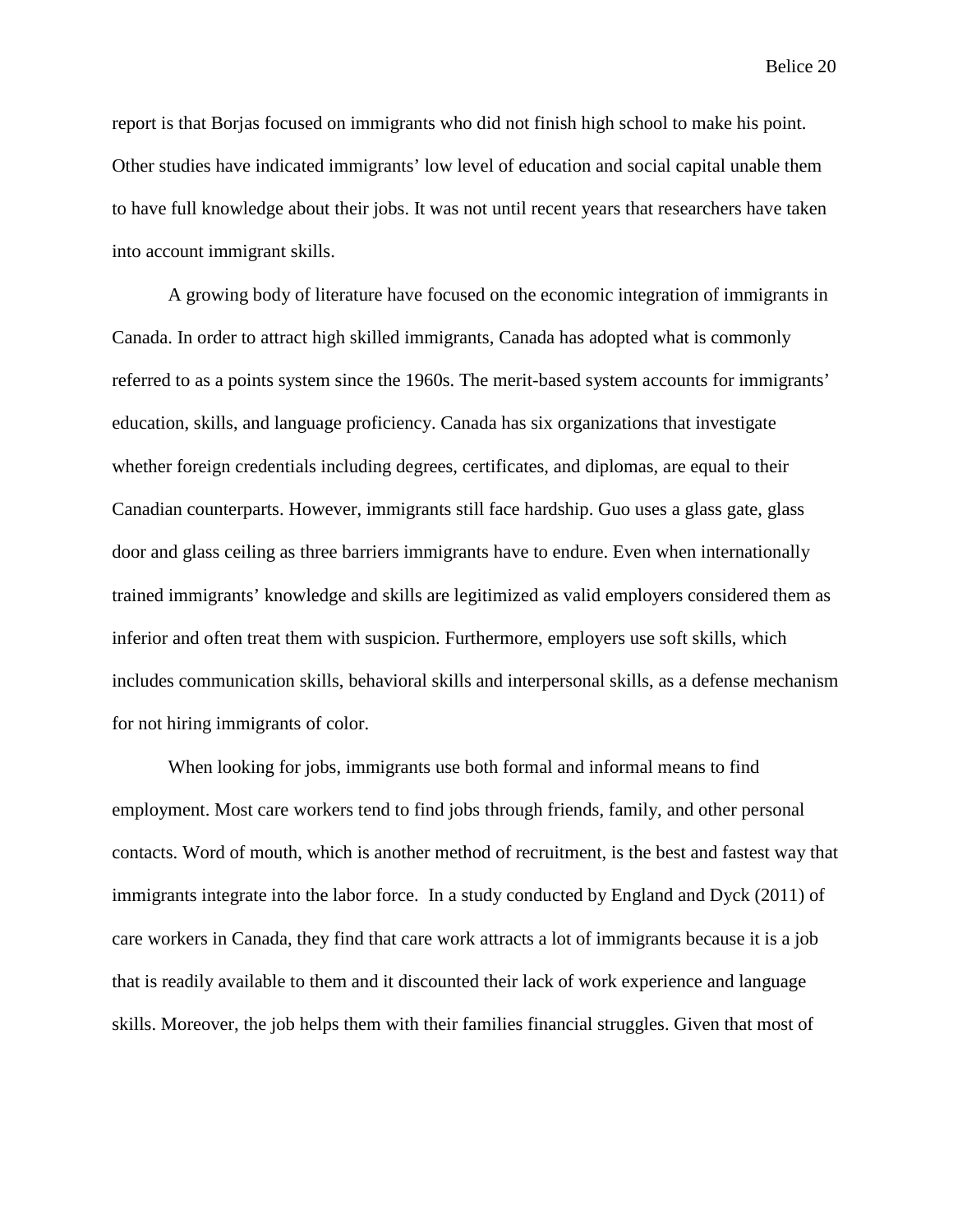report is that Borjas focused on immigrants who did not finish high school to make his point. Other studies have indicated immigrants' low level of education and social capital unable them to have full knowledge about their jobs. It was not until recent years that researchers have taken into account immigrant skills.

A growing body of literature have focused on the economic integration of immigrants in Canada. In order to attract high skilled immigrants, Canada has adopted what is commonly referred to as a points system since the 1960s. The merit-based system accounts for immigrants' education, skills, and language proficiency. Canada has six organizations that investigate whether foreign credentials including degrees, certificates, and diplomas, are equal to their Canadian counterparts. However, immigrants still face hardship. Guo uses a glass gate, glass door and glass ceiling as three barriers immigrants have to endure. Even when internationally trained immigrants' knowledge and skills are legitimized as valid employers considered them as inferior and often treat them with suspicion. Furthermore, employers use soft skills, which includes communication skills, behavioral skills and interpersonal skills, as a defense mechanism for not hiring immigrants of color.

When looking for jobs, immigrants use both formal and informal means to find employment. Most care workers tend to find jobs through friends, family, and other personal contacts. Word of mouth, which is another method of recruitment, is the best and fastest way that immigrants integrate into the labor force. In a study conducted by England and Dyck (2011) of care workers in Canada, they find that care work attracts a lot of immigrants because it is a job that is readily available to them and it discounted their lack of work experience and language skills. Moreover, the job helps them with their families financial struggles. Given that most of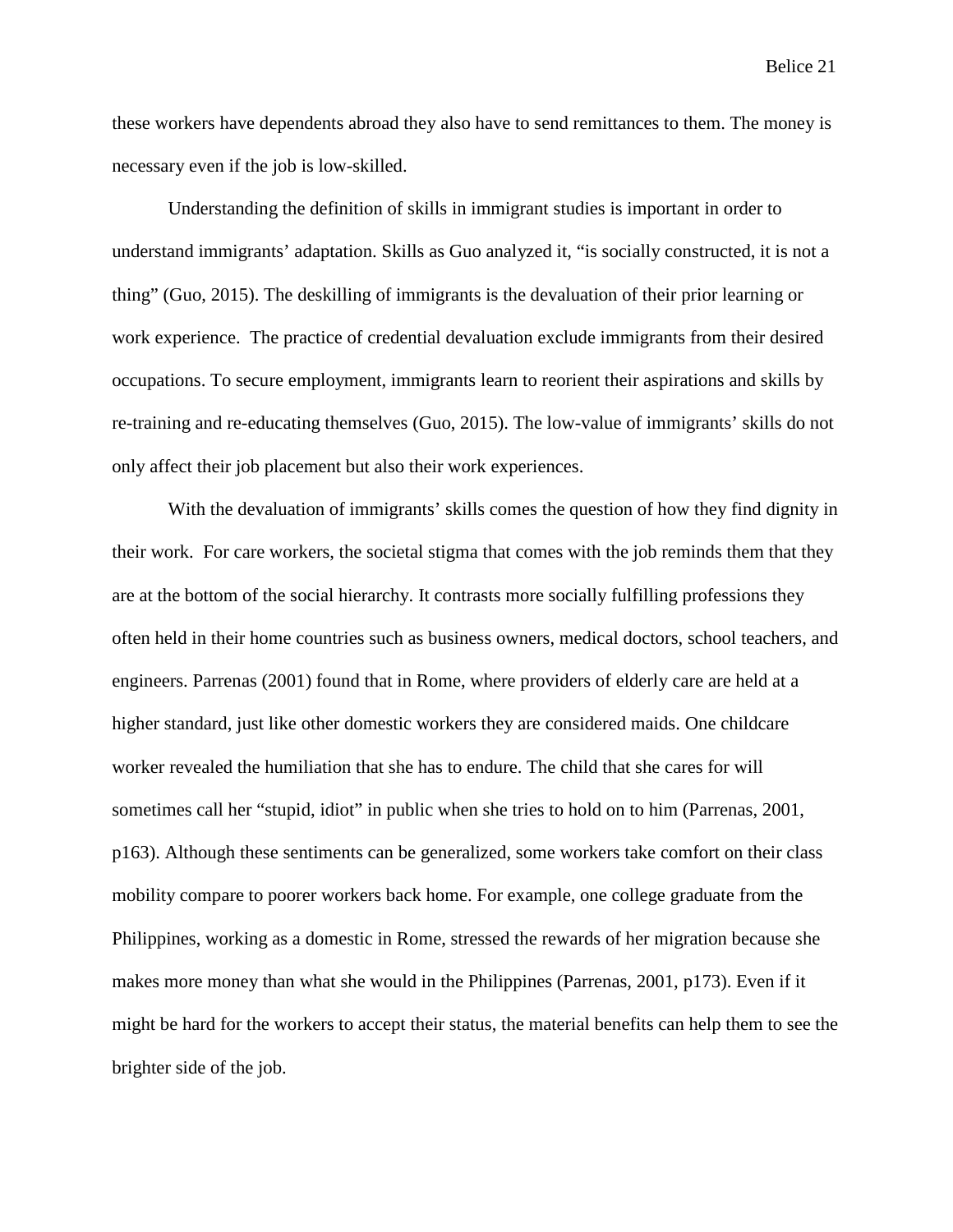these workers have dependents abroad they also have to send remittances to them. The money is necessary even if the job is low-skilled.

Understanding the definition of skills in immigrant studies is important in order to understand immigrants' adaptation. Skills as Guo analyzed it, "is socially constructed, it is not a thing" (Guo, 2015). The deskilling of immigrants is the devaluation of their prior learning or work experience. The practice of credential devaluation exclude immigrants from their desired occupations. To secure employment, immigrants learn to reorient their aspirations and skills by re-training and re-educating themselves (Guo, 2015). The low-value of immigrants' skills do not only affect their job placement but also their work experiences.

With the devaluation of immigrants' skills comes the question of how they find dignity in their work. For care workers, the societal stigma that comes with the job reminds them that they are at the bottom of the social hierarchy. It contrasts more socially fulfilling professions they often held in their home countries such as business owners, medical doctors, school teachers, and engineers. Parrenas (2001) found that in Rome, where providers of elderly care are held at a higher standard, just like other domestic workers they are considered maids. One childcare worker revealed the humiliation that she has to endure. The child that she cares for will sometimes call her "stupid, idiot" in public when she tries to hold on to him (Parrenas, 2001, p163). Although these sentiments can be generalized, some workers take comfort on their class mobility compare to poorer workers back home. For example, one college graduate from the Philippines, working as a domestic in Rome, stressed the rewards of her migration because she makes more money than what she would in the Philippines (Parrenas, 2001, p173). Even if it might be hard for the workers to accept their status, the material benefits can help them to see the brighter side of the job.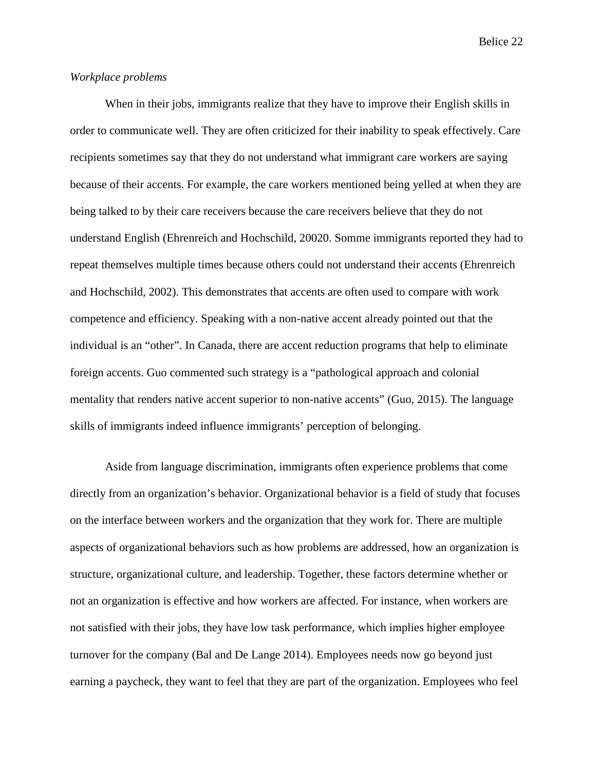*Workplace problems*

When in their jobs, immigrants realize that they have to improve their English skills in order to communicate well. They are often criticized for their inability to speak effectively. Care recipients sometimes say that they do not understand what immigrant care workers are saying because of their accents. For example, the care workers mentioned being yelled at when they are being talked to by their care receivers because the care receivers believe that they do not understand English (Ehrenreich and Hochschild, 20020. Somme immigrants reported they had to repeat themselves multiple times because others could not understand their accents (Ehrenreich and Hochschild, 2002). This demonstrates that accents are often used to compare with work competence and efficiency. Speaking with a non-native accent already pointed out that the individual is an "other". In Canada, there are accent reduction programs that help to eliminate foreign accents. Guo commented such strategy is a "pathological approach and colonial mentality that renders native accent superior to non-native accents" (Guo, 2015). The language skills of immigrants indeed influence immigrants' perception of belonging.

Aside from language discrimination, immigrants often experience problems that come directly from an organization's behavior. Organizational behavior is a field of study that focuses on the interface between workers and the organization that they work for. There are multiple aspects of organizational behaviors such as how problems are addressed, how an organization is structure, organizational culture, and leadership. Together, these factors determine whether or not an organization is effective and how workers are affected. For instance, when workers are not satisfied with their jobs, they have low task performance, which implies higher employee turnover for the company (Bal and De Lange 2014). Employees needs now go beyond just earning a paycheck, they want to feel that they are part of the organization. Employees who feel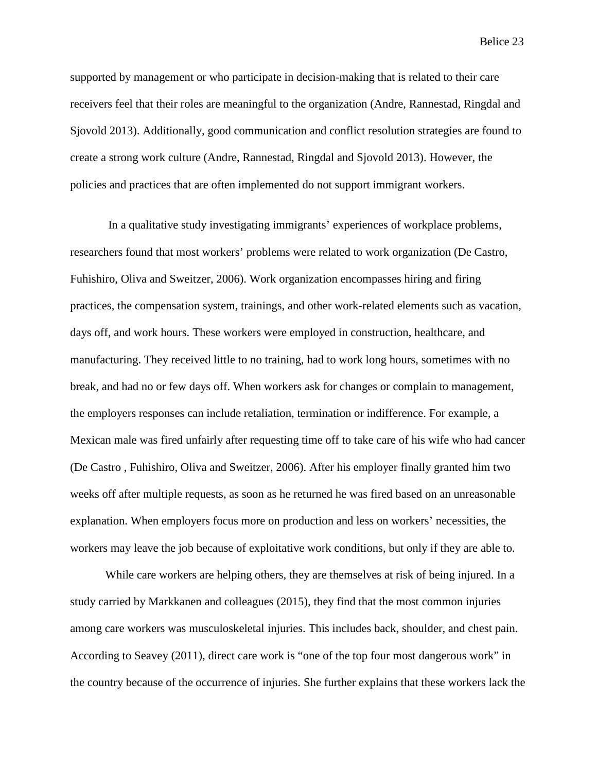supported by management or who participate in decision-making that is related to their care receivers feel that their roles are meaningful to the organization (Andre, Rannestad, Ringdal and Sjovold 2013). Additionally, good communication and conflict resolution strategies are found to create a strong work culture (Andre, Rannestad, Ringdal and Sjovold 2013). However, the policies and practices that are often implemented do not support immigrant workers.

In a qualitative study investigating immigrants' experiences of workplace problems, researchers found that most workers' problems were related to work organization (De Castro, Fuhishiro, Oliva and Sweitzer, 2006). Work organization encompasses hiring and firing practices, the compensation system, trainings, and other work-related elements such as vacation, days off, and work hours. These workers were employed in construction, healthcare, and manufacturing. They received little to no training, had to work long hours, sometimes with no break, and had no or few days off. When workers ask for changes or complain to management, the employers responses can include retaliation, termination or indifference. For example, a Mexican male was fired unfairly after requesting time off to take care of his wife who had cancer (De Castro , Fuhishiro, Oliva and Sweitzer, 2006). After his employer finally granted him two weeks off after multiple requests, as soon as he returned he was fired based on an unreasonable explanation. When employers focus more on production and less on workers' necessities, the workers may leave the job because of exploitative work conditions, but only if they are able to.

While care workers are helping others, they are themselves at risk of being injured. In a study carried by Markkanen and colleagues (2015), they find that the most common injuries among care workers was musculoskeletal injuries. This includes back, shoulder, and chest pain. According to Seavey (2011), direct care work is "one of the top four most dangerous work" in the country because of the occurrence of injuries. She further explains that these workers lack the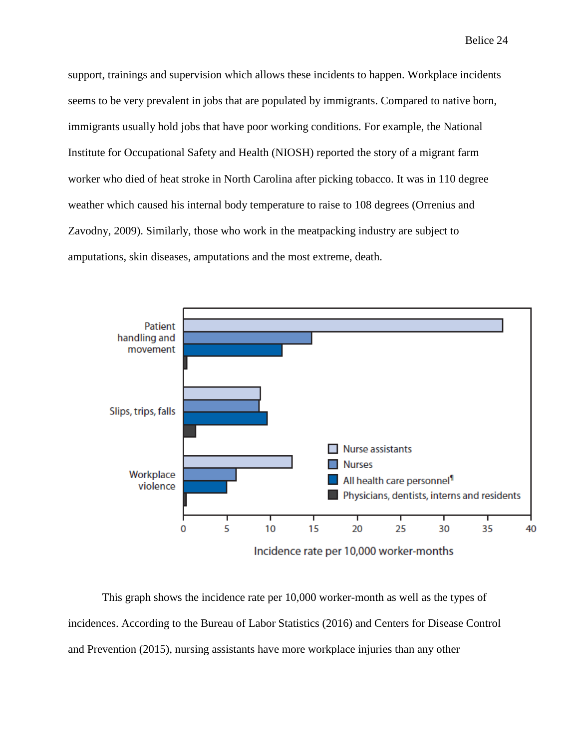support, trainings and supervision which allows these incidents to happen. Workplace incidents seems to be very prevalent in jobs that are populated by immigrants. Compared to native born, immigrants usually hold jobs that have poor working conditions. For example, the National Institute for Occupational Safety and Health (NIOSH) reported the story of a migrant farm worker who died of heat stroke in North Carolina after picking tobacco. It was in 110 degree weather which caused his internal body temperature to raise to 108 degrees (Orrenius and Zavodny, 2009). Similarly, those who work in the meatpacking industry are subject to amputations, skin diseases, amputations and the most extreme, death.

This graph shows the incidence rate per 10,000 worker-month as well as the types of incidences. According to the Bureau of Labor Statistics (2016) and Centers for Disease Control and Prevention (2015), nursing assistants have more workplace injuries than any other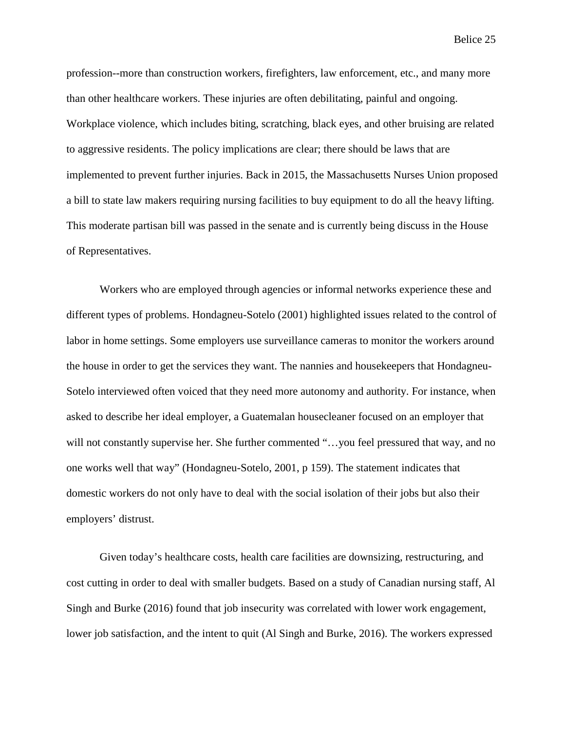profession--more than construction workers, firefighters, law enforcement, etc., and many more than other healthcare workers. These injuries are often debilitating, painful and ongoing. Workplace violence, which includes biting, scratching, black eyes, and other bruising are related to aggressive residents. The policy implications are clear; there should be laws that are implemented to prevent further injuries. Back in 2015, the Massachusetts Nurses Union proposed a bill to state law makers requiring nursing facilities to buy equipment to do all the heavy lifting. This moderate partisan bill was passed in the senate and is currently being discuss in the House of Representatives.

Workers who are employed through agencies or informal networks experience these and different types of problems. Hondagneu-Sotelo (2001) highlighted issues related to the control of labor in home settings. Some employers use surveillance cameras to monitor the workers around the house in order to get the services they want. The nannies and housekeepers that Hondagneu-Sotelo interviewed often voiced that they need more autonomy and authority. For instance, when asked to describe her ideal employer, a Guatemalan housecleaner focused on an employer that will not constantly supervise her. She further commented "…you feel pressured that way, and no one works well that way" (Hondagneu-Sotelo, 2001, p 159). The statement indicates that domestic workers do not only have to deal with the social isolation of their jobs but also their employers' distrust.

Given today's healthcare costs, health care facilities are downsizing, restructuring, and cost cutting in order to deal with smaller budgets. Based on a study of Canadian nursing staff, Al Singh and Burke (2016) found that job insecurity was correlated with lower work engagement, lower job satisfaction, and the intent to quit (Al Singh and Burke, 2016). The workers expressed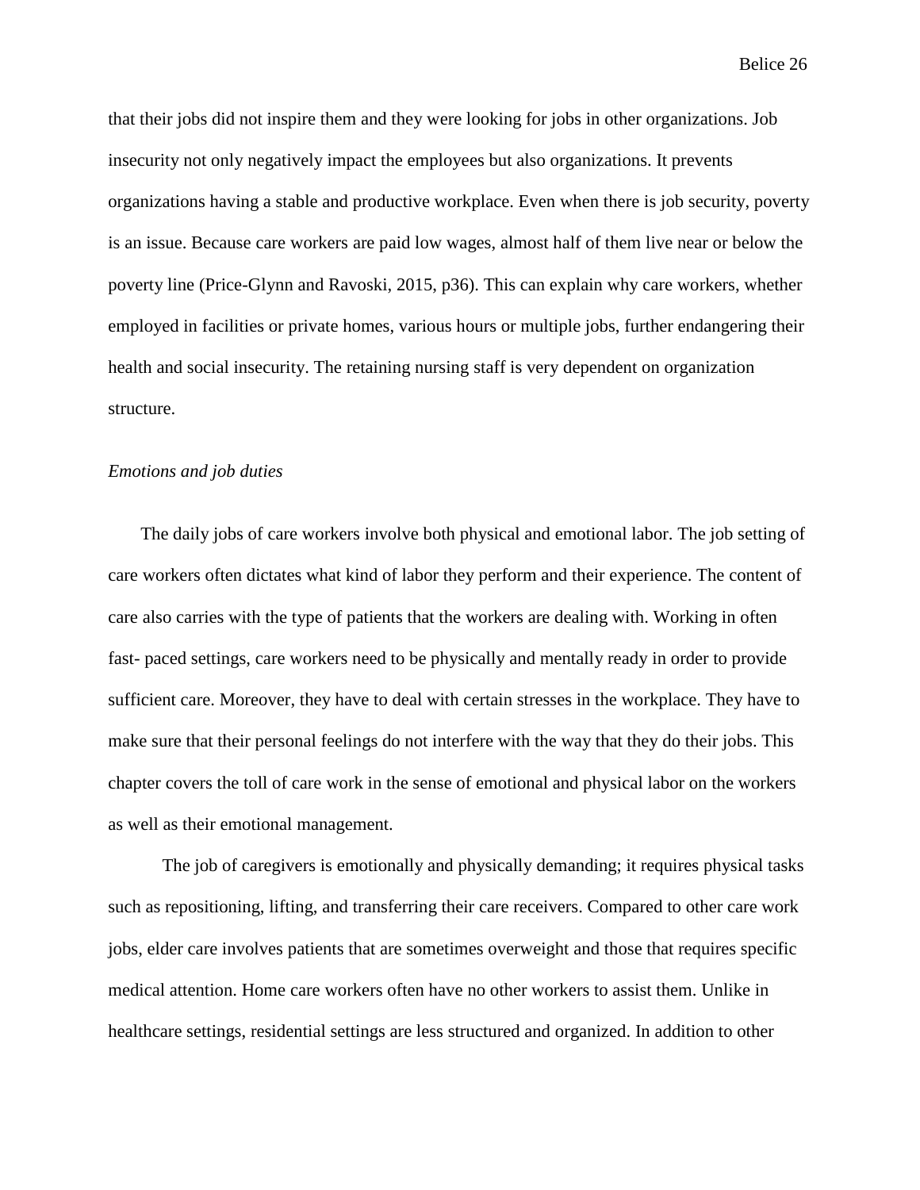that their jobs did not inspire them and they were looking for jobs in other organizations. Job insecurity not only negatively impact the employees but also organizations. It prevents organizations having a stable and productive workplace. Even when there is job security, poverty is an issue. Because care workers are paid low wages, almost half of them live near or below the poverty line (Price-Glynn and Ravoski, 2015, p36). This can explain why care workers, whether employed in facilities or private homes, various hours or multiple jobs, further endangering their health and social insecurity. The retaining nursing staff is very dependent on organization structure.

*Emotions and job duties*

The daily jobs of care workers involve both physical and emotional labor. The job setting of care workers often dictates what kind of labor they perform and their experience. The content of care also carries with the type of patients that the workers are dealing with. Working in often fast- paced settings, care workers need to be physically and mentally ready in order to provide sufficient care. Moreover, they have to deal with certain stresses in the workplace. They have to make sure that their personal feelings do not interfere with the way that they do their jobs. This chapter covers the toll of care work in the sense of emotional and physical labor on the workers as well as their emotional management.

The job of caregivers is emotionally and physically demanding; it requires physical tasks such as repositioning, lifting, and transferring their care receivers. Compared to other care work jobs, elder care involves patients that are sometimes overweight and those that requires specific medical attention. Home care workers often have no other workers to assist them. Unlike in healthcare settings, residential settings are less structured and organized. In addition to other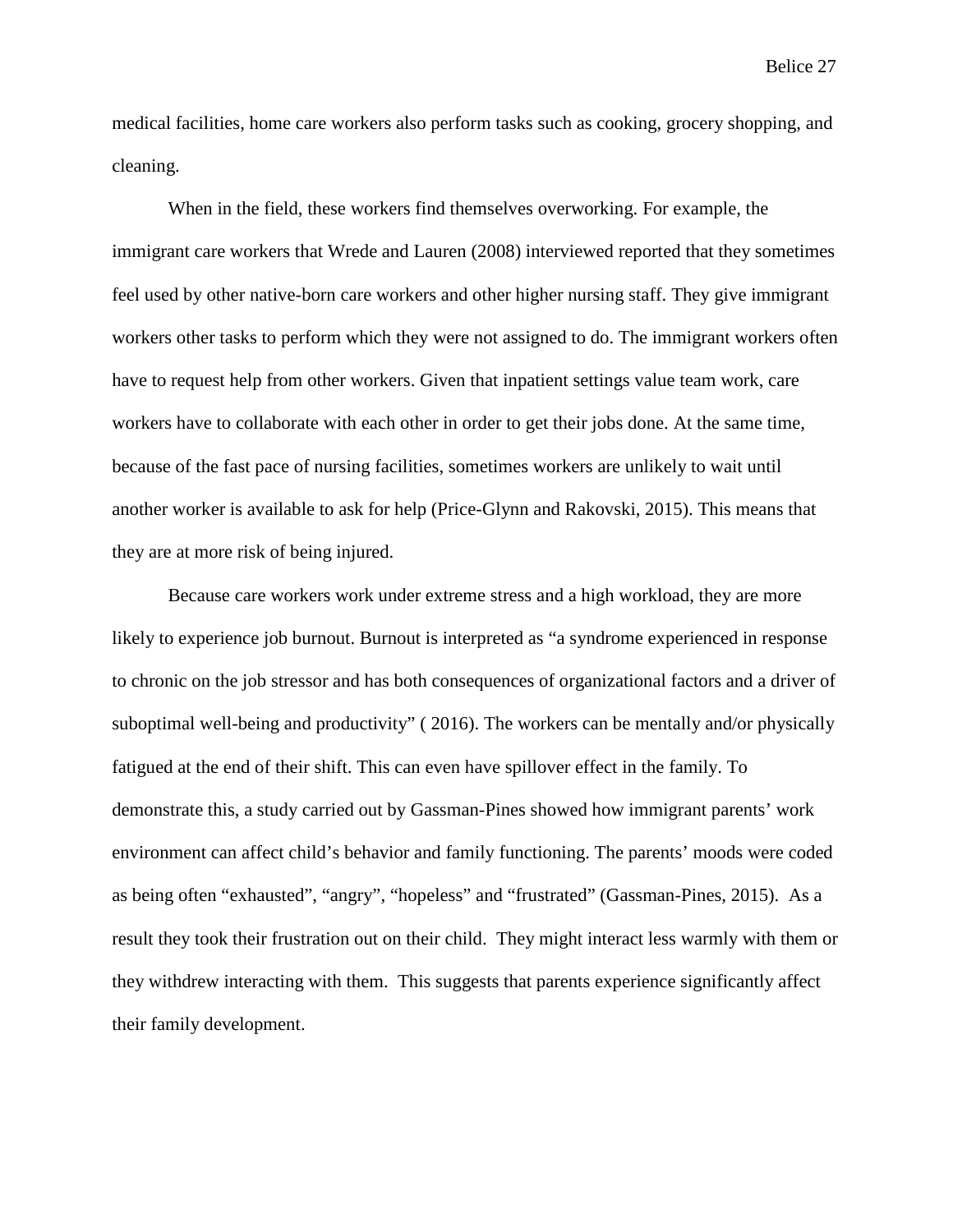medical facilities, home care workers also perform tasks such as cooking, grocery shopping, and cleaning.

When in the field, these workers find themselves overworking. For example, the immigrant care workers that Wrede and Lauren (2008) interviewed reported that they sometimes feel used by other native-born care workers and other higher nursing staff. They give immigrant workers other tasks to perform which they were not assigned to do. The immigrant workers often have to request help from other workers. Given that inpatient settings value team work, care workers have to collaborate with each other in order to get their jobs done. At the same time, because of the fast pace of nursing facilities, sometimes workers are unlikely to wait until another worker is available to ask for help (Price-Glynn and Rakovski, 2015). This means that they are at more risk of being injured.

Because care workers work under extreme stress and a high workload, they are more likely to experience job burnout. Burnout is interpreted as "a syndrome experienced in response to chronic on the job stressor and has both consequences of organizational factors and a driver of suboptimal well-being and productivity" ( 2016). The workers can be mentally and/or physically fatigued at the end of their shift. This can even have spillover effect in the family. To demonstrate this, a study carried out by Gassman-Pines showed how immigrant parents' work environment can affect child's behavior and family functioning. The parents' moods were coded as being often "exhausted", "angry", "hopeless" and "frustrated" (Gassman-Pines, 2015). As a result they took their frustration out on their child. They might interact less warmly with them or they withdrew interacting with them. This suggests that parents experience significantly affect their family development.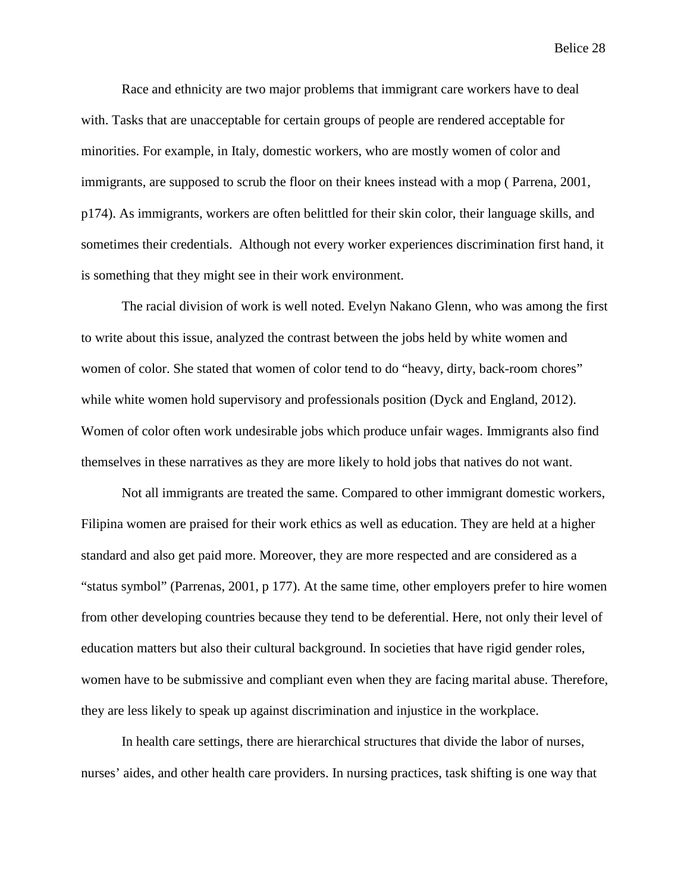Race and ethnicity are two major problems that immigrant care workers have to deal with. Tasks that are unacceptable for certain groups of people are rendered acceptable for minorities. For example, in Italy, domestic workers, who are mostly women of color and immigrants, are supposed to scrub the floor on their knees instead with a mop ( Parrena, 2001, p174). As immigrants, workers are often belittled for their skin color, their language skills, and sometimes their credentials. Although not every worker experiences discrimination first hand, it is something that they might see in their work environment.

The racial division of work is well noted. Evelyn Nakano Glenn, who was among the first to write about this issue, analyzed the contrast between the jobs held by white women and women of color. She stated that women of color tend to do "heavy, dirty, back-room chores" while white women hold supervisory and professionals position (Dyck and England, 2012). Women of color often work undesirable jobs which produce unfair wages. Immigrants also find themselves in these narratives as they are more likely to hold jobs that natives do not want.

Not all immigrants are treated the same. Compared to other immigrant domestic workers, Filipina women are praised for their work ethics as well as education. They are held at a higher standard and also get paid more. Moreover, they are more respected and are considered as a "status symbol" (Parrenas, 2001, p 177). At the same time, other employers prefer to hire women from other developing countries because they tend to be deferential. Here, not only their level of education matters but also their cultural background. In societies that have rigid gender roles, women have to be submissive and compliant even when they are facing marital abuse. Therefore, they are less likely to speak up against discrimination and injustice in the workplace.

In health care settings, there are hierarchical structures that divide the labor of nurses, nurses' aides, and other health care providers. In nursing practices, task shifting is one way that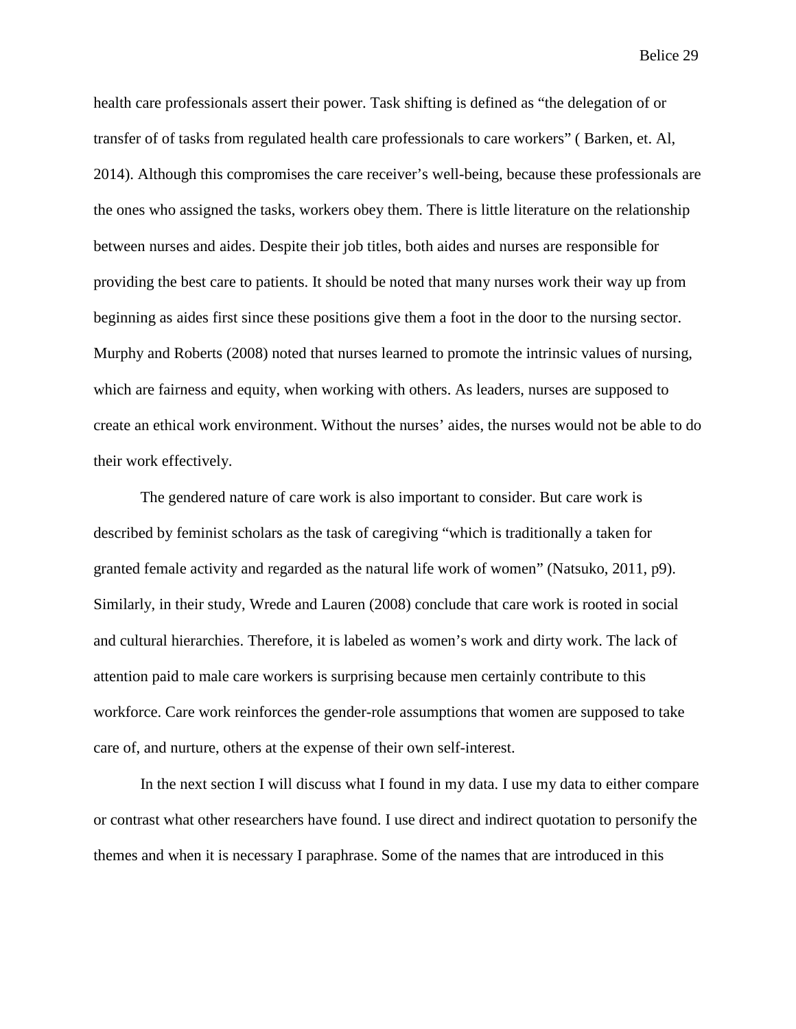health care professionals assert their power. Task shifting is defined as "the delegation of or transfer of of tasks from regulated health care professionals to care workers" ( Barken, et. Al, 2014). Although this compromises the care receiver's well-being, because these professionals are the ones who assigned the tasks, workers obey them. There is little literature on the relationship between nurses and aides. Despite their job titles, both aides and nurses are responsible for providing the best care to patients. It should be noted that many nurses work their way up from beginning as aides first since these positions give them a foot in the door to the nursing sector. Murphy and Roberts (2008) noted that nurses learned to promote the intrinsic values of nursing, which are fairness and equity, when working with others. As leaders, nurses are supposed to create an ethical work environment. Without the nurses' aides, the nurses would not be able to do their work effectively.

The gendered nature of care work is also important to consider. But care work is described by feminist scholars as the task of caregiving "which is traditionally a taken for granted female activity and regarded as the natural life work of women" (Natsuko, 2011, p9). Similarly, in their study, Wrede and Lauren (2008) conclude that care work is rooted in social and cultural hierarchies. Therefore, it is labeled as women's work and dirty work. The lack of attention paid to male care workers is surprising because men certainly contribute to this workforce. Care work reinforces the gender-role assumptions that women are supposed to take care of, and nurture, others at the expense of their own self-interest.

In the next section I will discuss what I found in my data. I use my data to either compare or contrast what other researchers have found. I use direct and indirect quotation to personify the themes and when it is necessary I paraphrase. Some of the names that are introduced in this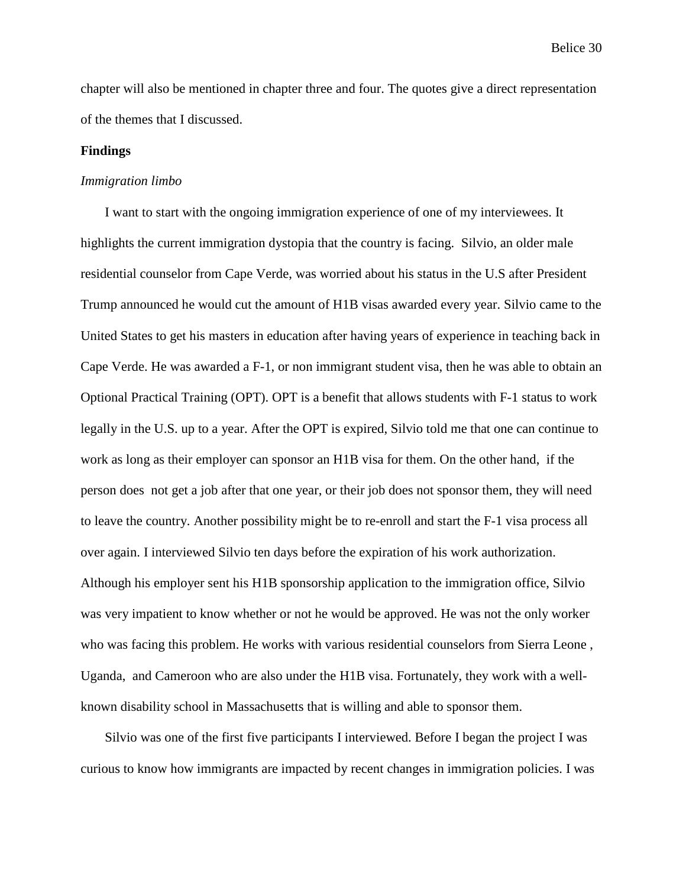chapter will also be mentioned in chapter three and four. The quotes give a direct representation of the themes that I discussed.

**Findings**

*Immigration limbo*

I want to start with the ongoing immigration experience of one of my interviewees. It highlights the current immigration dystopia that the country is facing. Silvio, an older male residential counselor from Cape Verde, was worried about his status in the U.S after President Trump announced he would cut the amount of H1B visas awarded every year. Silvio came to the United States to get his masters in education after having years of experience in teaching back in Cape Verde. He was awarded a F-1, or non immigrant student visa, then he was able to obtain an Optional Practical Training (OPT). OPT is a benefit that allows students with F-1 status to work legally in the U.S. up to a year. After the OPT is expired, Silvio told me that one can continue to work as long as their employer can sponsor an H1B visa for them. On the other hand, if the person does not get a job after that one year, or their job does not sponsor them, they will need to leave the country. Another possibility might be to re-enroll and start the F-1 visa process all over again. I interviewed Silvio ten days before the expiration of his work authorization. Although his employer sent his H1B sponsorship application to the immigration office, Silvio was very impatient to know whether or not he would be approved. He was not the only worker who was facing this problem. He works with various residential counselors from Sierra Leone , Uganda, and Cameroon who are also under the H1B visa. Fortunately, they work with a well-known disability school in Massachusetts that is willing and able to sponsor them.

Silvio was one of the first five participants I interviewed. Before I began the project I was curious to know how immigrants are impacted by recent changes in immigration policies. I was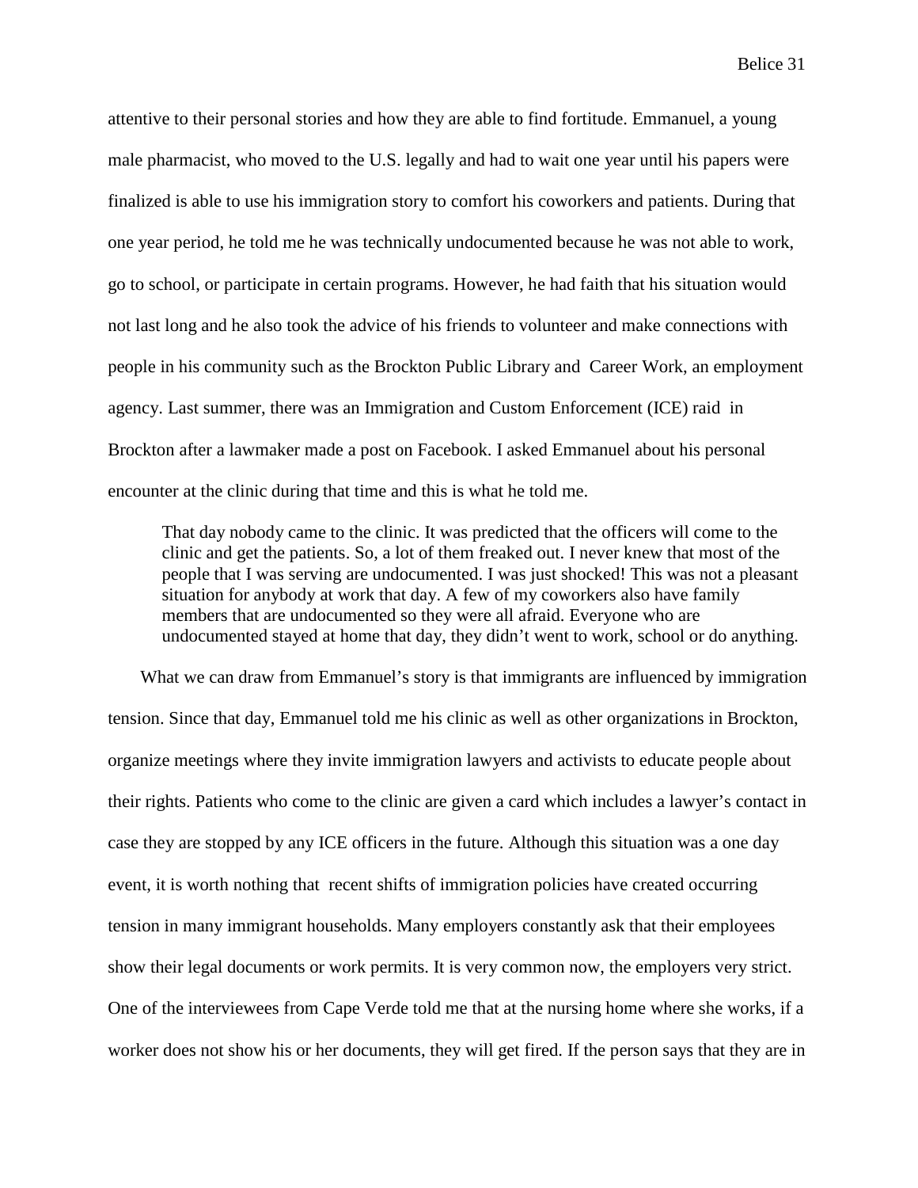attentive to their personal stories and how they are able to find fortitude. Emmanuel, a young male pharmacist, who moved to the U.S. legally and had to wait one year until his papers were finalized is able to use his immigration story to comfort his coworkers and patients. During that one year period, he told me he was technically undocumented because he was not able to work, go to school, or participate in certain programs. However, he had faith that his situation would not last long and he also took the advice of his friends to volunteer and make connections with people in his community such as the Brockton Public Library and Career Work, an employment agency. Last summer, there was an Immigration and Custom Enforcement (ICE) raid in Brockton after a lawmaker made a post on Facebook. I asked Emmanuel about his personal encounter at the clinic during that time and this is what he told me.

> That day nobody came to the clinic. It was predicted that the officers will come to the clinic and get the patients. So, a lot of them freaked out. I never knew that most of the people that I was serving are undocumented. I was just shocked! This was not a pleasant situation for anybody at work that day. A few of my coworkers also have family members that are undocumented so they were all afraid. Everyone who are undocumented stayed at home that day, they didn't went to work, school or do anything.

What we can draw from Emmanuel's story is that immigrants are influenced by immigration tension. Since that day, Emmanuel told me his clinic as well as other organizations in Brockton, organize meetings where they invite immigration lawyers and activists to educate people about their rights. Patients who come to the clinic are given a card which includes a lawyer's contact in case they are stopped by any ICE officers in the future. Although this situation was a one day event, it is worth nothing that recent shifts of immigration policies have created occurring tension in many immigrant households. Many employers constantly ask that their employees show their legal documents or work permits. It is very common now, the employers very strict. One of the interviewees from Cape Verde told me that at the nursing home where she works, if a worker does not show his or her documents, they will get fired. If the person says that they are in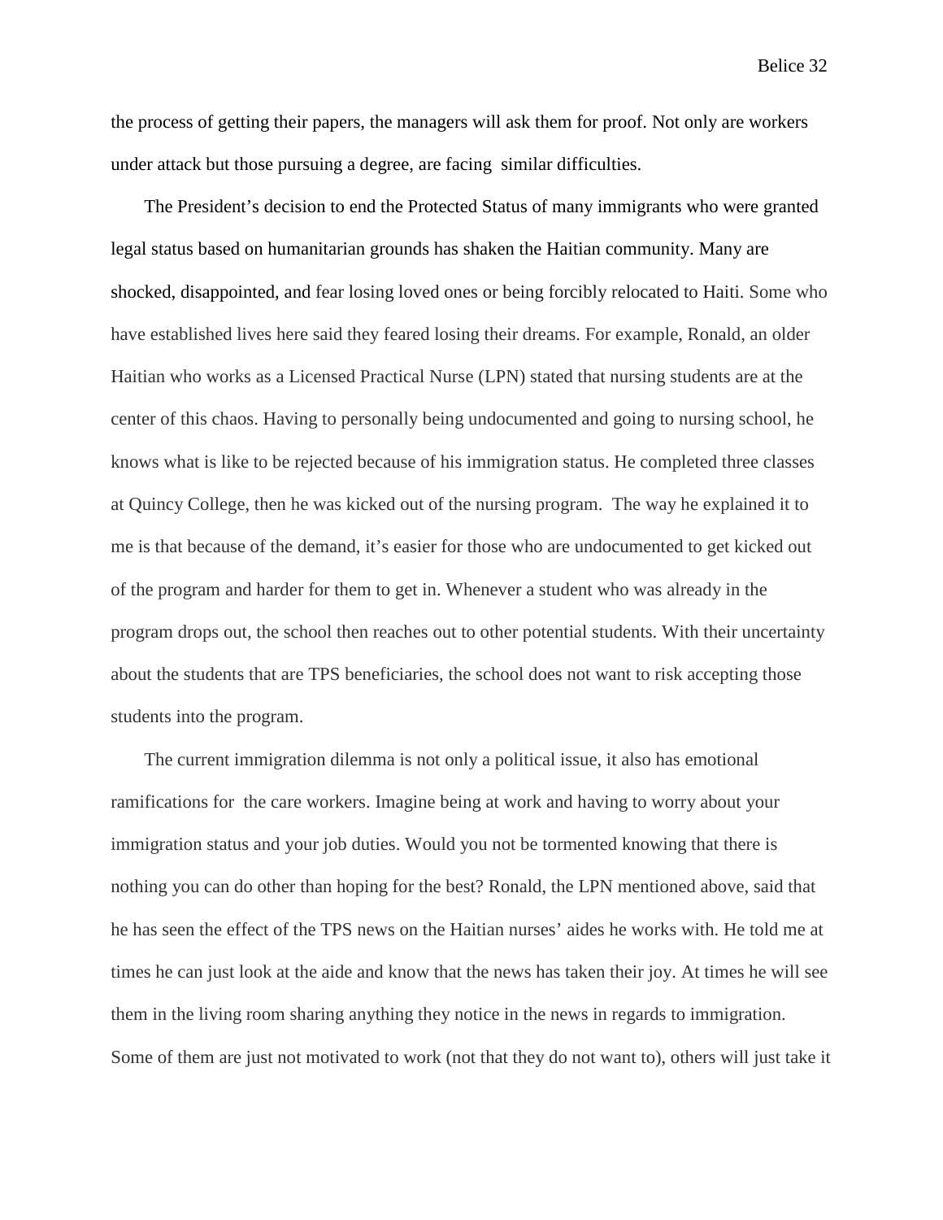the process of getting their papers, the managers will ask them for proof. Not only are workers under attack but those pursuing a degree, are facing  similar difficulties.

The President's decision to end the Protected Status of many immigrants who were granted legal status based on humanitarian grounds has shaken the Haitian community. Many are shocked, disappointed, and fear losing loved ones or being forcibly relocated to Haiti. Some who have established lives here said they feared losing their dreams. For example, Ronald, an older Haitian who works as a Licensed Practical Nurse (LPN) stated that nursing students are at the center of this chaos. Having to personally being undocumented and going to nursing school, he knows what is like to be rejected because of his immigration status. He completed three classes at Quincy College, then he was kicked out of the nursing program.  The way he explained it to me is that because of the demand, it's easier for those who are undocumented to get kicked out of the program and harder for them to get in. Whenever a student who was already in the program drops out, the school then reaches out to other potential students. With their uncertainty about the students that are TPS beneficiaries, the school does not want to risk accepting those students into the program.

The current immigration dilemma is not only a political issue, it also has emotional ramifications for  the care workers. Imagine being at work and having to worry about your immigration status and your job duties. Would you not be tormented knowing that there is nothing you can do other than hoping for the best? Ronald, the LPN mentioned above, said that he has seen the effect of the TPS news on the Haitian nurses' aides he works with. He told me at times he can just look at the aide and know that the news has taken their joy. At times he will see them in the living room sharing anything they notice in the news in regards to immigration. Some of them are just not motivated to work (not that they do not want to), others will just take it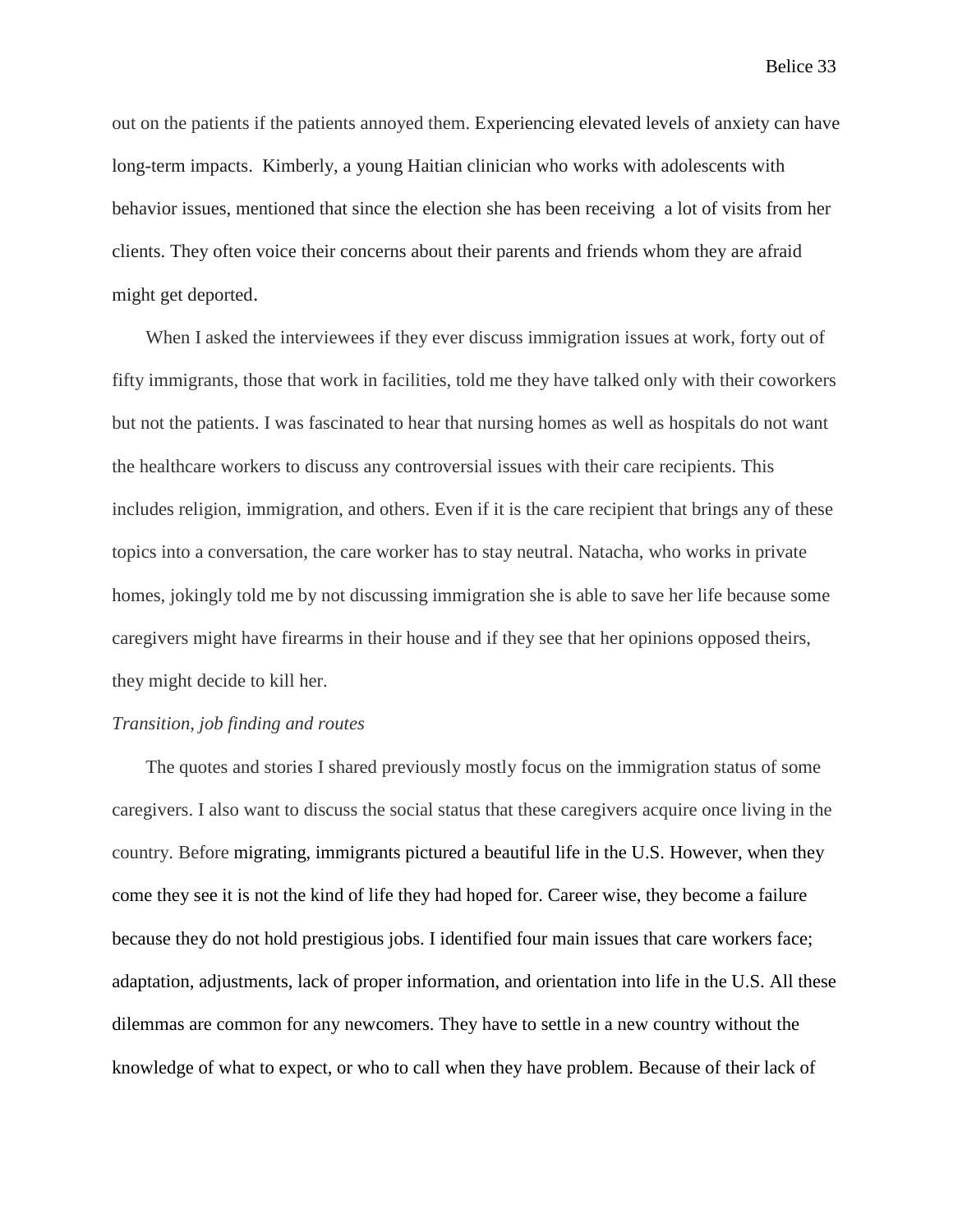out on the patients if the patients annoyed them. Experiencing elevated levels of anxiety can have long-term impacts.  Kimberly, a young Haitian clinician who works with adolescents with behavior issues, mentioned that since the election she has been receiving  a lot of visits from her clients. They often voice their concerns about their parents and friends whom they are afraid might get deported.

When I asked the interviewees if they ever discuss immigration issues at work, forty out of fifty immigrants, those that work in facilities, told me they have talked only with their coworkers but not the patients. I was fascinated to hear that nursing homes as well as hospitals do not want the healthcare workers to discuss any controversial issues with their care recipients. This includes religion, immigration, and others. Even if it is the care recipient that brings any of these topics into a conversation, the care worker has to stay neutral. Natacha, who works in private homes, jokingly told me by not discussing immigration she is able to save her life because some caregivers might have firearms in their house and if they see that her opinions opposed theirs, they might decide to kill her.

*Transition, job finding and routes*

The quotes and stories I shared previously mostly focus on the immigration status of some caregivers. I also want to discuss the social status that these caregivers acquire once living in the country. Before migrating, immigrants pictured a beautiful life in the U.S. However, when they come they see it is not the kind of life they had hoped for. Career wise, they become a failure because they do not hold prestigious jobs. I identified four main issues that care workers face; adaptation, adjustments, lack of proper information, and orientation into life in the U.S. All these dilemmas are common for any newcomers. They have to settle in a new country without the knowledge of what to expect, or who to call when they have problem. Because of their lack of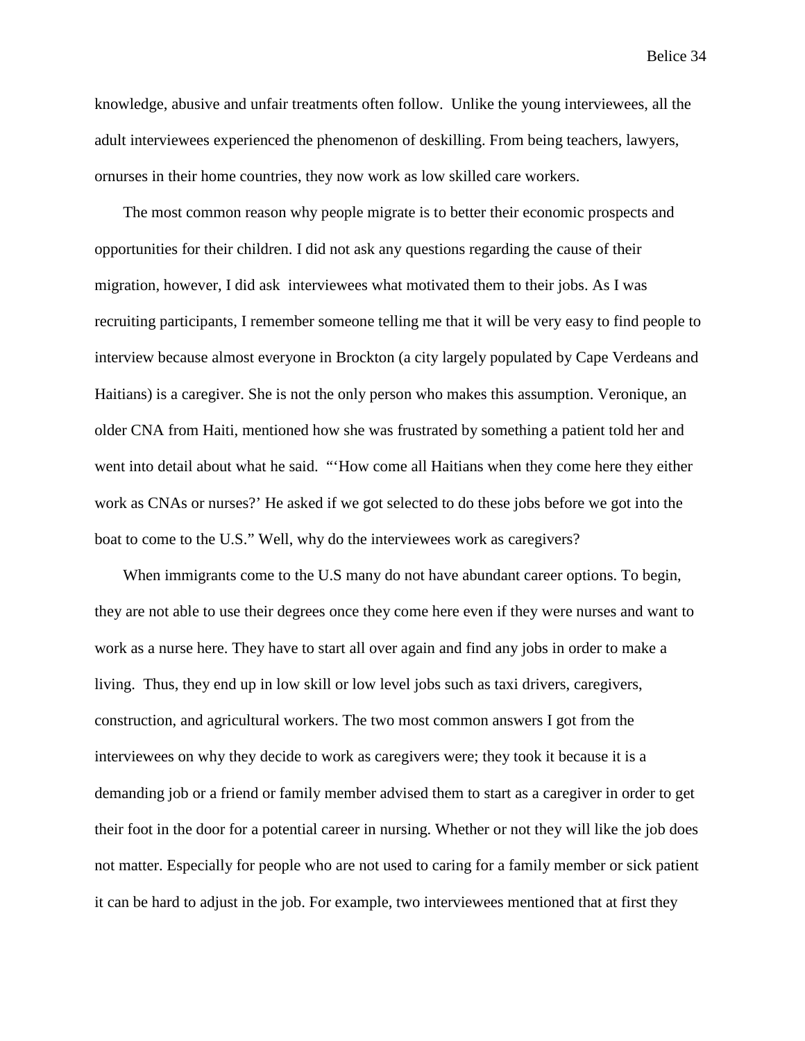knowledge, abusive and unfair treatments often follow. Unlike the young interviewees, all the adult interviewees experienced the phenomenon of deskilling. From being teachers, lawyers, ornurses in their home countries, they now work as low skilled care workers.

The most common reason why people migrate is to better their economic prospects and opportunities for their children. I did not ask any questions regarding the cause of their migration, however, I did ask interviewees what motivated them to their jobs. As I was recruiting participants, I remember someone telling me that it will be very easy to find people to interview because almost everyone in Brockton (a city largely populated by Cape Verdeans and Haitians) is a caregiver. She is not the only person who makes this assumption. Veronique, an older CNA from Haiti, mentioned how she was frustrated by something a patient told her and went into detail about what he said. "'How come all Haitians when they come here they either work as CNAs or nurses?' He asked if we got selected to do these jobs before we got into the boat to come to the U.S." Well, why do the interviewees work as caregivers?

When immigrants come to the U.S many do not have abundant career options. To begin, they are not able to use their degrees once they come here even if they were nurses and want to work as a nurse here. They have to start all over again and find any jobs in order to make a living. Thus, they end up in low skill or low level jobs such as taxi drivers, caregivers, construction, and agricultural workers. The two most common answers I got from the interviewees on why they decide to work as caregivers were; they took it because it is a demanding job or a friend or family member advised them to start as a caregiver in order to get their foot in the door for a potential career in nursing. Whether or not they will like the job does not matter. Especially for people who are not used to caring for a family member or sick patient it can be hard to adjust in the job. For example, two interviewees mentioned that at first they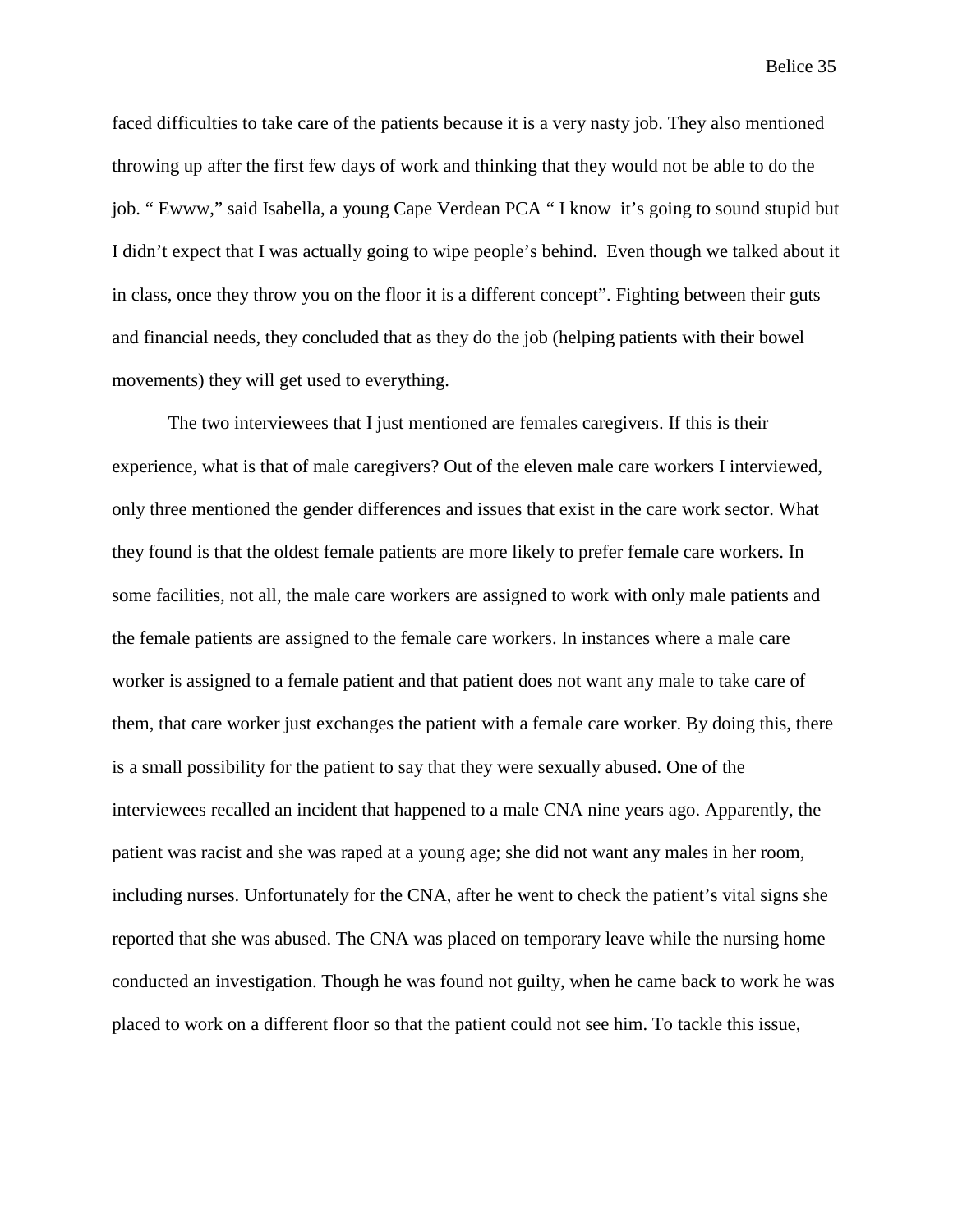faced difficulties to take care of the patients because it is a very nasty job. They also mentioned throwing up after the first few days of work and thinking that they would not be able to do the job. " Ewww," said Isabella, a young Cape Verdean PCA " I know it's going to sound stupid but I didn't expect that I was actually going to wipe people's behind. Even though we talked about it in class, once they throw you on the floor it is a different concept". Fighting between their guts and financial needs, they concluded that as they do the job (helping patients with their bowel movements) they will get used to everything.

The two interviewees that I just mentioned are females caregivers. If this is their experience, what is that of male caregivers? Out of the eleven male care workers I interviewed, only three mentioned the gender differences and issues that exist in the care work sector. What they found is that the oldest female patients are more likely to prefer female care workers. In some facilities, not all, the male care workers are assigned to work with only male patients and the female patients are assigned to the female care workers. In instances where a male care worker is assigned to a female patient and that patient does not want any male to take care of them, that care worker just exchanges the patient with a female care worker. By doing this, there is a small possibility for the patient to say that they were sexually abused. One of the interviewees recalled an incident that happened to a male CNA nine years ago. Apparently, the patient was racist and she was raped at a young age; she did not want any males in her room, including nurses. Unfortunately for the CNA, after he went to check the patient's vital signs she reported that she was abused. The CNA was placed on temporary leave while the nursing home conducted an investigation. Though he was found not guilty, when he came back to work he was placed to work on a different floor so that the patient could not see him. To tackle this issue,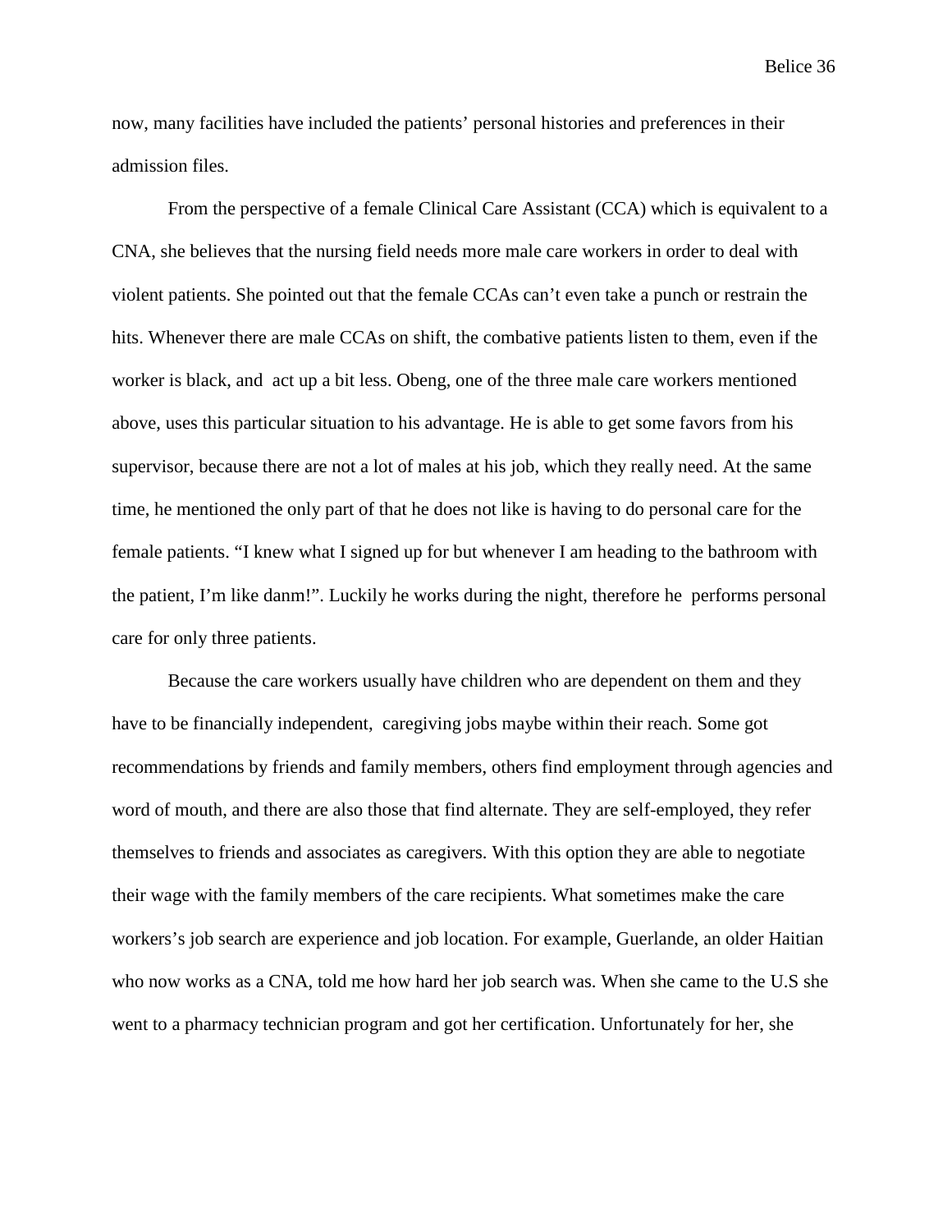now, many facilities have included the patients' personal histories and preferences in their admission files.

From the perspective of a female Clinical Care Assistant (CCA) which is equivalent to a CNA, she believes that the nursing field needs more male care workers in order to deal with violent patients. She pointed out that the female CCAs can't even take a punch or restrain the hits. Whenever there are male CCAs on shift, the combative patients listen to them, even if the worker is black, and act up a bit less. Obeng, one of the three male care workers mentioned above, uses this particular situation to his advantage. He is able to get some favors from his supervisor, because there are not a lot of males at his job, which they really need. At the same time, he mentioned the only part of that he does not like is having to do personal care for the female patients. "I knew what I signed up for but whenever I am heading to the bathroom with the patient, I'm like danm!". Luckily he works during the night, therefore he performs personal care for only three patients.

Because the care workers usually have children who are dependent on them and they have to be financially independent, caregiving jobs maybe within their reach. Some got recommendations by friends and family members, others find employment through agencies and word of mouth, and there are also those that find alternate. They are self-employed, they refer themselves to friends and associates as caregivers. With this option they are able to negotiate their wage with the family members of the care recipients. What sometimes make the care workers's job search are experience and job location. For example, Guerlande, an older Haitian who now works as a CNA, told me how hard her job search was. When she came to the U.S she went to a pharmacy technician program and got her certification. Unfortunately for her, she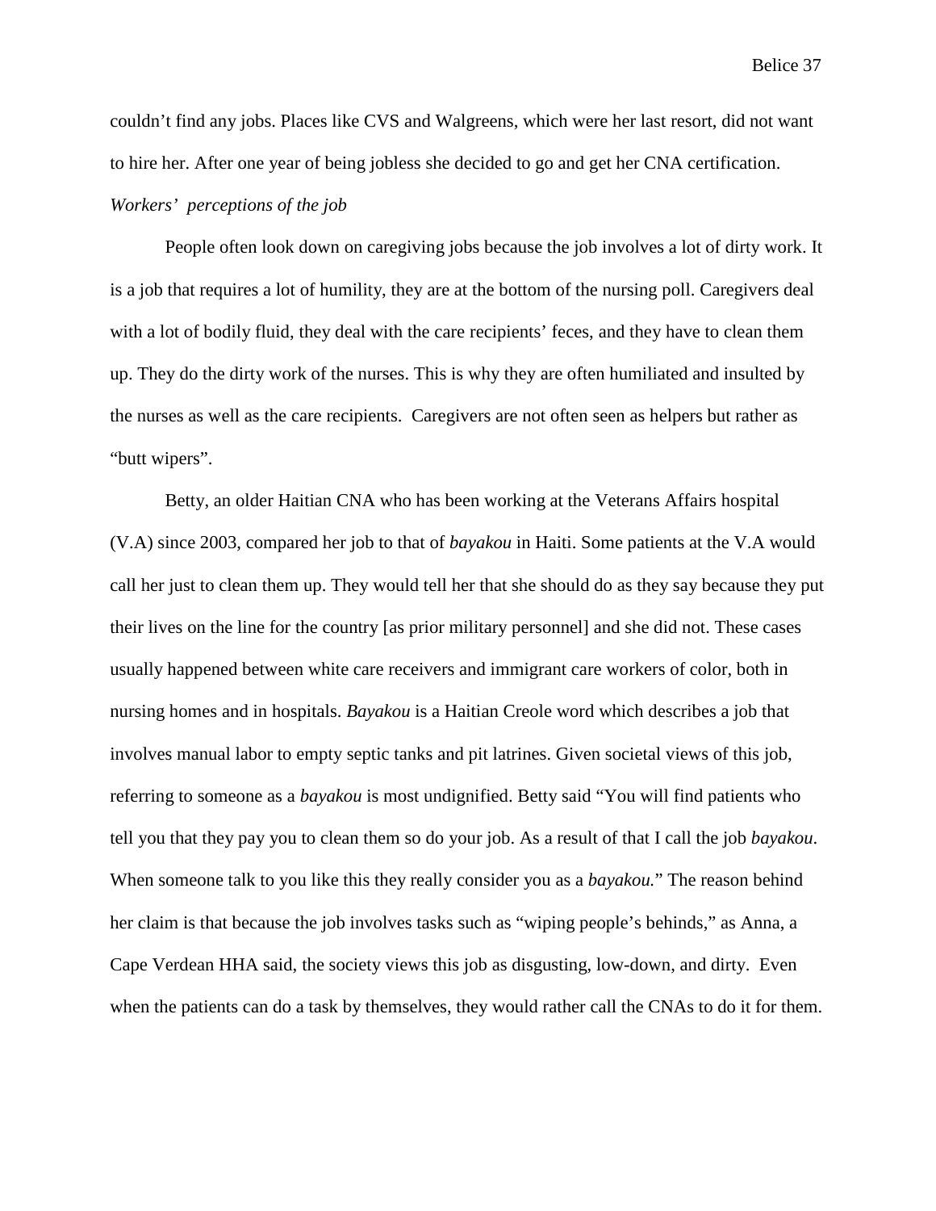couldn't find any jobs. Places like CVS and Walgreens, which were her last resort, did not want to hire her. After one year of being jobless she decided to go and get her CNA certification.

*Workers' perceptions of the job*

People often look down on caregiving jobs because the job involves a lot of dirty work. It is a job that requires a lot of humility, they are at the bottom of the nursing poll. Caregivers deal with a lot of bodily fluid, they deal with the care recipients' feces, and they have to clean them up. They do the dirty work of the nurses. This is why they are often humiliated and insulted by the nurses as well as the care recipients. Caregivers are not often seen as helpers but rather as "butt wipers".

Betty, an older Haitian CNA who has been working at the Veterans Affairs hospital (V.A) since 2003, compared her job to that of *bayakou* in Haiti. Some patients at the V.A would call her just to clean them up. They would tell her that she should do as they say because they put their lives on the line for the country [as prior military personnel] and she did not. These cases usually happened between white care receivers and immigrant care workers of color, both in nursing homes and in hospitals. *Bayakou* is a Haitian Creole word which describes a job that involves manual labor to empty septic tanks and pit latrines. Given societal views of this job, referring to someone as a *bayakou* is most undignified. Betty said "You will find patients who tell you that they pay you to clean them so do your job. As a result of that I call the job *bayakou*. When someone talk to you like this they really consider you as a *bayakou.*" The reason behind her claim is that because the job involves tasks such as "wiping people's behinds," as Anna, a Cape Verdean HHA said, the society views this job as disgusting, low-down, and dirty. Even when the patients can do a task by themselves, they would rather call the CNAs to do it for them.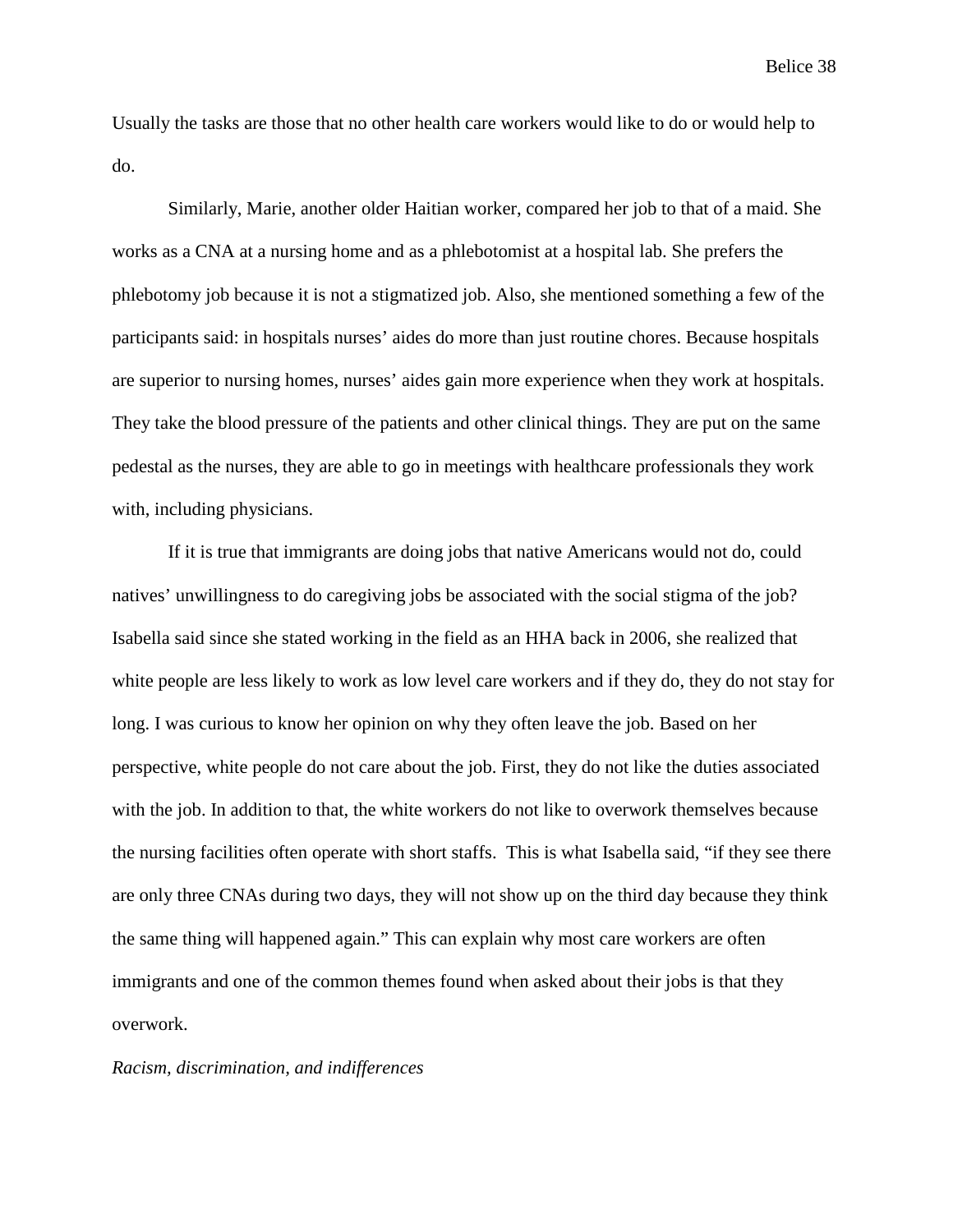Usually the tasks are those that no other health care workers would like to do or would help to do.

Similarly, Marie, another older Haitian worker, compared her job to that of a maid. She works as a CNA at a nursing home and as a phlebotomist at a hospital lab. She prefers the phlebotomy job because it is not a stigmatized job. Also, she mentioned something a few of the participants said: in hospitals nurses' aides do more than just routine chores. Because hospitals are superior to nursing homes, nurses' aides gain more experience when they work at hospitals. They take the blood pressure of the patients and other clinical things. They are put on the same pedestal as the nurses, they are able to go in meetings with healthcare professionals they work with, including physicians.

If it is true that immigrants are doing jobs that native Americans would not do, could natives' unwillingness to do caregiving jobs be associated with the social stigma of the job? Isabella said since she stated working in the field as an HHA back in 2006, she realized that white people are less likely to work as low level care workers and if they do, they do not stay for long. I was curious to know her opinion on why they often leave the job. Based on her perspective, white people do not care about the job. First, they do not like the duties associated with the job. In addition to that, the white workers do not like to overwork themselves because the nursing facilities often operate with short staffs. This is what Isabella said, "if they see there are only three CNAs during two days, they will not show up on the third day because they think the same thing will happened again." This can explain why most care workers are often immigrants and one of the common themes found when asked about their jobs is that they overwork.

*Racism, discrimination, and indifferences*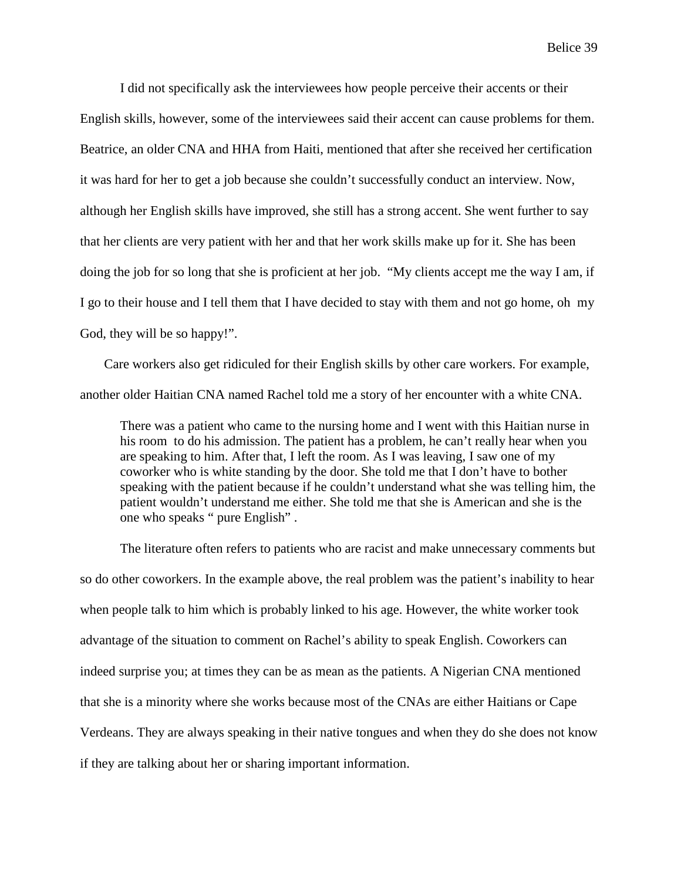I did not specifically ask the interviewees how people perceive their accents or their English skills, however, some of the interviewees said their accent can cause problems for them. Beatrice, an older CNA and HHA from Haiti, mentioned that after she received her certification it was hard for her to get a job because she couldn't successfully conduct an interview. Now, although her English skills have improved, she still has a strong accent. She went further to say that her clients are very patient with her and that her work skills make up for it. She has been doing the job for so long that she is proficient at her job. "My clients accept me the way I am, if I go to their house and I tell them that I have decided to stay with them and not go home, oh my God, they will be so happy!".

Care workers also get ridiculed for their English skills by other care workers. For example, another older Haitian CNA named Rachel told me a story of her encounter with a white CNA.

> There was a patient who came to the nursing home and I went with this Haitian nurse in his room to do his admission. The patient has a problem, he can't really hear when you are speaking to him. After that, I left the room. As I was leaving, I saw one of my coworker who is white standing by the door. She told me that I don't have to bother speaking with the patient because if he couldn't understand what she was telling him, the patient wouldn't understand me either. She told me that she is American and she is the one who speaks " pure English" .

The literature often refers to patients who are racist and make unnecessary comments but so do other coworkers. In the example above, the real problem was the patient's inability to hear when people talk to him which is probably linked to his age. However, the white worker took advantage of the situation to comment on Rachel's ability to speak English. Coworkers can indeed surprise you; at times they can be as mean as the patients. A Nigerian CNA mentioned that she is a minority where she works because most of the CNAs are either Haitians or Cape Verdeans. They are always speaking in their native tongues and when they do she does not know if they are talking about her or sharing important information.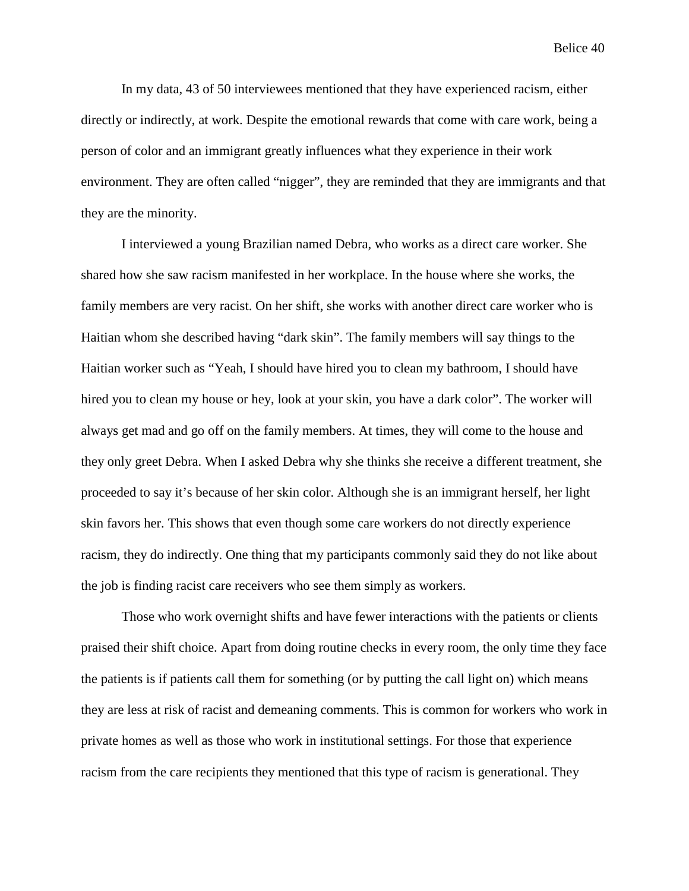In my data, 43 of 50 interviewees mentioned that they have experienced racism, either directly or indirectly, at work. Despite the emotional rewards that come with care work, being a person of color and an immigrant greatly influences what they experience in their work environment. They are often called "nigger", they are reminded that they are immigrants and that they are the minority.

I interviewed a young Brazilian named Debra, who works as a direct care worker. She shared how she saw racism manifested in her workplace. In the house where she works, the family members are very racist. On her shift, she works with another direct care worker who is Haitian whom she described having "dark skin". The family members will say things to the Haitian worker such as "Yeah, I should have hired you to clean my bathroom, I should have hired you to clean my house or hey, look at your skin, you have a dark color". The worker will always get mad and go off on the family members. At times, they will come to the house and they only greet Debra. When I asked Debra why she thinks she receive a different treatment, she proceeded to say it's because of her skin color. Although she is an immigrant herself, her light skin favors her. This shows that even though some care workers do not directly experience racism, they do indirectly. One thing that my participants commonly said they do not like about the job is finding racist care receivers who see them simply as workers.

Those who work overnight shifts and have fewer interactions with the patients or clients praised their shift choice. Apart from doing routine checks in every room, the only time they face the patients is if patients call them for something (or by putting the call light on) which means they are less at risk of racist and demeaning comments. This is common for workers who work in private homes as well as those who work in institutional settings. For those that experience racism from the care recipients they mentioned that this type of racism is generational. They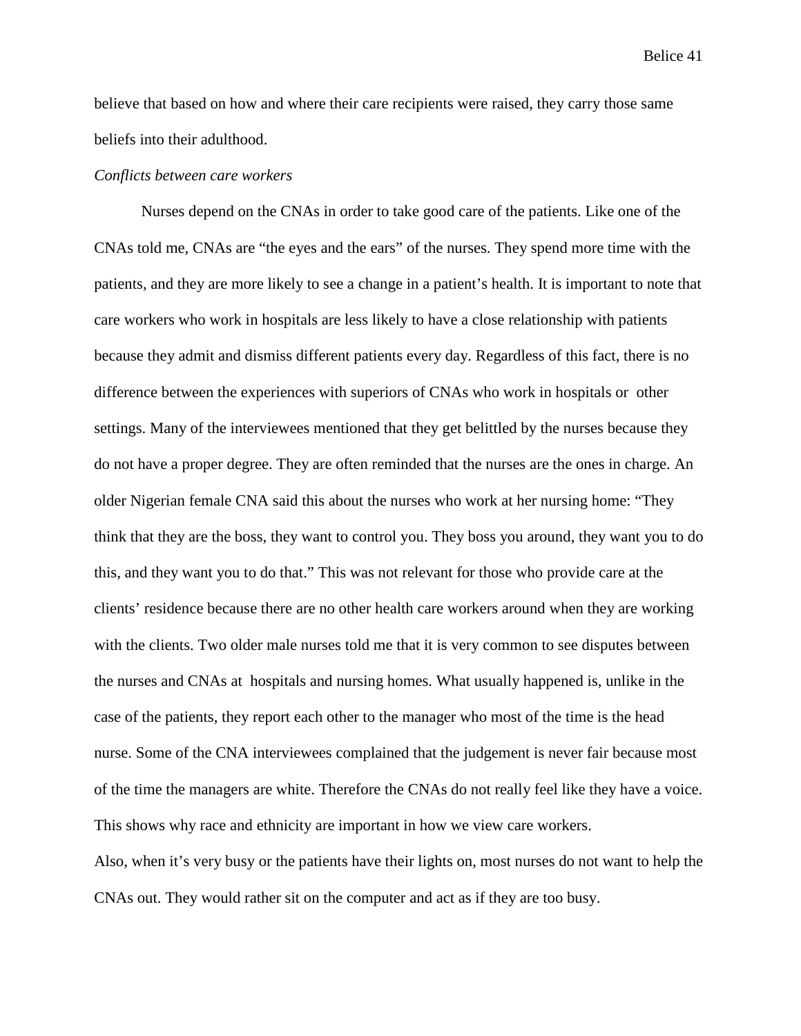believe that based on how and where their care recipients were raised, they carry those same beliefs into their adulthood.

*Conflicts between care workers*

Nurses depend on the CNAs in order to take good care of the patients. Like one of the CNAs told me, CNAs are “the eyes and the ears” of the nurses. They spend more time with the patients, and they are more likely to see a change in a patient’s health. It is important to note that care workers who work in hospitals are less likely to have a close relationship with patients because they admit and dismiss different patients every day. Regardless of this fact, there is no difference between the experiences with superiors of CNAs who work in hospitals or other settings. Many of the interviewees mentioned that they get belittled by the nurses because they do not have a proper degree. They are often reminded that the nurses are the ones in charge. An older Nigerian female CNA said this about the nurses who work at her nursing home: “They think that they are the boss, they want to control you. They boss you around, they want you to do this, and they want you to do that.” This was not relevant for those who provide care at the clients’ residence because there are no other health care workers around when they are working with the clients. Two older male nurses told me that it is very common to see disputes between the nurses and CNAs at hospitals and nursing homes. What usually happened is, unlike in the case of the patients, they report each other to the manager who most of the time is the head nurse. Some of the CNA interviewees complained that the judgement is never fair because most of the time the managers are white. Therefore the CNAs do not really feel like they have a voice. This shows why race and ethnicity are important in how we view care workers.

Also, when it’s very busy or the patients have their lights on, most nurses do not want to help the CNAs out. They would rather sit on the computer and act as if they are too busy.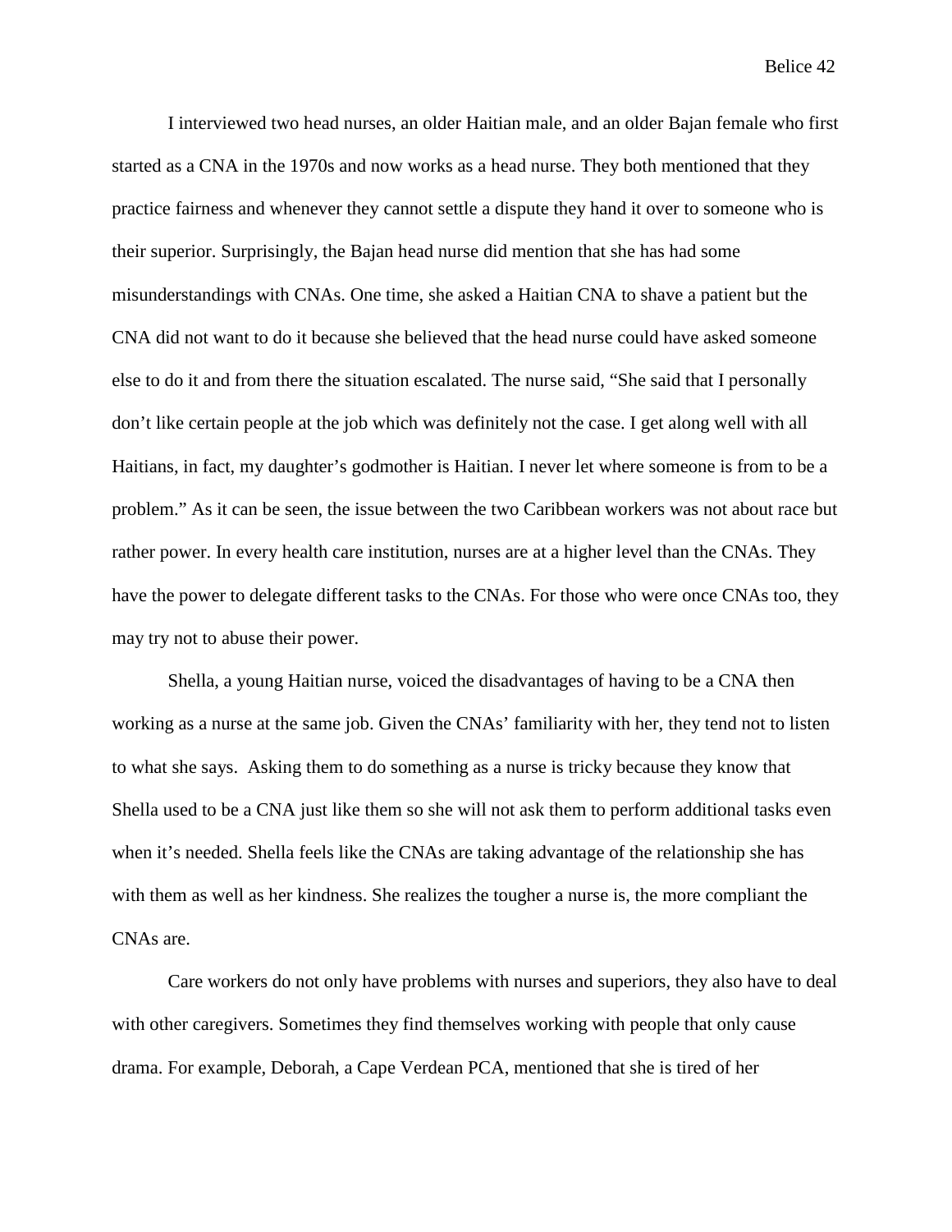I interviewed two head nurses, an older Haitian male, and an older Bajan female who first started as a CNA in the 1970s and now works as a head nurse. They both mentioned that they practice fairness and whenever they cannot settle a dispute they hand it over to someone who is their superior. Surprisingly, the Bajan head nurse did mention that she has had some misunderstandings with CNAs. One time, she asked a Haitian CNA to shave a patient but the CNA did not want to do it because she believed that the head nurse could have asked someone else to do it and from there the situation escalated. The nurse said, "She said that I personally don't like certain people at the job which was definitely not the case. I get along well with all Haitians, in fact, my daughter's godmother is Haitian. I never let where someone is from to be a problem." As it can be seen, the issue between the two Caribbean workers was not about race but rather power. In every health care institution, nurses are at a higher level than the CNAs. They have the power to delegate different tasks to the CNAs. For those who were once CNAs too, they may try not to abuse their power.

Shella, a young Haitian nurse, voiced the disadvantages of having to be a CNA then working as a nurse at the same job. Given the CNAs' familiarity with her, they tend not to listen to what she says. Asking them to do something as a nurse is tricky because they know that Shella used to be a CNA just like them so she will not ask them to perform additional tasks even when it's needed. Shella feels like the CNAs are taking advantage of the relationship she has with them as well as her kindness. She realizes the tougher a nurse is, the more compliant the CNAs are.

Care workers do not only have problems with nurses and superiors, they also have to deal with other caregivers. Sometimes they find themselves working with people that only cause drama. For example, Deborah, a Cape Verdean PCA, mentioned that she is tired of her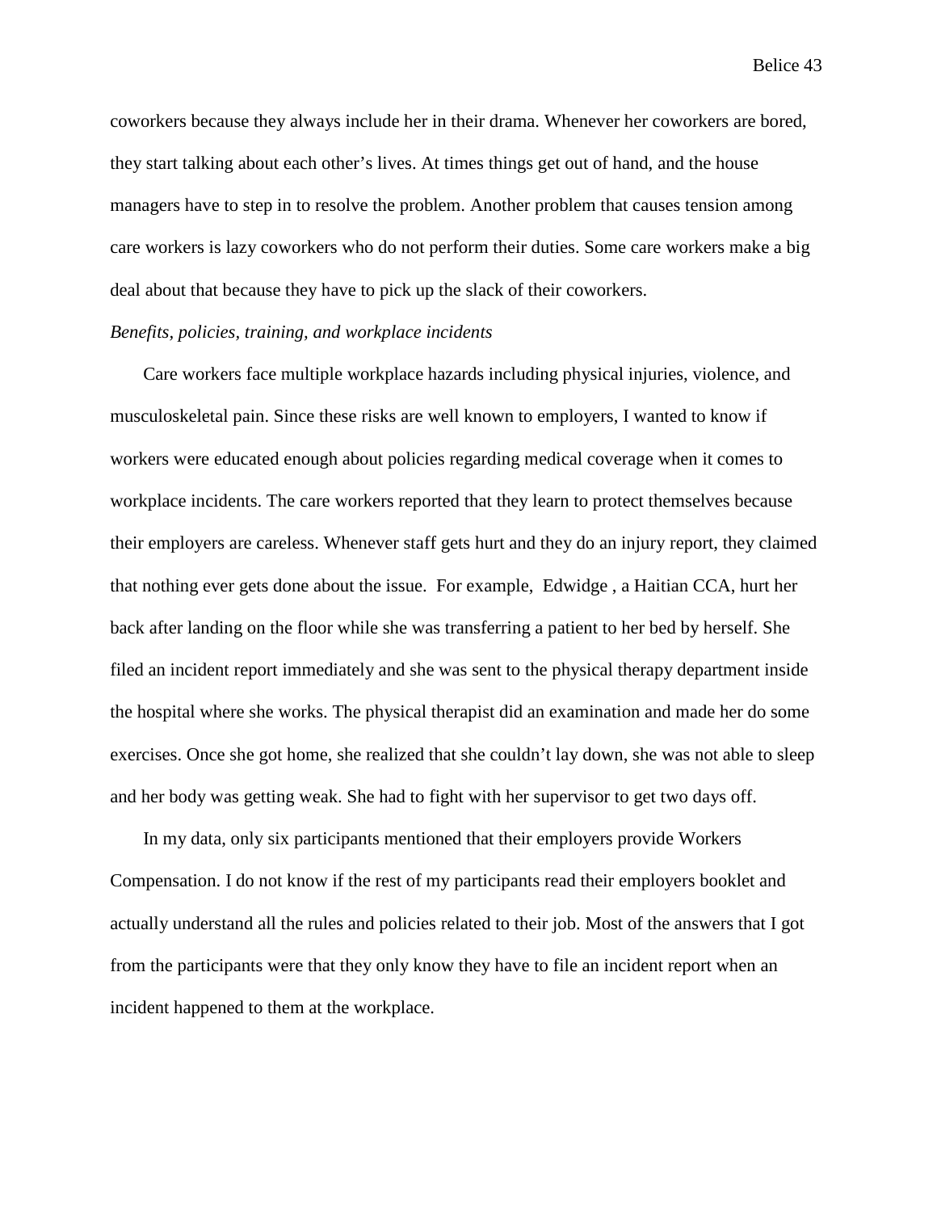coworkers because they always include her in their drama. Whenever her coworkers are bored, they start talking about each other's lives. At times things get out of hand, and the house managers have to step in to resolve the problem. Another problem that causes tension among care workers is lazy coworkers who do not perform their duties. Some care workers make a big deal about that because they have to pick up the slack of their coworkers.

*Benefits, policies, training, and workplace incidents*

Care workers face multiple workplace hazards including physical injuries, violence, and musculoskeletal pain. Since these risks are well known to employers, I wanted to know if workers were educated enough about policies regarding medical coverage when it comes to workplace incidents. The care workers reported that they learn to protect themselves because their employers are careless. Whenever staff gets hurt and they do an injury report, they claimed that nothing ever gets done about the issue. For example, Edwidge , a Haitian CCA, hurt her back after landing on the floor while she was transferring a patient to her bed by herself. She filed an incident report immediately and she was sent to the physical therapy department inside the hospital where she works. The physical therapist did an examination and made her do some exercises. Once she got home, she realized that she couldn't lay down, she was not able to sleep and her body was getting weak. She had to fight with her supervisor to get two days off.

In my data, only six participants mentioned that their employers provide Workers Compensation. I do not know if the rest of my participants read their employers booklet and actually understand all the rules and policies related to their job. Most of the answers that I got from the participants were that they only know they have to file an incident report when an incident happened to them at the workplace.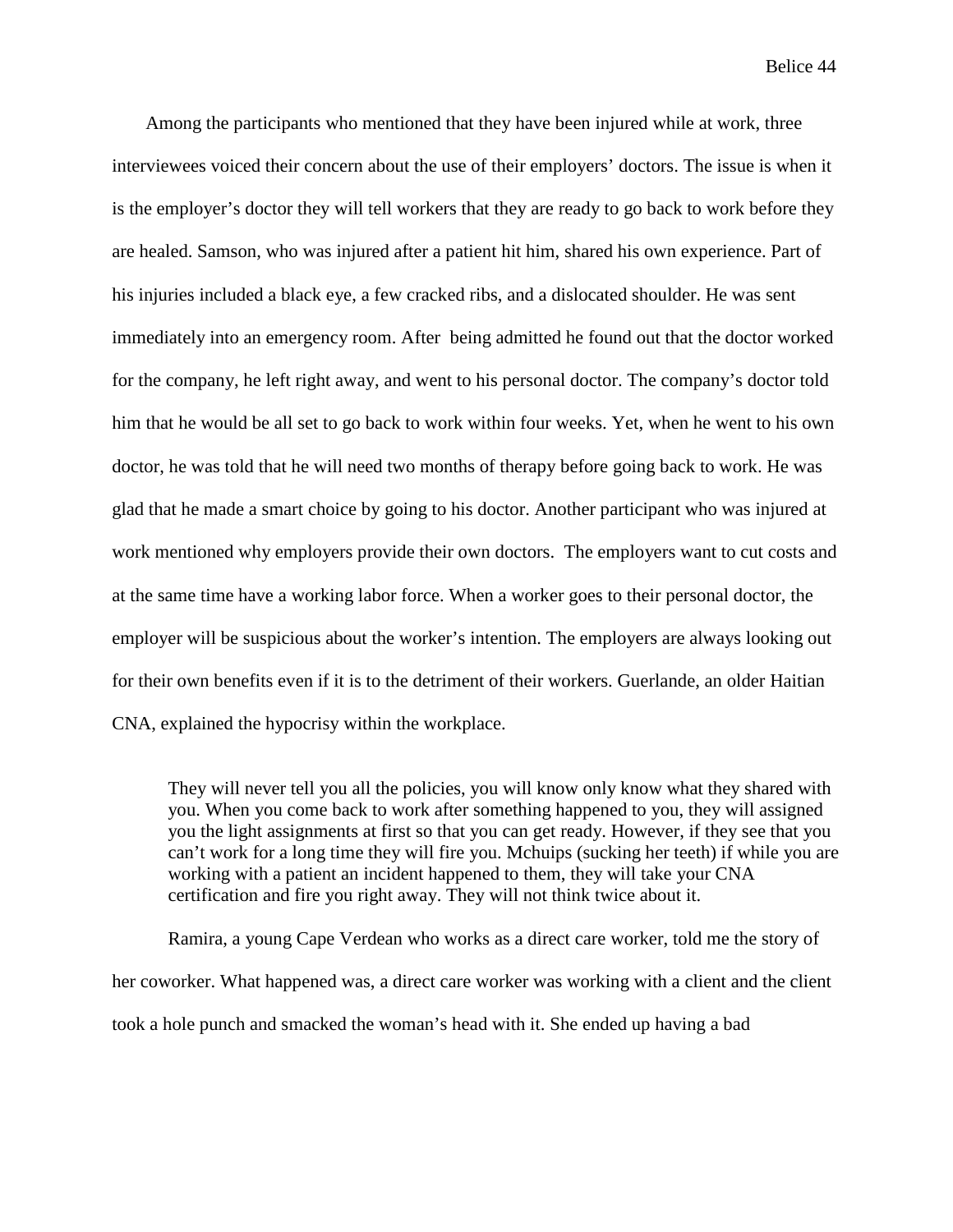Among the participants who mentioned that they have been injured while at work, three interviewees voiced their concern about the use of their employers' doctors. The issue is when it is the employer's doctor they will tell workers that they are ready to go back to work before they are healed. Samson, who was injured after a patient hit him, shared his own experience. Part of his injuries included a black eye, a few cracked ribs, and a dislocated shoulder. He was sent immediately into an emergency room. After being admitted he found out that the doctor worked for the company, he left right away, and went to his personal doctor. The company's doctor told him that he would be all set to go back to work within four weeks. Yet, when he went to his own doctor, he was told that he will need two months of therapy before going back to work. He was glad that he made a smart choice by going to his doctor. Another participant who was injured at work mentioned why employers provide their own doctors. The employers want to cut costs and at the same time have a working labor force. When a worker goes to their personal doctor, the employer will be suspicious about the worker's intention. The employers are always looking out for their own benefits even if it is to the detriment of their workers. Guerlande, an older Haitian CNA, explained the hypocrisy within the workplace.

> They will never tell you all the policies, you will know only know what they shared with you. When you come back to work after something happened to you, they will assigned you the light assignments at first so that you can get ready. However, if they see that you can't work for a long time they will fire you. Mchuips (sucking her teeth) if while you are working with a patient an incident happened to them, they will take your CNA certification and fire you right away. They will not think twice about it.

Ramira, a young Cape Verdean who works as a direct care worker, told me the story of her coworker. What happened was, a direct care worker was working with a client and the client took a hole punch and smacked the woman's head with it. She ended up having a bad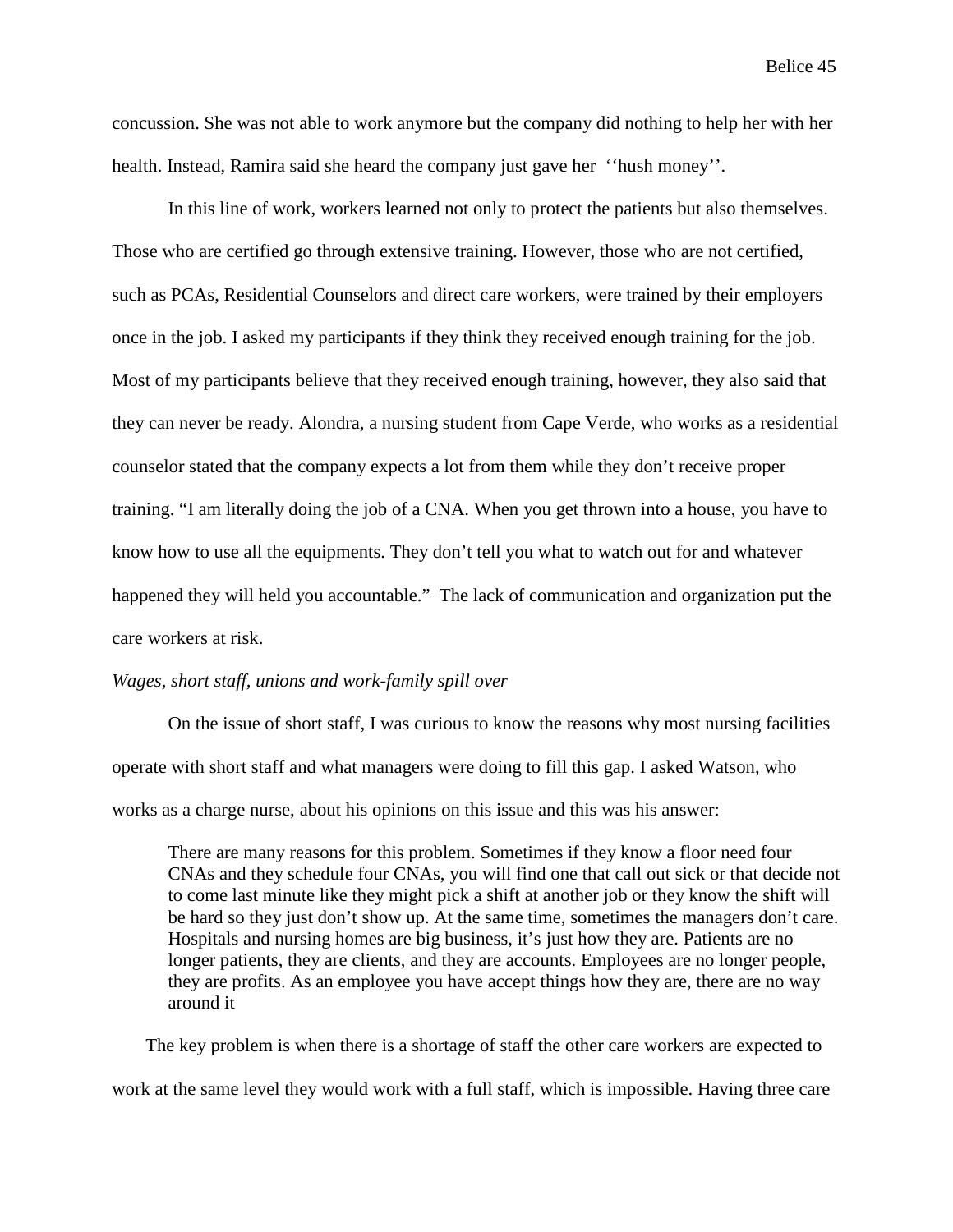concussion. She was not able to work anymore but the company did nothing to help her with her health. Instead, Ramira said she heard the company just gave her ‘‘hush money’’.

In this line of work, workers learned not only to protect the patients but also themselves. Those who are certified go through extensive training. However, those who are not certified, such as PCAs, Residential Counselors and direct care workers, were trained by their employers once in the job. I asked my participants if they think they received enough training for the job. Most of my participants believe that they received enough training, however, they also said that they can never be ready. Alondra, a nursing student from Cape Verde, who works as a residential counselor stated that the company expects a lot from them while they don’t receive proper training. “I am literally doing the job of a CNA. When you get thrown into a house, you have to know how to use all the equipments. They don’t tell you what to watch out for and whatever happened they will held you accountable.” The lack of communication and organization put the care workers at risk.

*Wages, short staff, unions and work-family spill over*

On the issue of short staff, I was curious to know the reasons why most nursing facilities operate with short staff and what managers were doing to fill this gap. I asked Watson, who works as a charge nurse, about his opinions on this issue and this was his answer:

> There are many reasons for this problem. Sometimes if they know a floor need four CNAs and they schedule four CNAs, you will find one that call out sick or that decide not to come last minute like they might pick a shift at another job or they know the shift will be hard so they just don’t show up. At the same time, sometimes the managers don’t care. Hospitals and nursing homes are big business, it’s just how they are. Patients are no longer patients, they are clients, and they are accounts. Employees are no longer people, they are profits. As an employee you have accept things how they are, there are no way around it

The key problem is when there is a shortage of staff the other care workers are expected to work at the same level they would work with a full staff, which is impossible. Having three care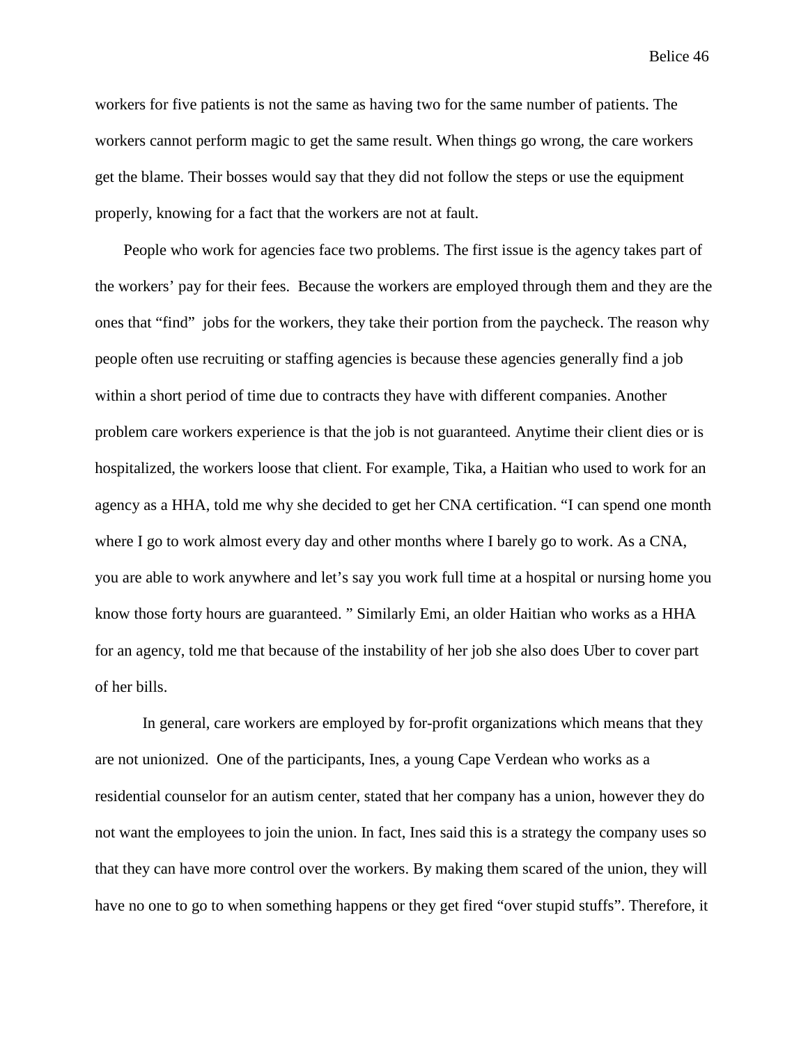workers for five patients is not the same as having two for the same number of patients. The workers cannot perform magic to get the same result. When things go wrong, the care workers get the blame. Their bosses would say that they did not follow the steps or use the equipment properly, knowing for a fact that the workers are not at fault.

People who work for agencies face two problems. The first issue is the agency takes part of the workers' pay for their fees. Because the workers are employed through them and they are the ones that "find" jobs for the workers, they take their portion from the paycheck. The reason why people often use recruiting or staffing agencies is because these agencies generally find a job within a short period of time due to contracts they have with different companies. Another problem care workers experience is that the job is not guaranteed. Anytime their client dies or is hospitalized, the workers loose that client. For example, Tika, a Haitian who used to work for an agency as a HHA, told me why she decided to get her CNA certification. "I can spend one month where I go to work almost every day and other months where I barely go to work. As a CNA, you are able to work anywhere and let's say you work full time at a hospital or nursing home you know those forty hours are guaranteed. " Similarly Emi, an older Haitian who works as a HHA for an agency, told me that because of the instability of her job she also does Uber to cover part of her bills.

In general, care workers are employed by for-profit organizations which means that they are not unionized. One of the participants, Ines, a young Cape Verdean who works as a residential counselor for an autism center, stated that her company has a union, however they do not want the employees to join the union. In fact, Ines said this is a strategy the company uses so that they can have more control over the workers. By making them scared of the union, they will have no one to go to when something happens or they get fired "over stupid stuffs". Therefore, it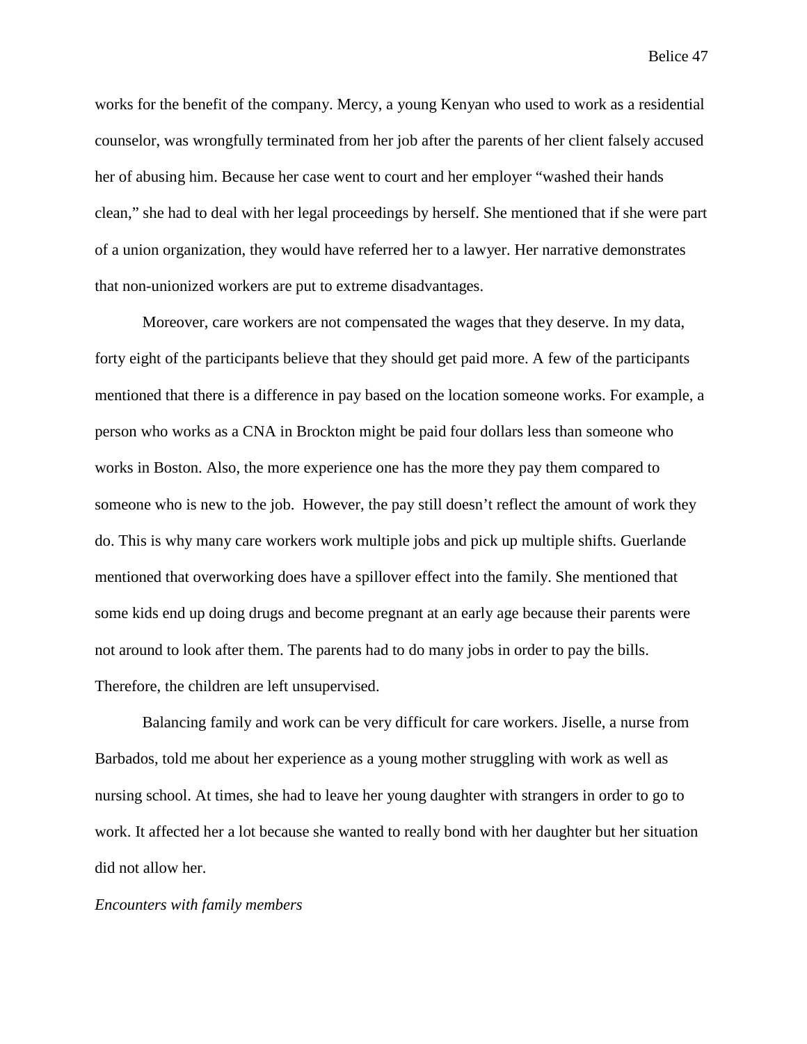works for the benefit of the company. Mercy, a young Kenyan who used to work as a residential counselor, was wrongfully terminated from her job after the parents of her client falsely accused her of abusing him. Because her case went to court and her employer "washed their hands clean," she had to deal with her legal proceedings by herself. She mentioned that if she were part of a union organization, they would have referred her to a lawyer. Her narrative demonstrates that non-unionized workers are put to extreme disadvantages.

Moreover, care workers are not compensated the wages that they deserve. In my data, forty eight of the participants believe that they should get paid more. A few of the participants mentioned that there is a difference in pay based on the location someone works. For example, a person who works as a CNA in Brockton might be paid four dollars less than someone who works in Boston. Also, the more experience one has the more they pay them compared to someone who is new to the job. However, the pay still doesn't reflect the amount of work they do. This is why many care workers work multiple jobs and pick up multiple shifts. Guerlande mentioned that overworking does have a spillover effect into the family. She mentioned that some kids end up doing drugs and become pregnant at an early age because their parents were not around to look after them. The parents had to do many jobs in order to pay the bills. Therefore, the children are left unsupervised.

Balancing family and work can be very difficult for care workers. Jiselle, a nurse from Barbados, told me about her experience as a young mother struggling with work as well as nursing school. At times, she had to leave her young daughter with strangers in order to go to work. It affected her a lot because she wanted to really bond with her daughter but her situation did not allow her.

*Encounters with family members*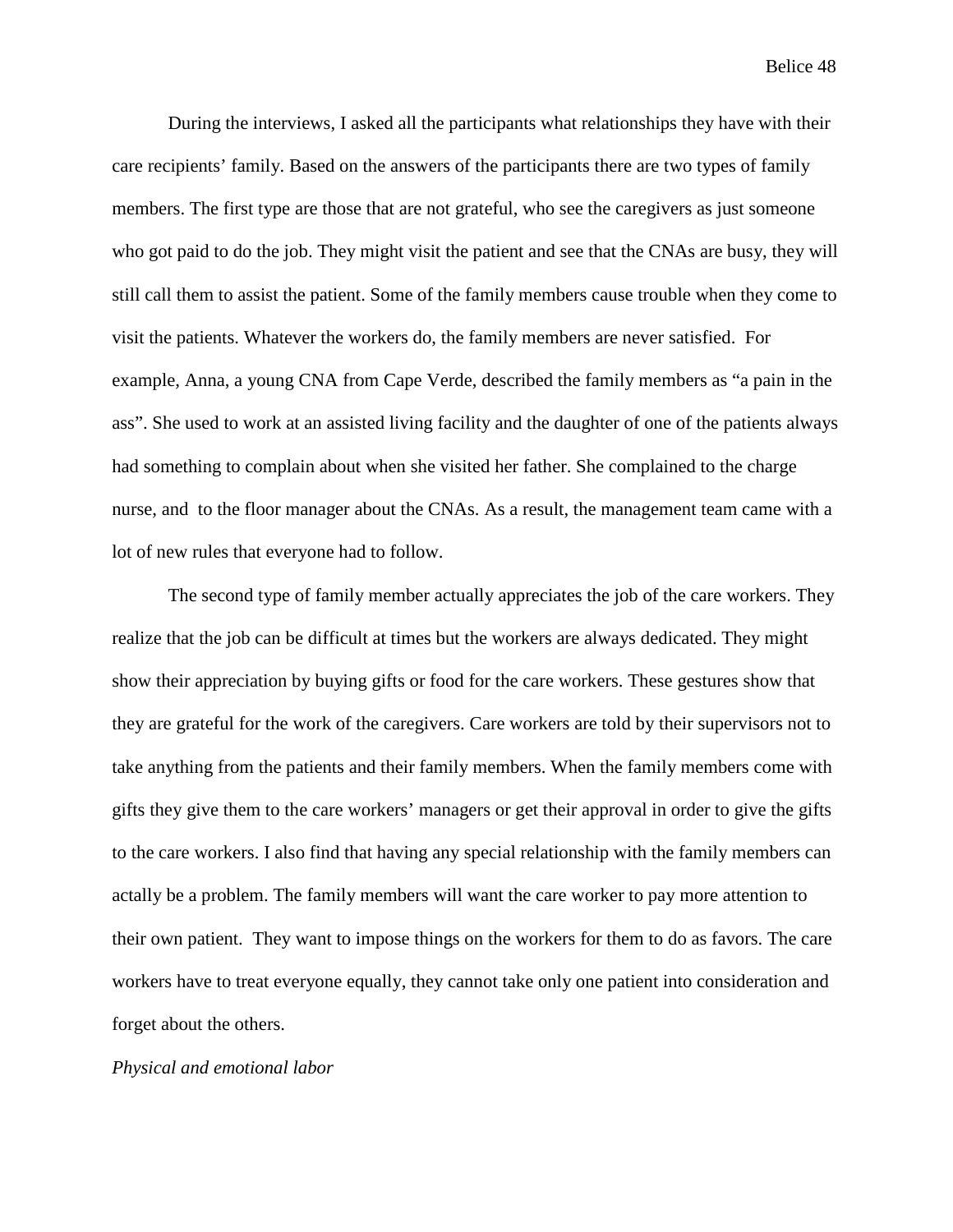During the interviews, I asked all the participants what relationships they have with their care recipients' family. Based on the answers of the participants there are two types of family members. The first type are those that are not grateful, who see the caregivers as just someone who got paid to do the job. They might visit the patient and see that the CNAs are busy, they will still call them to assist the patient. Some of the family members cause trouble when they come to visit the patients. Whatever the workers do, the family members are never satisfied. For example, Anna, a young CNA from Cape Verde, described the family members as "a pain in the ass". She used to work at an assisted living facility and the daughter of one of the patients always had something to complain about when she visited her father. She complained to the charge nurse, and to the floor manager about the CNAs. As a result, the management team came with a lot of new rules that everyone had to follow.

The second type of family member actually appreciates the job of the care workers. They realize that the job can be difficult at times but the workers are always dedicated. They might show their appreciation by buying gifts or food for the care workers. These gestures show that they are grateful for the work of the caregivers. Care workers are told by their supervisors not to take anything from the patients and their family members. When the family members come with gifts they give them to the care workers' managers or get their approval in order to give the gifts to the care workers. I also find that having any special relationship with the family members can actally be a problem. The family members will want the care worker to pay more attention to their own patient. They want to impose things on the workers for them to do as favors. The care workers have to treat everyone equally, they cannot take only one patient into consideration and forget about the others.

*Physical and emotional labor*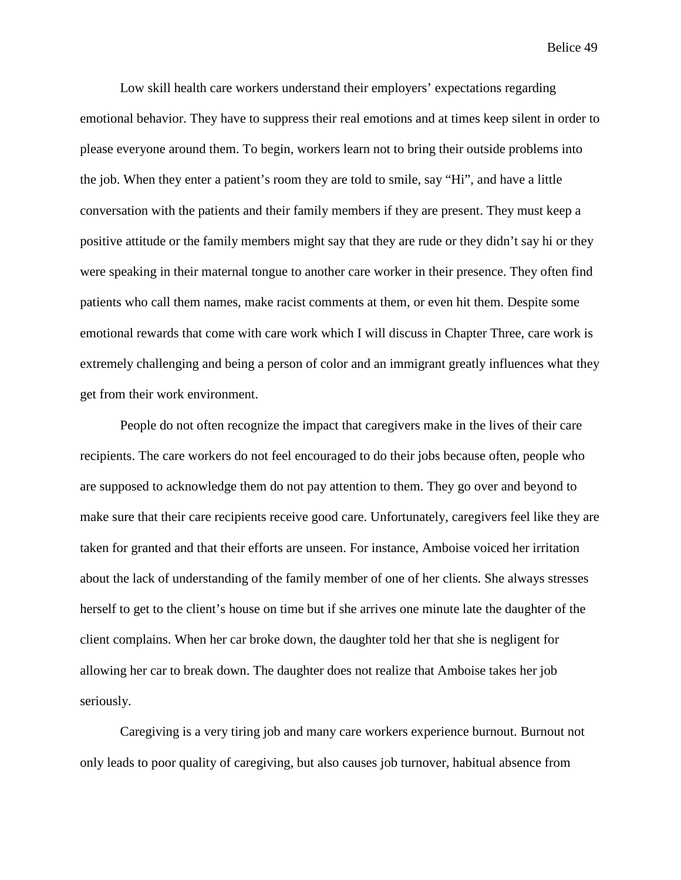Low skill health care workers understand their employers' expectations regarding emotional behavior. They have to suppress their real emotions and at times keep silent in order to please everyone around them. To begin, workers learn not to bring their outside problems into the job. When they enter a patient's room they are told to smile, say "Hi", and have a little conversation with the patients and their family members if they are present. They must keep a positive attitude or the family members might say that they are rude or they didn't say hi or they were speaking in their maternal tongue to another care worker in their presence. They often find patients who call them names, make racist comments at them, or even hit them. Despite some emotional rewards that come with care work which I will discuss in Chapter Three, care work is extremely challenging and being a person of color and an immigrant greatly influences what they get from their work environment.

People do not often recognize the impact that caregivers make in the lives of their care recipients. The care workers do not feel encouraged to do their jobs because often, people who are supposed to acknowledge them do not pay attention to them. They go over and beyond to make sure that their care recipients receive good care. Unfortunately, caregivers feel like they are taken for granted and that their efforts are unseen. For instance, Amboise voiced her irritation about the lack of understanding of the family member of one of her clients. She always stresses herself to get to the client's house on time but if she arrives one minute late the daughter of the client complains. When her car broke down, the daughter told her that she is negligent for allowing her car to break down. The daughter does not realize that Amboise takes her job seriously.

Caregiving is a very tiring job and many care workers experience burnout. Burnout not only leads to poor quality of caregiving, but also causes job turnover, habitual absence from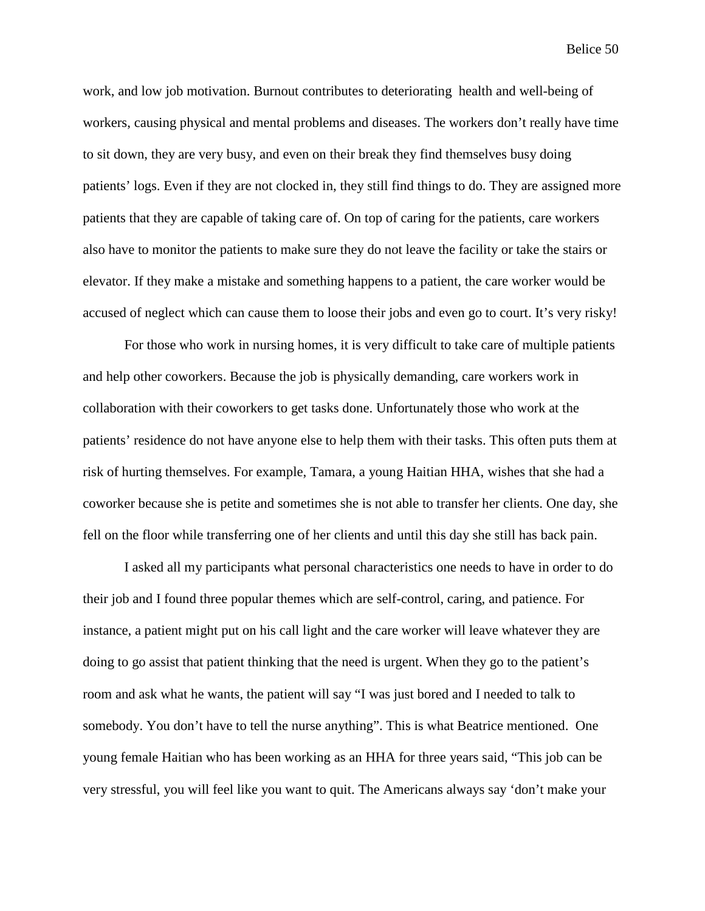work, and low job motivation. Burnout contributes to deteriorating health and well-being of workers, causing physical and mental problems and diseases. The workers don't really have time to sit down, they are very busy, and even on their break they find themselves busy doing patients' logs. Even if they are not clocked in, they still find things to do. They are assigned more patients that they are capable of taking care of. On top of caring for the patients, care workers also have to monitor the patients to make sure they do not leave the facility or take the stairs or elevator. If they make a mistake and something happens to a patient, the care worker would be accused of neglect which can cause them to loose their jobs and even go to court. It's very risky!

For those who work in nursing homes, it is very difficult to take care of multiple patients and help other coworkers. Because the job is physically demanding, care workers work in collaboration with their coworkers to get tasks done. Unfortunately those who work at the patients' residence do not have anyone else to help them with their tasks. This often puts them at risk of hurting themselves. For example, Tamara, a young Haitian HHA, wishes that she had a coworker because she is petite and sometimes she is not able to transfer her clients. One day, she fell on the floor while transferring one of her clients and until this day she still has back pain.

I asked all my participants what personal characteristics one needs to have in order to do their job and I found three popular themes which are self-control, caring, and patience. For instance, a patient might put on his call light and the care worker will leave whatever they are doing to go assist that patient thinking that the need is urgent. When they go to the patient's room and ask what he wants, the patient will say "I was just bored and I needed to talk to somebody. You don't have to tell the nurse anything". This is what Beatrice mentioned. One young female Haitian who has been working as an HHA for three years said, "This job can be very stressful, you will feel like you want to quit. The Americans always say 'don't make your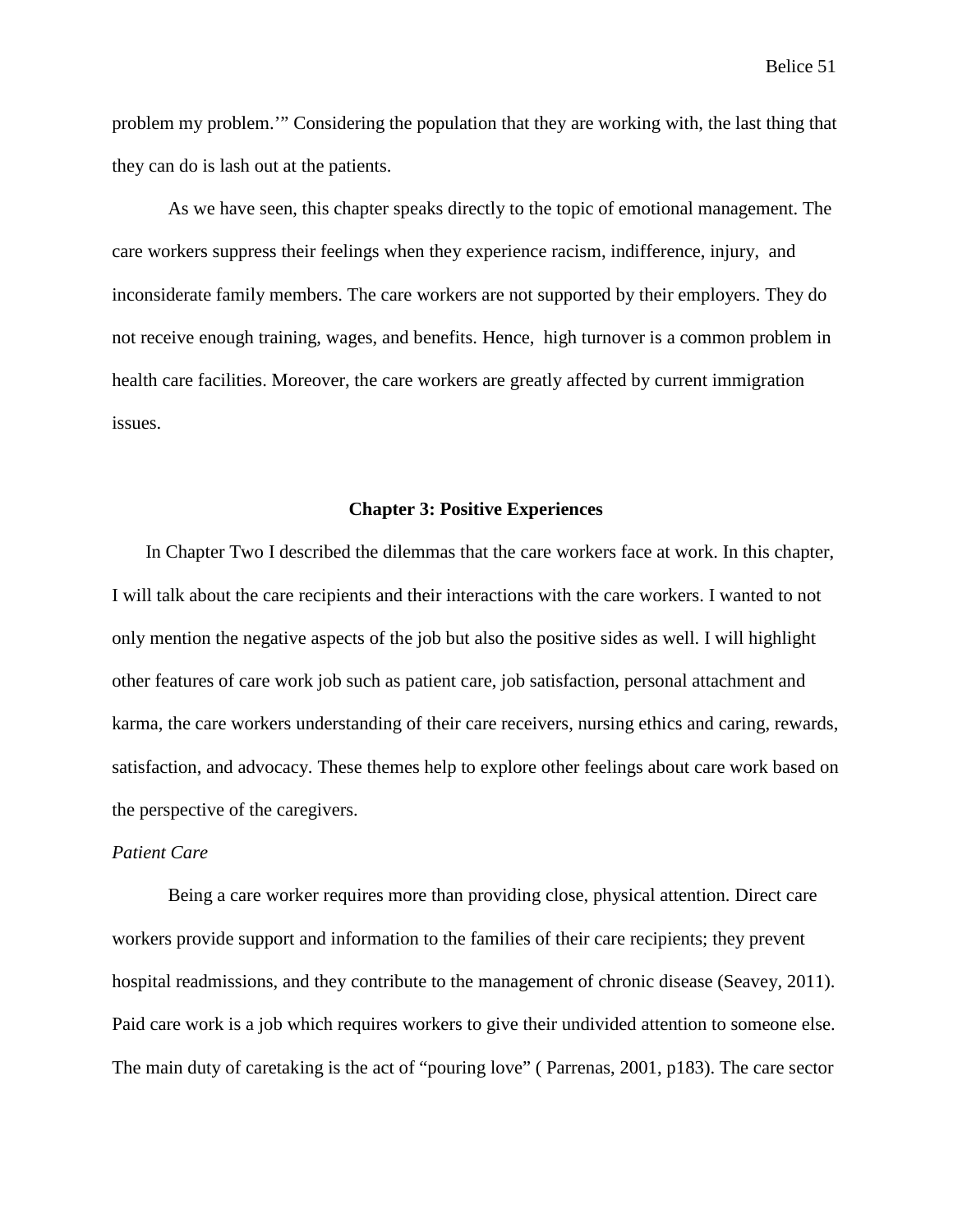problem my problem.'" Considering the population that they are working with, the last thing that they can do is lash out at the patients.

As we have seen, this chapter speaks directly to the topic of emotional management. The care workers suppress their feelings when they experience racism, indifference, injury, and inconsiderate family members. The care workers are not supported by their employers. They do not receive enough training, wages, and benefits. Hence, high turnover is a common problem in health care facilities. Moreover, the care workers are greatly affected by current immigration issues.

## Chapter 3: Positive Experiences

In Chapter Two I described the dilemmas that the care workers face at work. In this chapter, I will talk about the care recipients and their interactions with the care workers. I wanted to not only mention the negative aspects of the job but also the positive sides as well. I will highlight other features of care work job such as patient care, job satisfaction, personal attachment and karma, the care workers understanding of their care receivers, nursing ethics and caring, rewards, satisfaction, and advocacy. These themes help to explore other feelings about care work based on the perspective of the caregivers.

### *Patient Care*

Being a care worker requires more than providing close, physical attention. Direct care workers provide support and information to the families of their care recipients; they prevent hospital readmissions, and they contribute to the management of chronic disease (Seavey, 2011). Paid care work is a job which requires workers to give their undivided attention to someone else. The main duty of caretaking is the act of "pouring love" ( Parrenas, 2001, p183). The care sector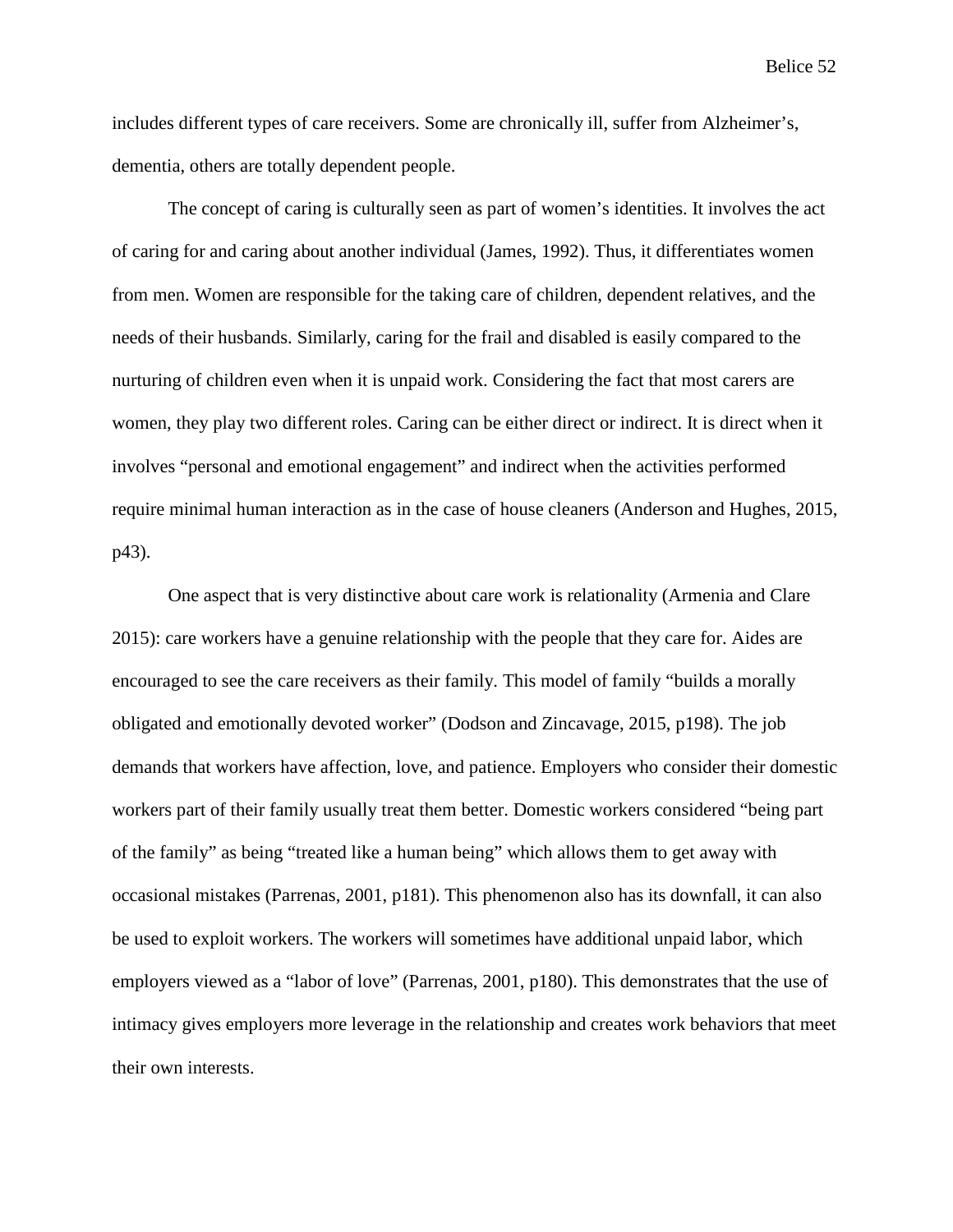includes different types of care receivers. Some are chronically ill, suffer from Alzheimer's, dementia, others are totally dependent people.

The concept of caring is culturally seen as part of women's identities. It involves the act of caring for and caring about another individual (James, 1992). Thus, it differentiates women from men. Women are responsible for the taking care of children, dependent relatives, and the needs of their husbands. Similarly, caring for the frail and disabled is easily compared to the nurturing of children even when it is unpaid work. Considering the fact that most carers are women, they play two different roles. Caring can be either direct or indirect. It is direct when it involves "personal and emotional engagement" and indirect when the activities performed require minimal human interaction as in the case of house cleaners (Anderson and Hughes, 2015, p43).

One aspect that is very distinctive about care work is relationality (Armenia and Clare 2015): care workers have a genuine relationship with the people that they care for. Aides are encouraged to see the care receivers as their family. This model of family "builds a morally obligated and emotionally devoted worker" (Dodson and Zincavage, 2015, p198). The job demands that workers have affection, love, and patience. Employers who consider their domestic workers part of their family usually treat them better. Domestic workers considered "being part of the family" as being "treated like a human being" which allows them to get away with occasional mistakes (Parrenas, 2001, p181). This phenomenon also has its downfall, it can also be used to exploit workers. The workers will sometimes have additional unpaid labor, which employers viewed as a "labor of love" (Parrenas, 2001, p180). This demonstrates that the use of intimacy gives employers more leverage in the relationship and creates work behaviors that meet their own interests.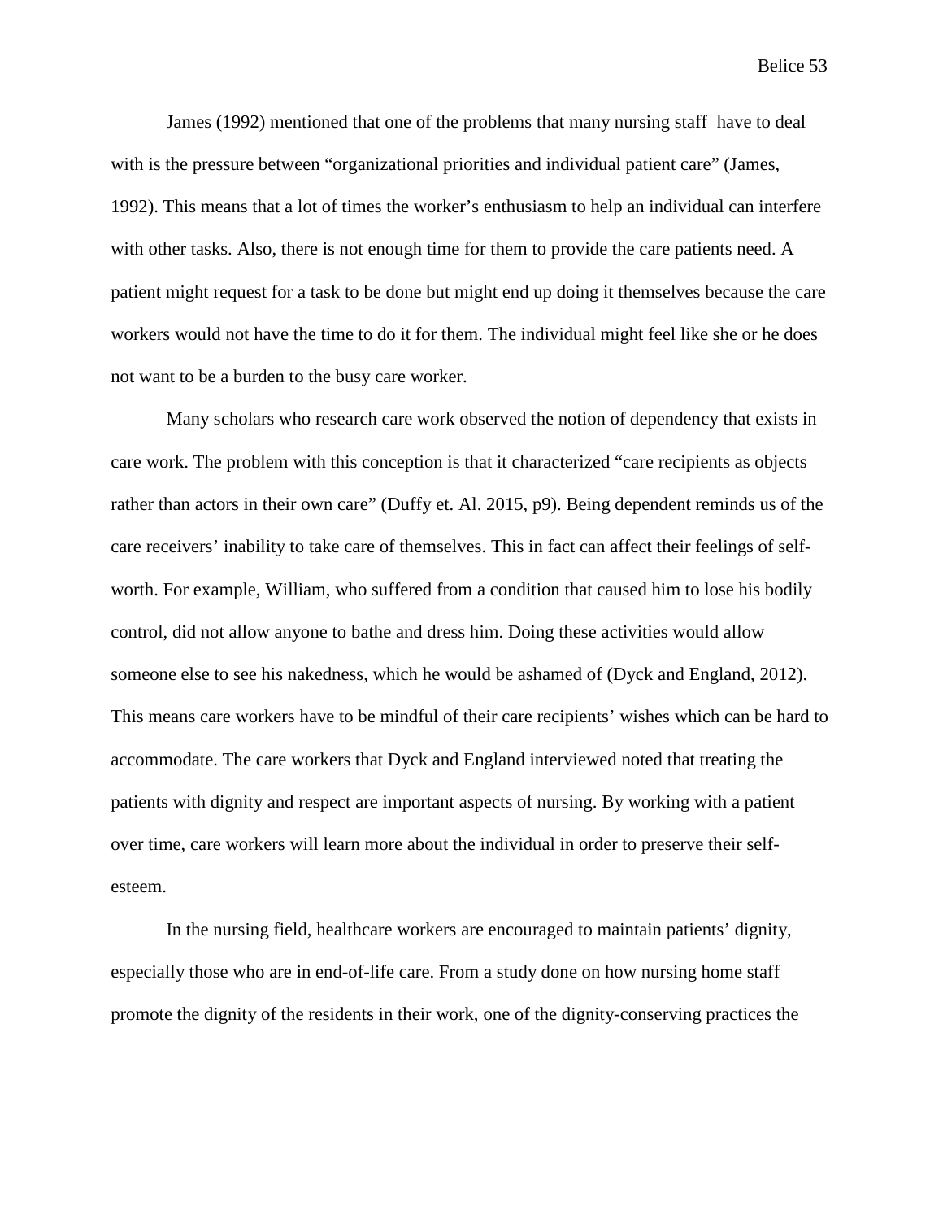James (1992) mentioned that one of the problems that many nursing staff have to deal with is the pressure between "organizational priorities and individual patient care" (James, 1992). This means that a lot of times the worker's enthusiasm to help an individual can interfere with other tasks. Also, there is not enough time for them to provide the care patients need. A patient might request for a task to be done but might end up doing it themselves because the care workers would not have the time to do it for them. The individual might feel like she or he does not want to be a burden to the busy care worker.

Many scholars who research care work observed the notion of dependency that exists in care work. The problem with this conception is that it characterized "care recipients as objects rather than actors in their own care" (Duffy et. Al. 2015, p9). Being dependent reminds us of the care receivers' inability to take care of themselves. This in fact can affect their feelings of self-worth. For example, William, who suffered from a condition that caused him to lose his bodily control, did not allow anyone to bathe and dress him. Doing these activities would allow someone else to see his nakedness, which he would be ashamed of (Dyck and England, 2012). This means care workers have to be mindful of their care recipients' wishes which can be hard to accommodate. The care workers that Dyck and England interviewed noted that treating the patients with dignity and respect are important aspects of nursing. By working with a patient over time, care workers will learn more about the individual in order to preserve their self-esteem.

In the nursing field, healthcare workers are encouraged to maintain patients' dignity, especially those who are in end-of-life care. From a study done on how nursing home staff promote the dignity of the residents in their work, one of the dignity-conserving practices the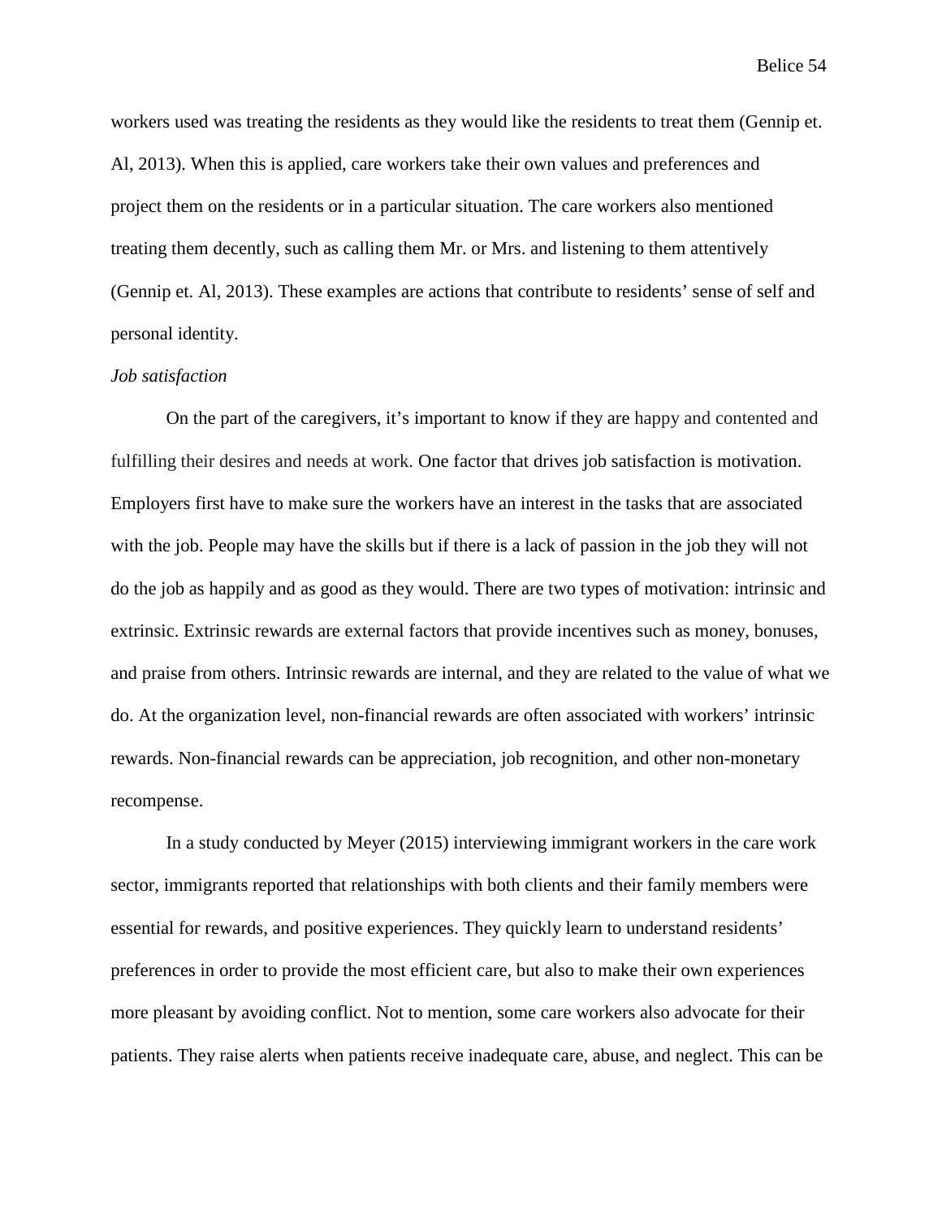workers used was treating the residents as they would like the residents to treat them (Gennip et. Al, 2013). When this is applied, care workers take their own values and preferences and project them on the residents or in a particular situation. The care workers also mentioned treating them decently, such as calling them Mr. or Mrs. and listening to them attentively (Gennip et. Al, 2013). These examples are actions that contribute to residents' sense of self and personal identity.

*Job satisfaction*

On the part of the caregivers, it's important to know if they are happy and contented and fulfilling their desires and needs at work. One factor that drives job satisfaction is motivation. Employers first have to make sure the workers have an interest in the tasks that are associated with the job. People may have the skills but if there is a lack of passion in the job they will not do the job as happily and as good as they would. There are two types of motivation: intrinsic and extrinsic. Extrinsic rewards are external factors that provide incentives such as money, bonuses, and praise from others. Intrinsic rewards are internal, and they are related to the value of what we do. At the organization level, non-financial rewards are often associated with workers' intrinsic rewards. Non-financial rewards can be appreciation, job recognition, and other non-monetary recompense.

In a study conducted by Meyer (2015) interviewing immigrant workers in the care work sector, immigrants reported that relationships with both clients and their family members were essential for rewards, and positive experiences. They quickly learn to understand residents' preferences in order to provide the most efficient care, but also to make their own experiences more pleasant by avoiding conflict. Not to mention, some care workers also advocate for their patients. They raise alerts when patients receive inadequate care, abuse, and neglect. This can be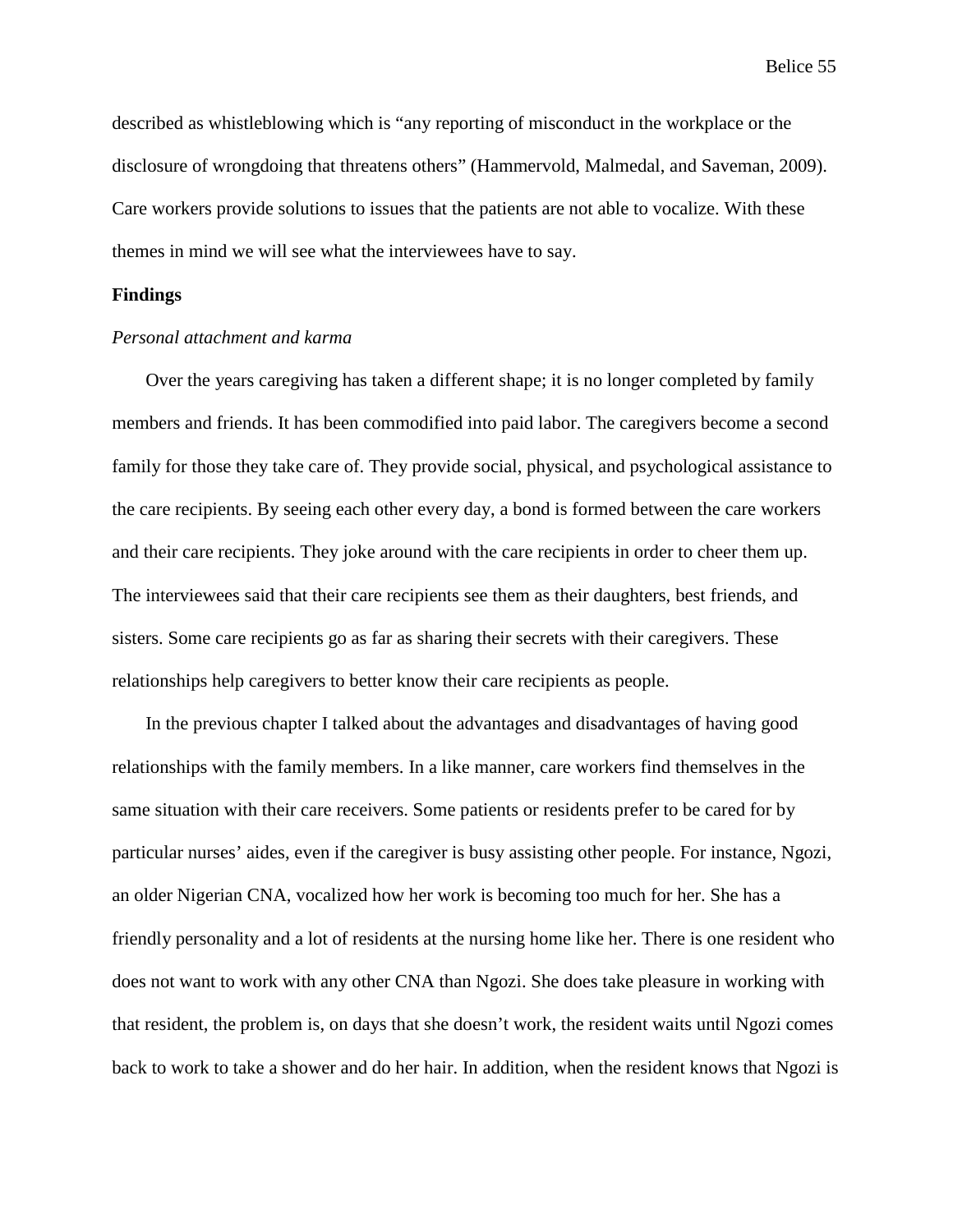described as whistleblowing which is "any reporting of misconduct in the workplace or the disclosure of wrongdoing that threatens others" (Hammervold, Malmedal, and Saveman, 2009). Care workers provide solutions to issues that the patients are not able to vocalize. With these themes in mind we will see what the interviewees have to say.

**Findings**

*Personal attachment and karma*

Over the years caregiving has taken a different shape; it is no longer completed by family members and friends. It has been commodified into paid labor. The caregivers become a second family for those they take care of. They provide social, physical, and psychological assistance to the care recipients. By seeing each other every day, a bond is formed between the care workers and their care recipients. They joke around with the care recipients in order to cheer them up. The interviewees said that their care recipients see them as their daughters, best friends, and sisters. Some care recipients go as far as sharing their secrets with their caregivers. These relationships help caregivers to better know their care recipients as people.

In the previous chapter I talked about the advantages and disadvantages of having good relationships with the family members. In a like manner, care workers find themselves in the same situation with their care receivers. Some patients or residents prefer to be cared for by particular nurses' aides, even if the caregiver is busy assisting other people. For instance, Ngozi, an older Nigerian CNA, vocalized how her work is becoming too much for her. She has a friendly personality and a lot of residents at the nursing home like her. There is one resident who does not want to work with any other CNA than Ngozi. She does take pleasure in working with that resident, the problem is, on days that she doesn't work, the resident waits until Ngozi comes back to work to take a shower and do her hair. In addition, when the resident knows that Ngozi is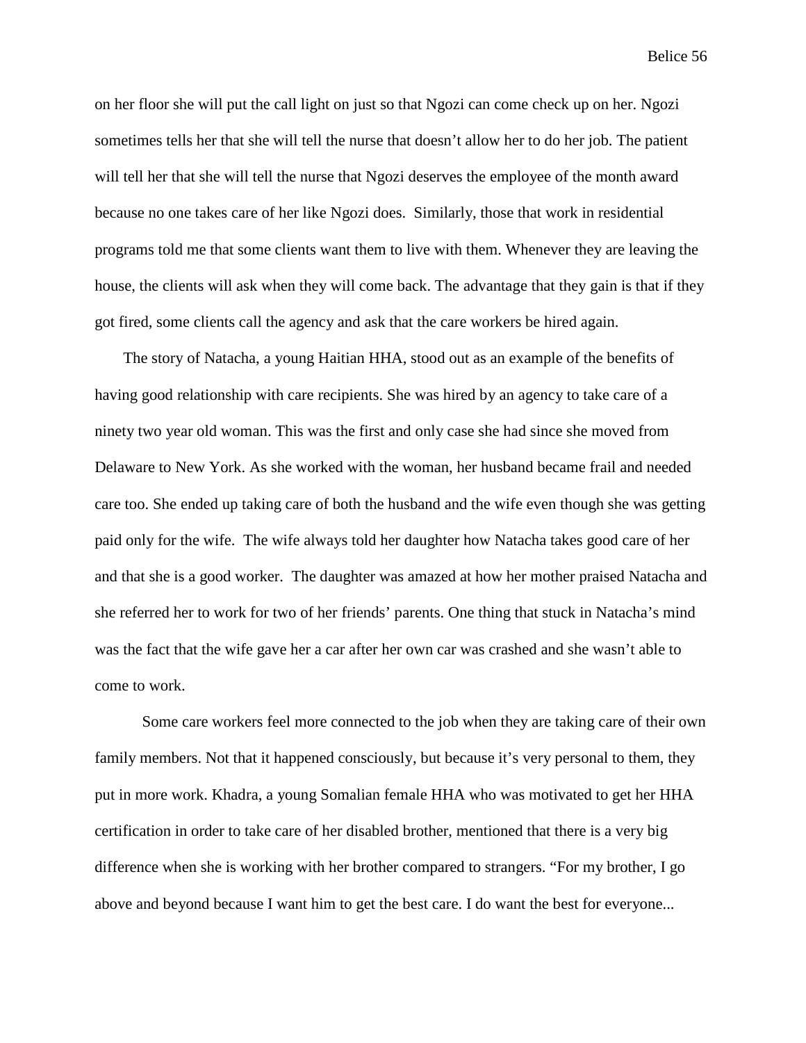on her floor she will put the call light on just so that Ngozi can come check up on her. Ngozi sometimes tells her that she will tell the nurse that doesn't allow her to do her job. The patient will tell her that she will tell the nurse that Ngozi deserves the employee of the month award because no one takes care of her like Ngozi does. Similarly, those that work in residential programs told me that some clients want them to live with them. Whenever they are leaving the house, the clients will ask when they will come back. The advantage that they gain is that if they got fired, some clients call the agency and ask that the care workers be hired again.

The story of Natacha, a young Haitian HHA, stood out as an example of the benefits of having good relationship with care recipients. She was hired by an agency to take care of a ninety two year old woman. This was the first and only case she had since she moved from Delaware to New York. As she worked with the woman, her husband became frail and needed care too. She ended up taking care of both the husband and the wife even though she was getting paid only for the wife. The wife always told her daughter how Natacha takes good care of her and that she is a good worker. The daughter was amazed at how her mother praised Natacha and she referred her to work for two of her friends' parents. One thing that stuck in Natacha's mind was the fact that the wife gave her a car after her own car was crashed and she wasn't able to come to work.

Some care workers feel more connected to the job when they are taking care of their own family members. Not that it happened consciously, but because it's very personal to them, they put in more work. Khadra, a young Somalian female HHA who was motivated to get her HHA certification in order to take care of her disabled brother, mentioned that there is a very big difference when she is working with her brother compared to strangers. "For my brother, I go above and beyond because I want him to get the best care. I do want the best for everyone...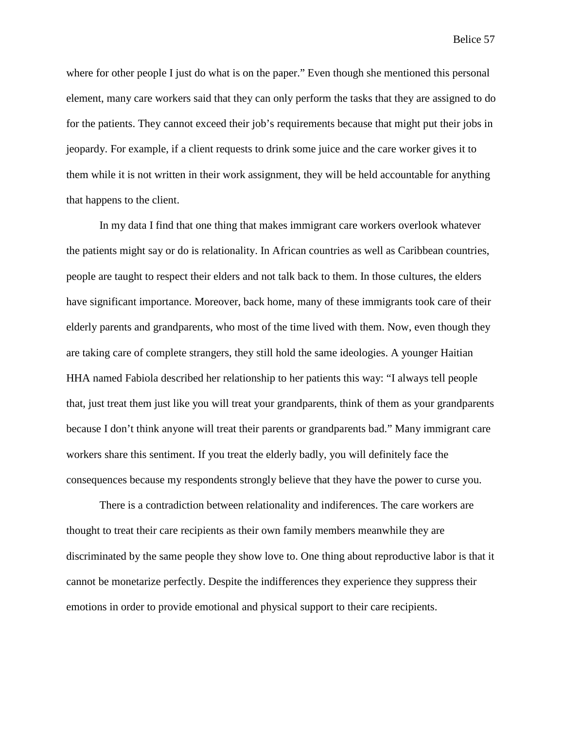where for other people I just do what is on the paper." Even though she mentioned this personal element, many care workers said that they can only perform the tasks that they are assigned to do for the patients. They cannot exceed their job's requirements because that might put their jobs in jeopardy. For example, if a client requests to drink some juice and the care worker gives it to them while it is not written in their work assignment, they will be held accountable for anything that happens to the client.

In my data I find that one thing that makes immigrant care workers overlook whatever the patients might say or do is relationality. In African countries as well as Caribbean countries, people are taught to respect their elders and not talk back to them. In those cultures, the elders have significant importance. Moreover, back home, many of these immigrants took care of their elderly parents and grandparents, who most of the time lived with them. Now, even though they are taking care of complete strangers, they still hold the same ideologies. A younger Haitian HHA named Fabiola described her relationship to her patients this way: "I always tell people that, just treat them just like you will treat your grandparents, think of them as your grandparents because I don't think anyone will treat their parents or grandparents bad." Many immigrant care workers share this sentiment. If you treat the elderly badly, you will definitely face the consequences because my respondents strongly believe that they have the power to curse you.

There is a contradiction between relationality and indiferences. The care workers are thought to treat their care recipients as their own family members meanwhile they are discriminated by the same people they show love to. One thing about reproductive labor is that it cannot be monetarize perfectly. Despite the indifferences they experience they suppress their emotions in order to provide emotional and physical support to their care recipients.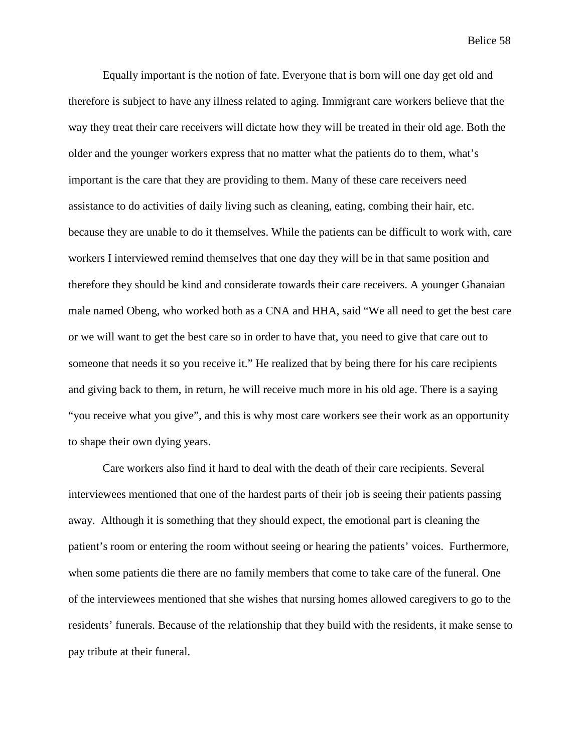Equally important is the notion of fate. Everyone that is born will one day get old and therefore is subject to have any illness related to aging. Immigrant care workers believe that the way they treat their care receivers will dictate how they will be treated in their old age. Both the older and the younger workers express that no matter what the patients do to them, what's important is the care that they are providing to them. Many of these care receivers need assistance to do activities of daily living such as cleaning, eating, combing their hair, etc. because they are unable to do it themselves. While the patients can be difficult to work with, care workers I interviewed remind themselves that one day they will be in that same position and therefore they should be kind and considerate towards their care receivers. A younger Ghanaian male named Obeng, who worked both as a CNA and HHA, said "We all need to get the best care or we will want to get the best care so in order to have that, you need to give that care out to someone that needs it so you receive it." He realized that by being there for his care recipients and giving back to them, in return, he will receive much more in his old age. There is a saying "you receive what you give", and this is why most care workers see their work as an opportunity to shape their own dying years.

Care workers also find it hard to deal with the death of their care recipients. Several interviewees mentioned that one of the hardest parts of their job is seeing their patients passing away. Although it is something that they should expect, the emotional part is cleaning the patient's room or entering the room without seeing or hearing the patients' voices. Furthermore, when some patients die there are no family members that come to take care of the funeral. One of the interviewees mentioned that she wishes that nursing homes allowed caregivers to go to the residents' funerals. Because of the relationship that they build with the residents, it make sense to pay tribute at their funeral.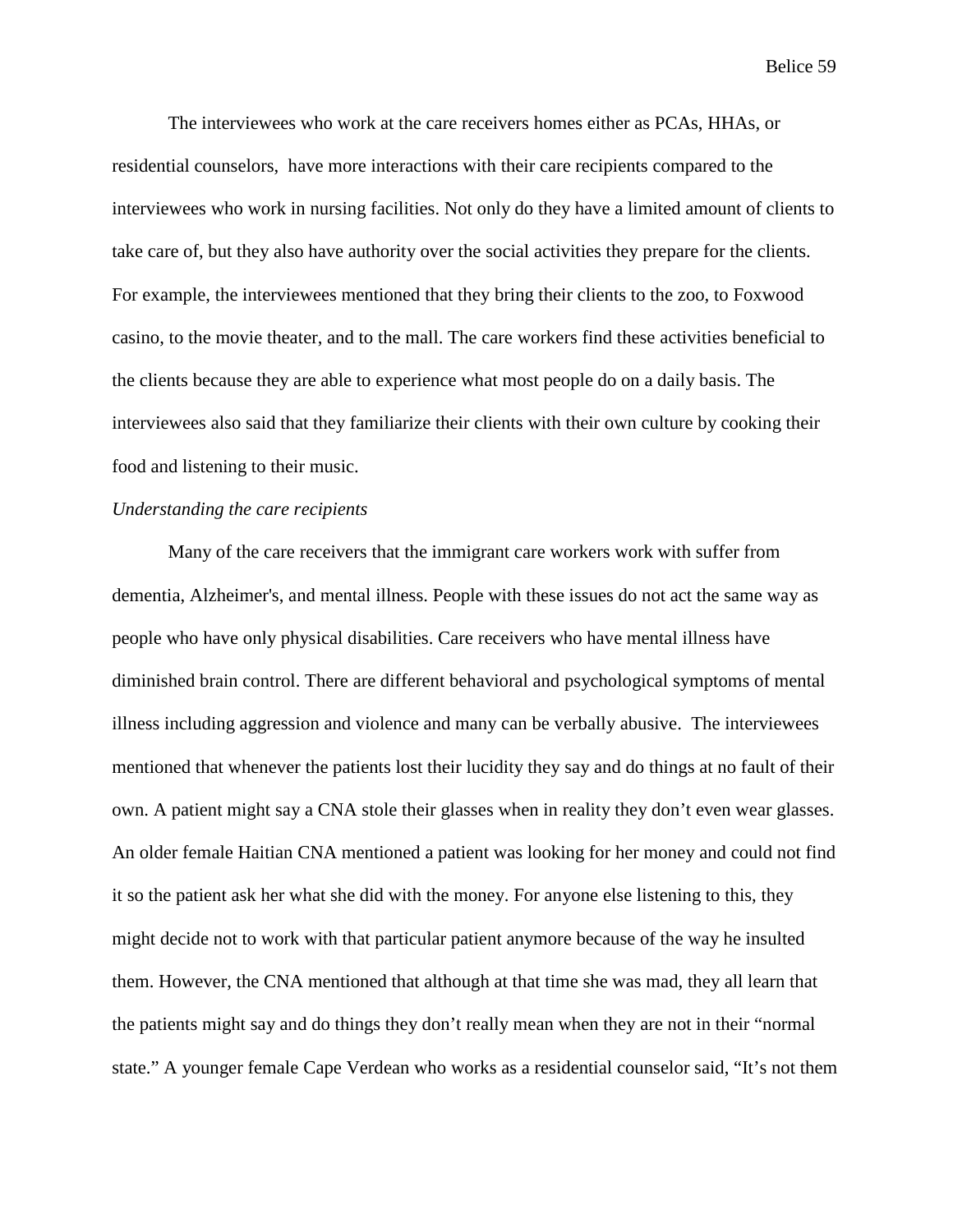The interviewees who work at the care receivers homes either as PCAs, HHAs, or residential counselors, have more interactions with their care recipients compared to the interviewees who work in nursing facilities. Not only do they have a limited amount of clients to take care of, but they also have authority over the social activities they prepare for the clients. For example, the interviewees mentioned that they bring their clients to the zoo, to Foxwood casino, to the movie theater, and to the mall. The care workers find these activities beneficial to the clients because they are able to experience what most people do on a daily basis. The interviewees also said that they familiarize their clients with their own culture by cooking their food and listening to their music.

*Understanding the care recipients*

Many of the care receivers that the immigrant care workers work with suffer from dementia, Alzheimer's, and mental illness. People with these issues do not act the same way as people who have only physical disabilities. Care receivers who have mental illness have diminished brain control. There are different behavioral and psychological symptoms of mental illness including aggression and violence and many can be verbally abusive. The interviewees mentioned that whenever the patients lost their lucidity they say and do things at no fault of their own. A patient might say a CNA stole their glasses when in reality they don't even wear glasses. An older female Haitian CNA mentioned a patient was looking for her money and could not find it so the patient ask her what she did with the money. For anyone else listening to this, they might decide not to work with that particular patient anymore because of the way he insulted them. However, the CNA mentioned that although at that time she was mad, they all learn that the patients might say and do things they don't really mean when they are not in their "normal state." A younger female Cape Verdean who works as a residential counselor said, "It's not them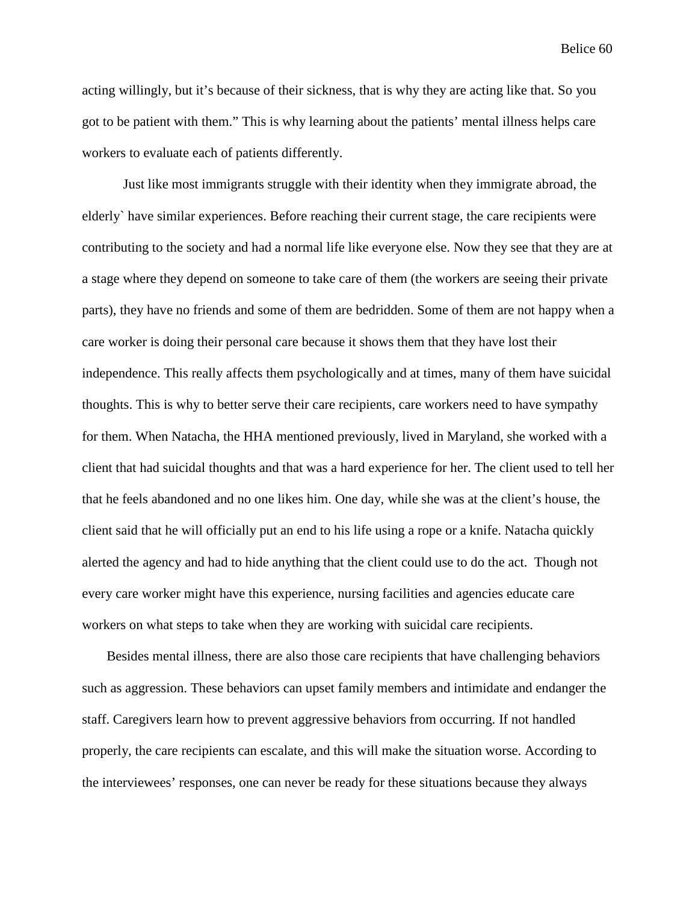acting willingly, but it's because of their sickness, that is why they are acting like that. So you got to be patient with them." This is why learning about the patients' mental illness helps care workers to evaluate each of patients differently.

Just like most immigrants struggle with their identity when they immigrate abroad, the elderly` have similar experiences. Before reaching their current stage, the care recipients were contributing to the society and had a normal life like everyone else. Now they see that they are at a stage where they depend on someone to take care of them (the workers are seeing their private parts), they have no friends and some of them are bedridden. Some of them are not happy when a care worker is doing their personal care because it shows them that they have lost their independence. This really affects them psychologically and at times, many of them have suicidal thoughts. This is why to better serve their care recipients, care workers need to have sympathy for them. When Natacha, the HHA mentioned previously, lived in Maryland, she worked with a client that had suicidal thoughts and that was a hard experience for her. The client used to tell her that he feels abandoned and no one likes him. One day, while she was at the client's house, the client said that he will officially put an end to his life using a rope or a knife. Natacha quickly alerted the agency and had to hide anything that the client could use to do the act. Though not every care worker might have this experience, nursing facilities and agencies educate care workers on what steps to take when they are working with suicidal care recipients.

Besides mental illness, there are also those care recipients that have challenging behaviors such as aggression. These behaviors can upset family members and intimidate and endanger the staff. Caregivers learn how to prevent aggressive behaviors from occurring. If not handled properly, the care recipients can escalate, and this will make the situation worse. According to the interviewees' responses, one can never be ready for these situations because they always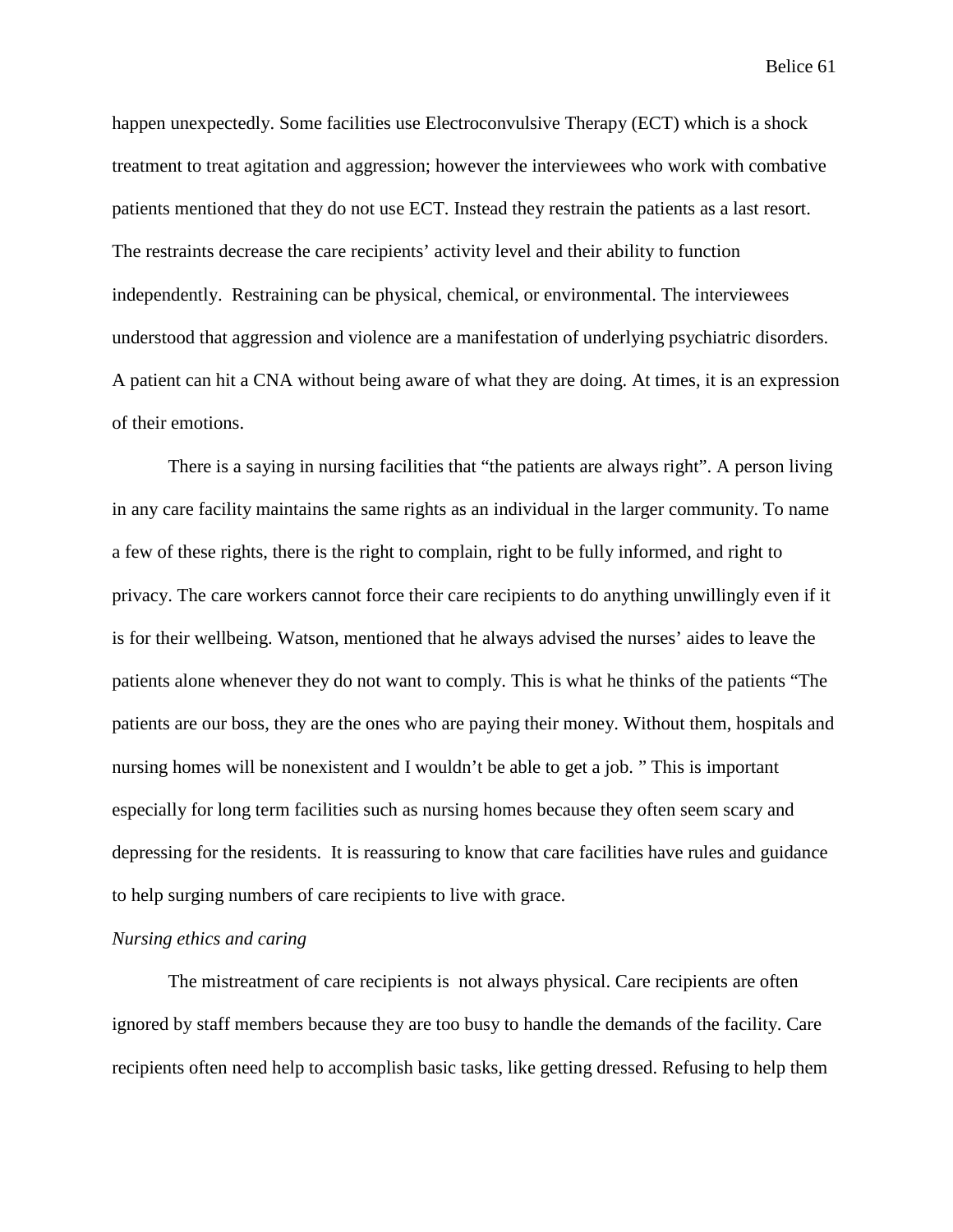happen unexpectedly. Some facilities use Electroconvulsive Therapy (ECT) which is a shock treatment to treat agitation and aggression; however the interviewees who work with combative patients mentioned that they do not use ECT. Instead they restrain the patients as a last resort. The restraints decrease the care recipients' activity level and their ability to function independently. Restraining can be physical, chemical, or environmental. The interviewees understood that aggression and violence are a manifestation of underlying psychiatric disorders. A patient can hit a CNA without being aware of what they are doing. At times, it is an expression of their emotions.

There is a saying in nursing facilities that "the patients are always right". A person living in any care facility maintains the same rights as an individual in the larger community. To name a few of these rights, there is the right to complain, right to be fully informed, and right to privacy. The care workers cannot force their care recipients to do anything unwillingly even if it is for their wellbeing. Watson, mentioned that he always advised the nurses' aides to leave the patients alone whenever they do not want to comply. This is what he thinks of the patients "The patients are our boss, they are the ones who are paying their money. Without them, hospitals and nursing homes will be nonexistent and I wouldn't be able to get a job. " This is important especially for long term facilities such as nursing homes because they often seem scary and depressing for the residents. It is reassuring to know that care facilities have rules and guidance to help surging numbers of care recipients to live with grace.

*Nursing ethics and caring*

The mistreatment of care recipients is not always physical. Care recipients are often ignored by staff members because they are too busy to handle the demands of the facility. Care recipients often need help to accomplish basic tasks, like getting dressed. Refusing to help them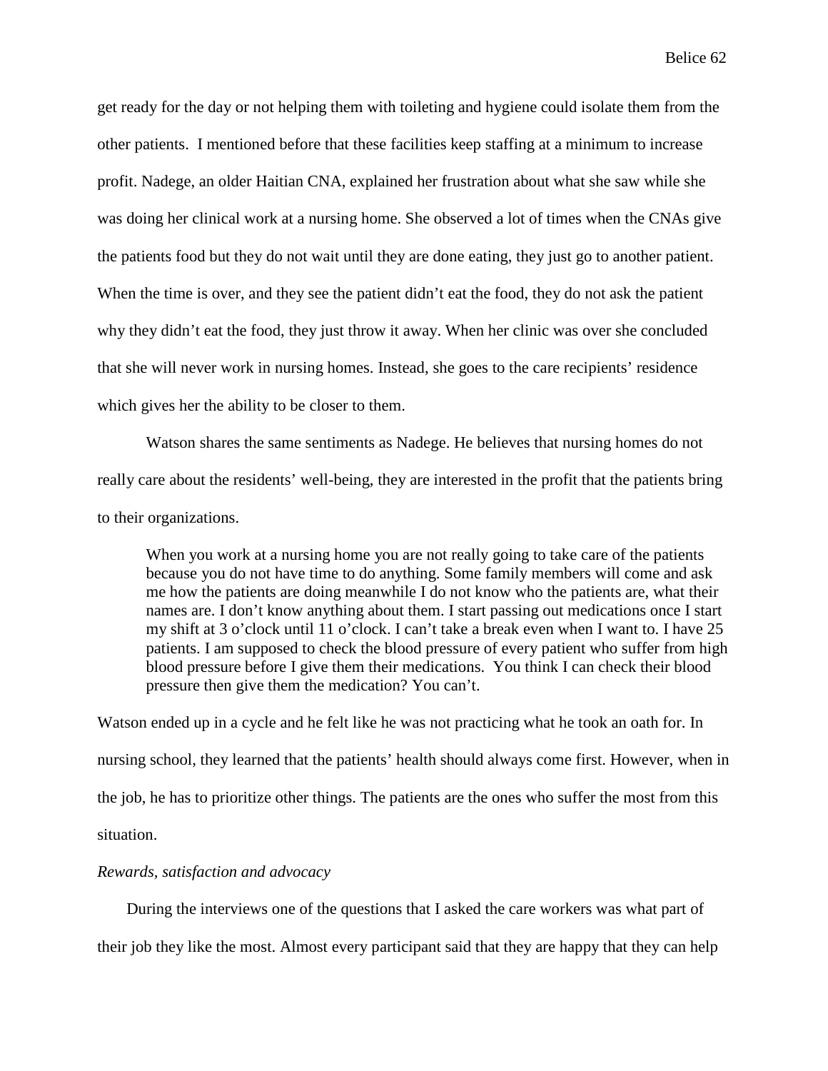get ready for the day or not helping them with toileting and hygiene could isolate them from the other patients. I mentioned before that these facilities keep staffing at a minimum to increase profit. Nadege, an older Haitian CNA, explained her frustration about what she saw while she was doing her clinical work at a nursing home. She observed a lot of times when the CNAs give the patients food but they do not wait until they are done eating, they just go to another patient. When the time is over, and they see the patient didn't eat the food, they do not ask the patient why they didn't eat the food, they just throw it away. When her clinic was over she concluded that she will never work in nursing homes. Instead, she goes to the care recipients' residence which gives her the ability to be closer to them.

Watson shares the same sentiments as Nadege. He believes that nursing homes do not really care about the residents' well-being, they are interested in the profit that the patients bring to their organizations.

> When you work at a nursing home you are not really going to take care of the patients because you do not have time to do anything. Some family members will come and ask me how the patients are doing meanwhile I do not know who the patients are, what their names are. I don't know anything about them. I start passing out medications once I start my shift at 3 o'clock until 11 o'clock. I can't take a break even when I want to. I have 25 patients. I am supposed to check the blood pressure of every patient who suffer from high blood pressure before I give them their medications. You think I can check their blood pressure then give them the medication? You can't.

Watson ended up in a cycle and he felt like he was not practicing what he took an oath for. In nursing school, they learned that the patients' health should always come first. However, when in the job, he has to prioritize other things. The patients are the ones who suffer the most from this situation.

*Rewards, satisfaction and advocacy*

During the interviews one of the questions that I asked the care workers was what part of their job they like the most. Almost every participant said that they are happy that they can help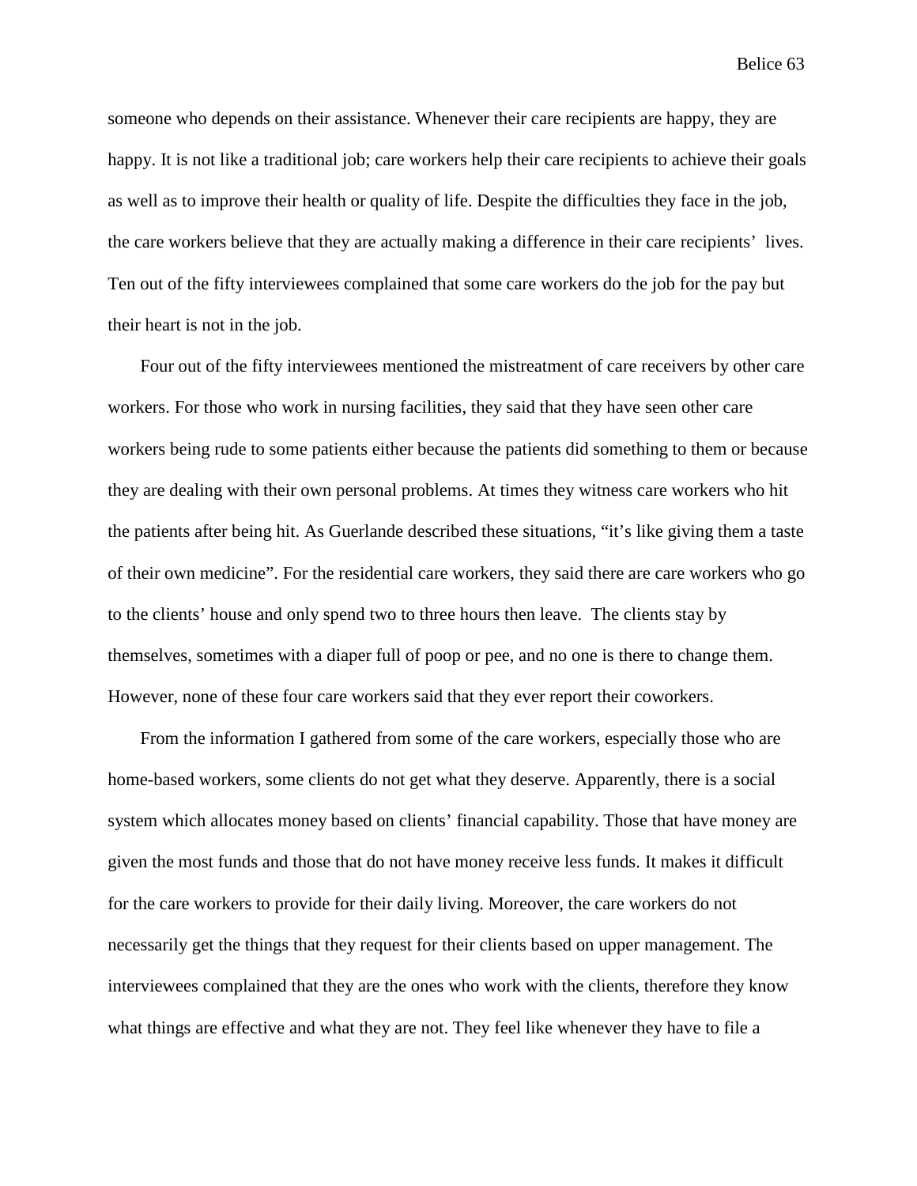someone who depends on their assistance. Whenever their care recipients are happy, they are happy. It is not like a traditional job; care workers help their care recipients to achieve their goals as well as to improve their health or quality of life. Despite the difficulties they face in the job, the care workers believe that they are actually making a difference in their care recipients' lives. Ten out of the fifty interviewees complained that some care workers do the job for the pay but their heart is not in the job.

Four out of the fifty interviewees mentioned the mistreatment of care receivers by other care workers. For those who work in nursing facilities, they said that they have seen other care workers being rude to some patients either because the patients did something to them or because they are dealing with their own personal problems. At times they witness care workers who hit the patients after being hit. As Guerlande described these situations, "it's like giving them a taste of their own medicine". For the residential care workers, they said there are care workers who go to the clients' house and only spend two to three hours then leave. The clients stay by themselves, sometimes with a diaper full of poop or pee, and no one is there to change them. However, none of these four care workers said that they ever report their coworkers.

From the information I gathered from some of the care workers, especially those who are home-based workers, some clients do not get what they deserve. Apparently, there is a social system which allocates money based on clients' financial capability. Those that have money are given the most funds and those that do not have money receive less funds. It makes it difficult for the care workers to provide for their daily living. Moreover, the care workers do not necessarily get the things that they request for their clients based on upper management. The interviewees complained that they are the ones who work with the clients, therefore they know what things are effective and what they are not. They feel like whenever they have to file a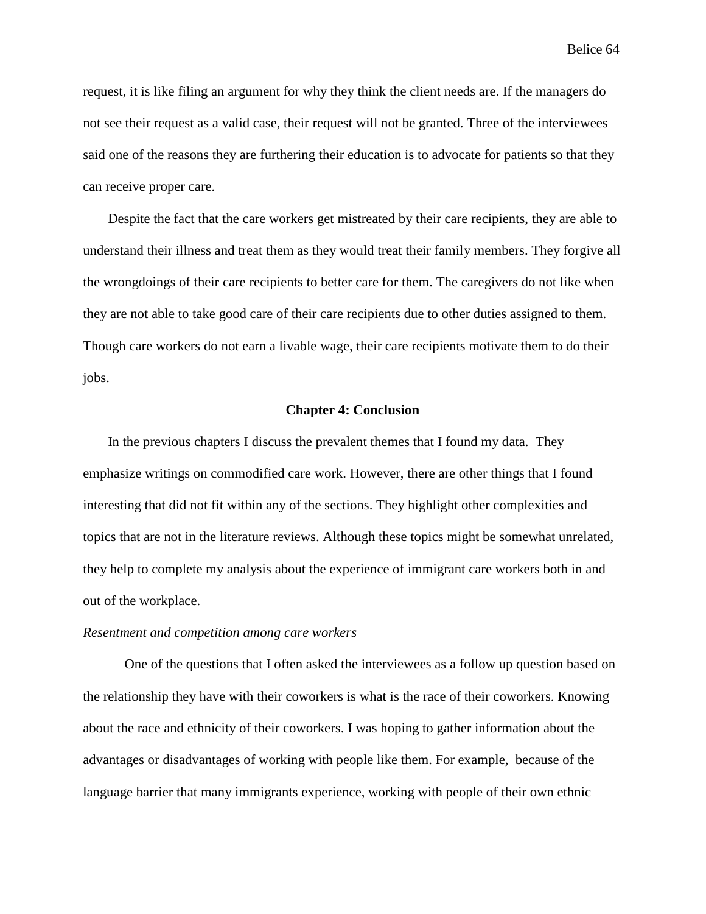request, it is like filing an argument for why they think the client needs are. If the managers do not see their request as a valid case, their request will not be granted. Three of the interviewees said one of the reasons they are furthering their education is to advocate for patients so that they can receive proper care.

Despite the fact that the care workers get mistreated by their care recipients, they are able to understand their illness and treat them as they would treat their family members. They forgive all the wrongdoings of their care recipients to better care for them. The caregivers do not like when they are not able to take good care of their care recipients due to other duties assigned to them. Though care workers do not earn a livable wage, their care recipients motivate them to do their jobs.

## Chapter 4: Conclusion

In the previous chapters I discuss the prevalent themes that I found my data. They emphasize writings on commodified care work. However, there are other things that I found interesting that did not fit within any of the sections. They highlight other complexities and topics that are not in the literature reviews. Although these topics might be somewhat unrelated, they help to complete my analysis about the experience of immigrant care workers both in and out of the workplace.

*Resentment and competition among care workers*

One of the questions that I often asked the interviewees as a follow up question based on the relationship they have with their coworkers is what is the race of their coworkers. Knowing about the race and ethnicity of their coworkers. I was hoping to gather information about the advantages or disadvantages of working with people like them. For example, because of the language barrier that many immigrants experience, working with people of their own ethnic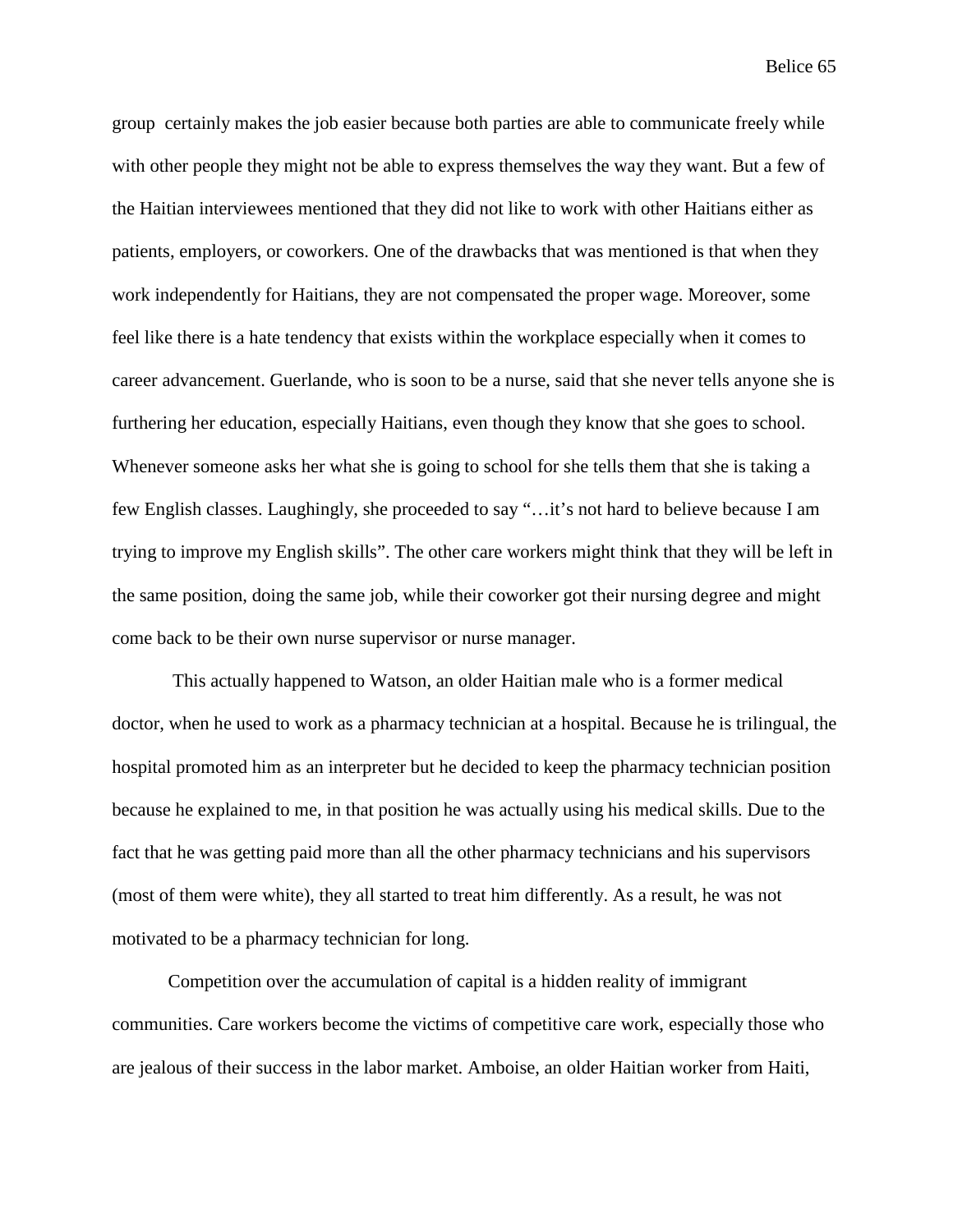group certainly makes the job easier because both parties are able to communicate freely while with other people they might not be able to express themselves the way they want. But a few of the Haitian interviewees mentioned that they did not like to work with other Haitians either as patients, employers, or coworkers. One of the drawbacks that was mentioned is that when they work independently for Haitians, they are not compensated the proper wage. Moreover, some feel like there is a hate tendency that exists within the workplace especially when it comes to career advancement. Guerlande, who is soon to be a nurse, said that she never tells anyone she is furthering her education, especially Haitians, even though they know that she goes to school. Whenever someone asks her what she is going to school for she tells them that she is taking a few English classes. Laughingly, she proceeded to say "…it's not hard to believe because I am trying to improve my English skills". The other care workers might think that they will be left in the same position, doing the same job, while their coworker got their nursing degree and might come back to be their own nurse supervisor or nurse manager.

This actually happened to Watson, an older Haitian male who is a former medical doctor, when he used to work as a pharmacy technician at a hospital. Because he is trilingual, the hospital promoted him as an interpreter but he decided to keep the pharmacy technician position because he explained to me, in that position he was actually using his medical skills. Due to the fact that he was getting paid more than all the other pharmacy technicians and his supervisors (most of them were white), they all started to treat him differently. As a result, he was not motivated to be a pharmacy technician for long.

Competition over the accumulation of capital is a hidden reality of immigrant communities. Care workers become the victims of competitive care work, especially those who are jealous of their success in the labor market. Amboise, an older Haitian worker from Haiti,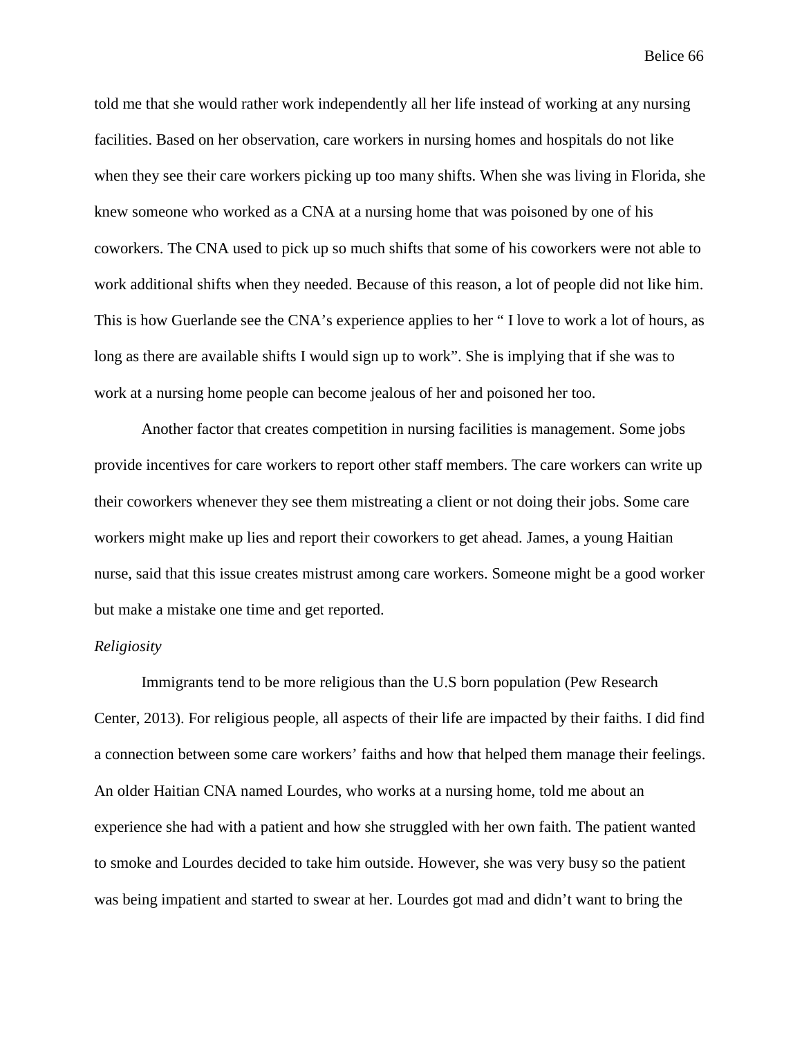told me that she would rather work independently all her life instead of working at any nursing facilities. Based on her observation, care workers in nursing homes and hospitals do not like when they see their care workers picking up too many shifts. When she was living in Florida, she knew someone who worked as a CNA at a nursing home that was poisoned by one of his coworkers. The CNA used to pick up so much shifts that some of his coworkers were not able to work additional shifts when they needed. Because of this reason, a lot of people did not like him. This is how Guerlande see the CNA's experience applies to her " I love to work a lot of hours, as long as there are available shifts I would sign up to work". She is implying that if she was to work at a nursing home people can become jealous of her and poisoned her too.

Another factor that creates competition in nursing facilities is management. Some jobs provide incentives for care workers to report other staff members. The care workers can write up their coworkers whenever they see them mistreating a client or not doing their jobs. Some care workers might make up lies and report their coworkers to get ahead. James, a young Haitian nurse, said that this issue creates mistrust among care workers. Someone might be a good worker but make a mistake one time and get reported.

*Religiosity*

Immigrants tend to be more religious than the U.S born population (Pew Research Center, 2013). For religious people, all aspects of their life are impacted by their faiths. I did find a connection between some care workers' faiths and how that helped them manage their feelings. An older Haitian CNA named Lourdes, who works at a nursing home, told me about an experience she had with a patient and how she struggled with her own faith. The patient wanted to smoke and Lourdes decided to take him outside. However, she was very busy so the patient was being impatient and started to swear at her. Lourdes got mad and didn't want to bring the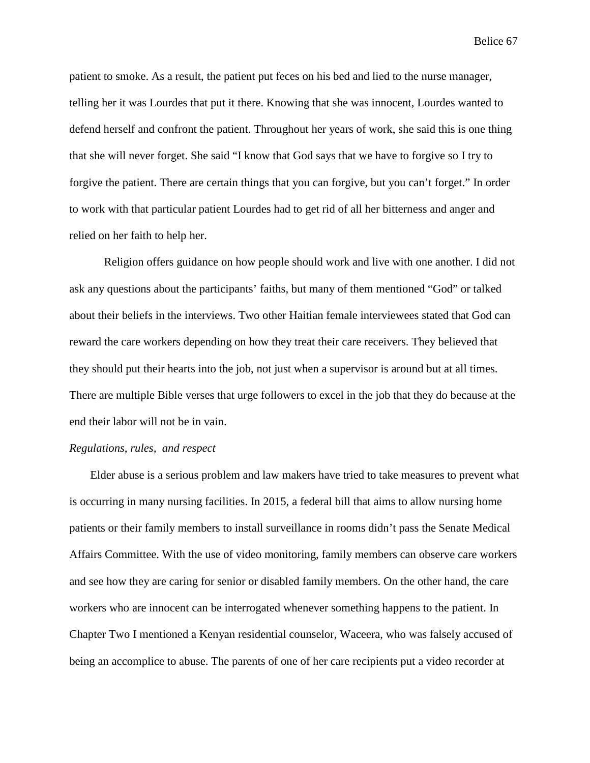patient to smoke. As a result, the patient put feces on his bed and lied to the nurse manager, telling her it was Lourdes that put it there. Knowing that she was innocent, Lourdes wanted to defend herself and confront the patient. Throughout her years of work, she said this is one thing that she will never forget. She said "I know that God says that we have to forgive so I try to forgive the patient. There are certain things that you can forgive, but you can't forget." In order to work with that particular patient Lourdes had to get rid of all her bitterness and anger and relied on her faith to help her.

Religion offers guidance on how people should work and live with one another. I did not ask any questions about the participants' faiths, but many of them mentioned "God" or talked about their beliefs in the interviews. Two other Haitian female interviewees stated that God can reward the care workers depending on how they treat their care receivers. They believed that they should put their hearts into the job, not just when a supervisor is around but at all times. There are multiple Bible verses that urge followers to excel in the job that they do because at the end their labor will not be in vain.

*Regulations, rules, and respect*

Elder abuse is a serious problem and law makers have tried to take measures to prevent what is occurring in many nursing facilities. In 2015, a federal bill that aims to allow nursing home patients or their family members to install surveillance in rooms didn't pass the Senate Medical Affairs Committee. With the use of video monitoring, family members can observe care workers and see how they are caring for senior or disabled family members. On the other hand, the care workers who are innocent can be interrogated whenever something happens to the patient. In Chapter Two I mentioned a Kenyan residential counselor, Waceera, who was falsely accused of being an accomplice to abuse. The parents of one of her care recipients put a video recorder at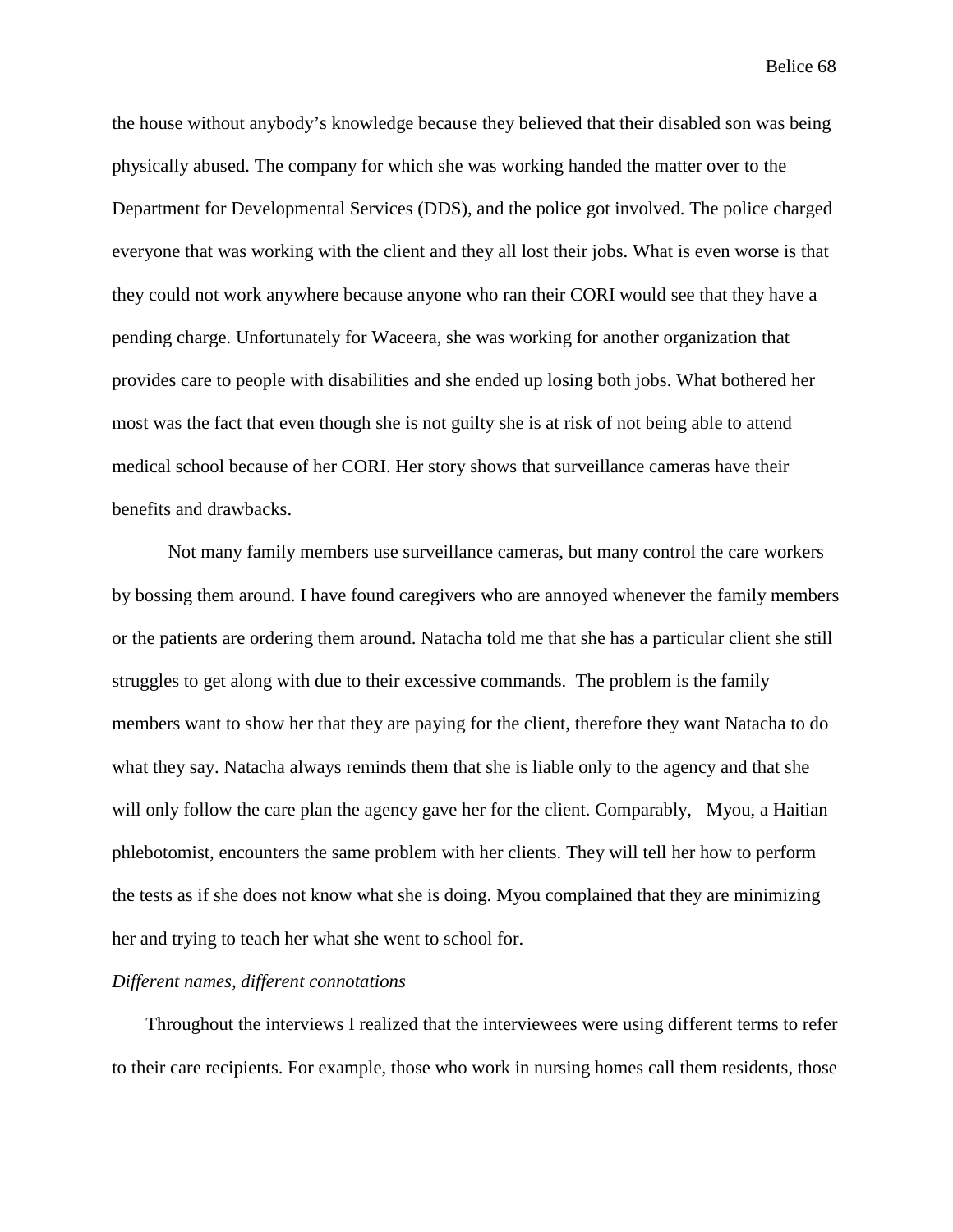the house without anybody's knowledge because they believed that their disabled son was being physically abused. The company for which she was working handed the matter over to the Department for Developmental Services (DDS), and the police got involved. The police charged everyone that was working with the client and they all lost their jobs. What is even worse is that they could not work anywhere because anyone who ran their CORI would see that they have a pending charge. Unfortunately for Waceera, she was working for another organization that provides care to people with disabilities and she ended up losing both jobs. What bothered her most was the fact that even though she is not guilty she is at risk of not being able to attend medical school because of her CORI. Her story shows that surveillance cameras have their benefits and drawbacks.

Not many family members use surveillance cameras, but many control the care workers by bossing them around. I have found caregivers who are annoyed whenever the family members or the patients are ordering them around. Natacha told me that she has a particular client she still struggles to get along with due to their excessive commands. The problem is the family members want to show her that they are paying for the client, therefore they want Natacha to do what they say. Natacha always reminds them that she is liable only to the agency and that she will only follow the care plan the agency gave her for the client. Comparably, Myou, a Haitian phlebotomist, encounters the same problem with her clients. They will tell her how to perform the tests as if she does not know what she is doing. Myou complained that they are minimizing her and trying to teach her what she went to school for.

*Different names, different connotations*

Throughout the interviews I realized that the interviewees were using different terms to refer to their care recipients. For example, those who work in nursing homes call them residents, those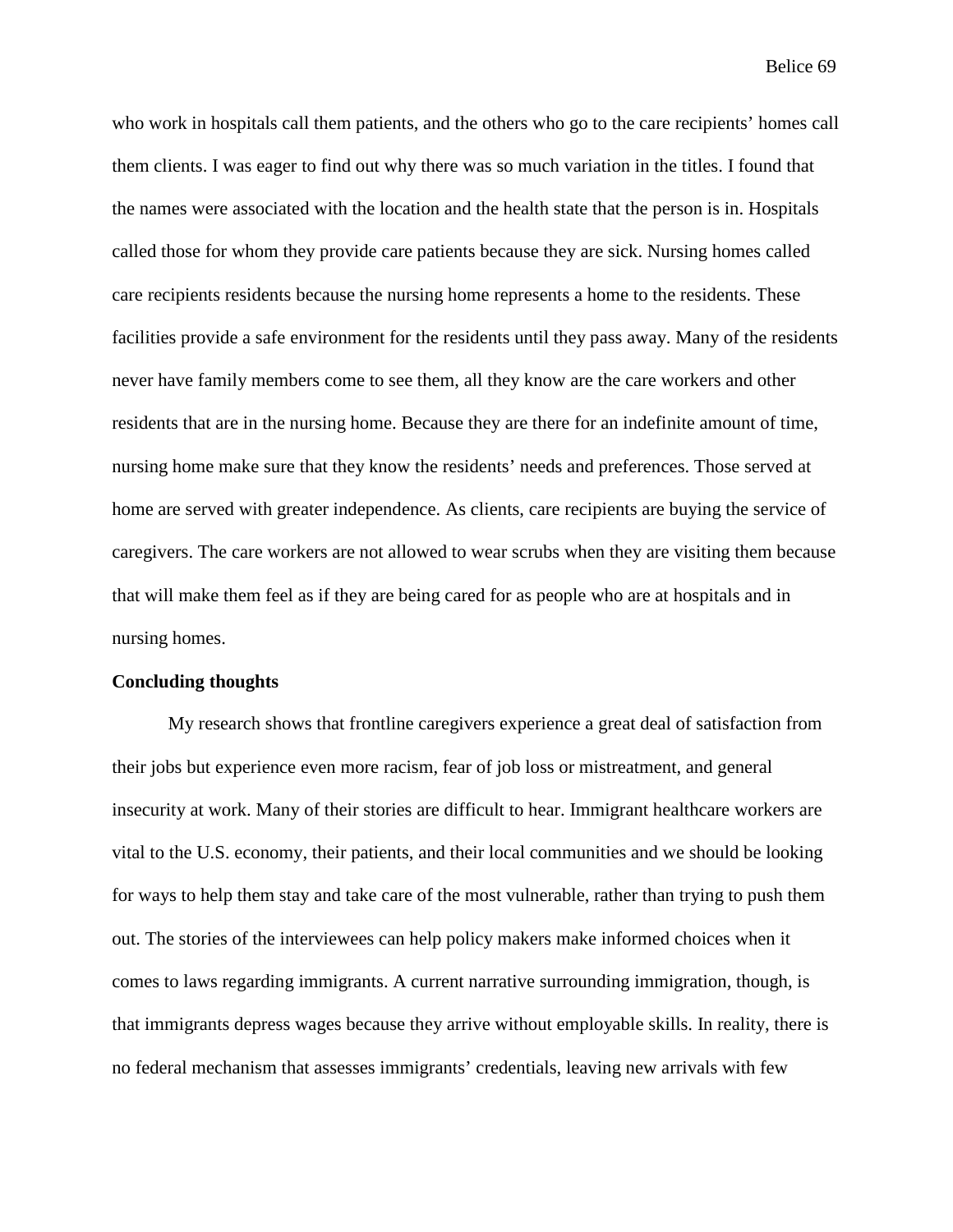who work in hospitals call them patients, and the others who go to the care recipients' homes call them clients. I was eager to find out why there was so much variation in the titles. I found that the names were associated with the location and the health state that the person is in. Hospitals called those for whom they provide care patients because they are sick. Nursing homes called care recipients residents because the nursing home represents a home to the residents. These facilities provide a safe environment for the residents until they pass away. Many of the residents never have family members come to see them, all they know are the care workers and other residents that are in the nursing home. Because they are there for an indefinite amount of time, nursing home make sure that they know the residents' needs and preferences. Those served at home are served with greater independence. As clients, care recipients are buying the service of caregivers. The care workers are not allowed to wear scrubs when they are visiting them because that will make them feel as if they are being cared for as people who are at hospitals and in nursing homes.

**Concluding thoughts**

My research shows that frontline caregivers experience a great deal of satisfaction from their jobs but experience even more racism, fear of job loss or mistreatment, and general insecurity at work. Many of their stories are difficult to hear. Immigrant healthcare workers are vital to the U.S. economy, their patients, and their local communities and we should be looking for ways to help them stay and take care of the most vulnerable, rather than trying to push them out. The stories of the interviewees can help policy makers make informed choices when it comes to laws regarding immigrants. A current narrative surrounding immigration, though, is that immigrants depress wages because they arrive without employable skills. In reality, there is no federal mechanism that assesses immigrants' credentials, leaving new arrivals with few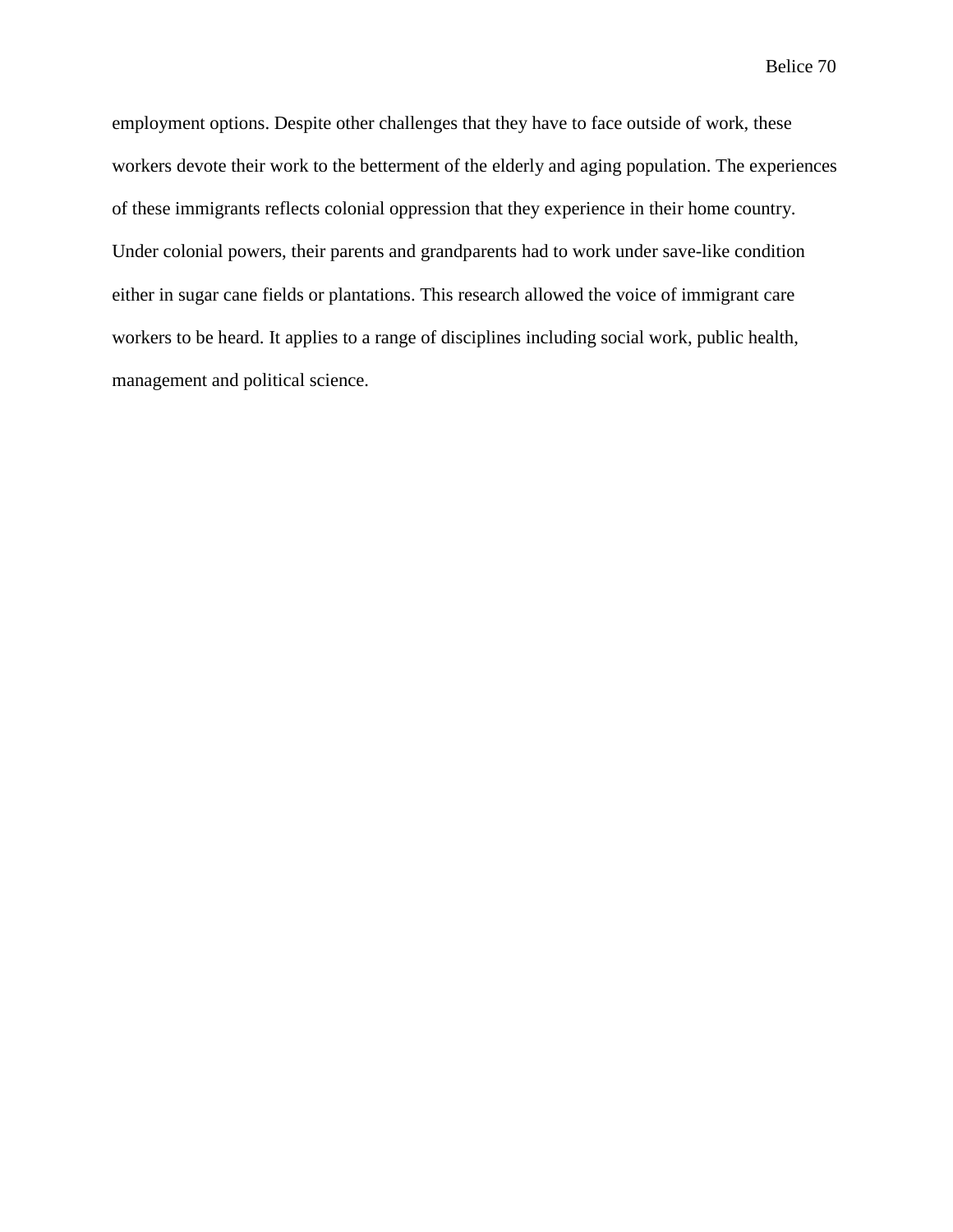employment options. Despite other challenges that they have to face outside of work, these workers devote their work to the betterment of the elderly and aging population. The experiences of these immigrants reflects colonial oppression that they experience in their home country. Under colonial powers, their parents and grandparents had to work under save-like condition either in sugar cane fields or plantations. This research allowed the voice of immigrant care workers to be heard. It applies to a range of disciplines including social work, public health, management and political science.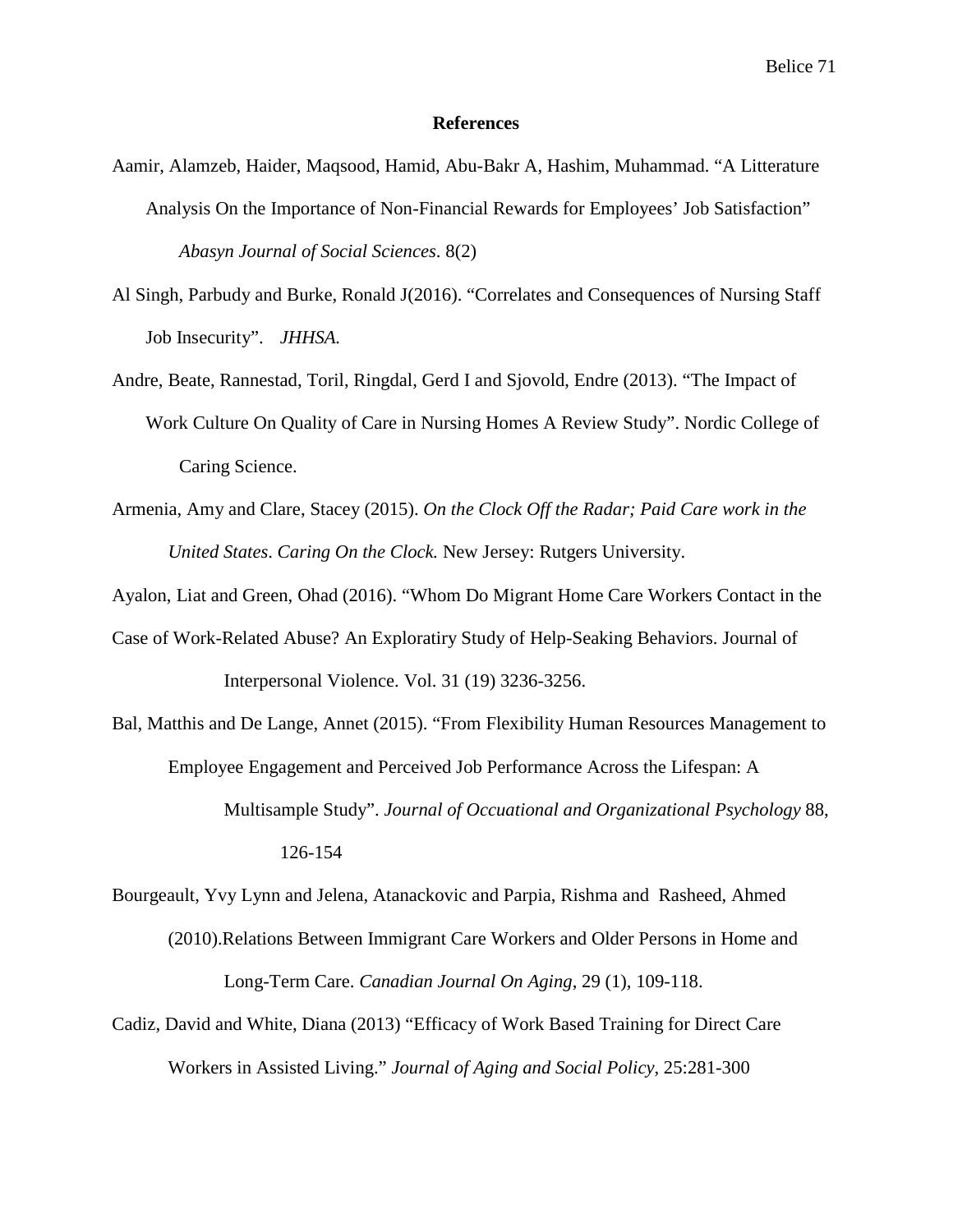**References**

Aamir, Alamzeb, Haider, Maqsood, Hamid, Abu-Bakr A, Hashim, Muhammad. “A Litterature Analysis On the Importance of Non-Financial Rewards for Employees’ Job Satisfaction” *Abasyn Journal of Social Sciences*. 8(2)

Al Singh, Parbudy and Burke, Ronald J(2016). “Correlates and Consequences of Nursing Staff Job Insecurity”. *JHHSA.*

Andre, Beate, Rannestad, Toril, Ringdal, Gerd I and Sjovold, Endre (2013). “The Impact of Work Culture On Quality of Care in Nursing Homes A Review Study”. Nordic College of Caring Science.

Armenia, Amy and Clare, Stacey (2015). *On the Clock Off the Radar; Paid Care work in the United States*. *Caring On the Clock.* New Jersey: Rutgers University.

Ayalon, Liat and Green, Ohad (2016). “Whom Do Migrant Home Care Workers Contact in the Case of Work-Related Abuse? An Exploratiry Study of Help-Seaking Behaviors. Journal of Interpersonal Violence. Vol. 31 (19) 3236-3256.

Bal, Matthis and De Lange, Annet (2015). “From Flexibility Human Resources Management to Employee Engagement and Perceived Job Performance Across the Lifespan: A Multisample Study”. *Journal of Occuational and Organizational Psychology* 88, 126-154

Bourgeault, Yvy Lynn and Jelena, Atanackovic and Parpia, Rishma and Rasheed, Ahmed (2010).Relations Between Immigrant Care Workers and Older Persons in Home and Long-Term Care. *Canadian Journal On Aging*, 29 (1), 109-118.

Cadiz, David and White, Diana (2013) “Efficacy of Work Based Training for Direct Care Workers in Assisted Living.” *Journal of Aging and Social Policy*, 25:281-300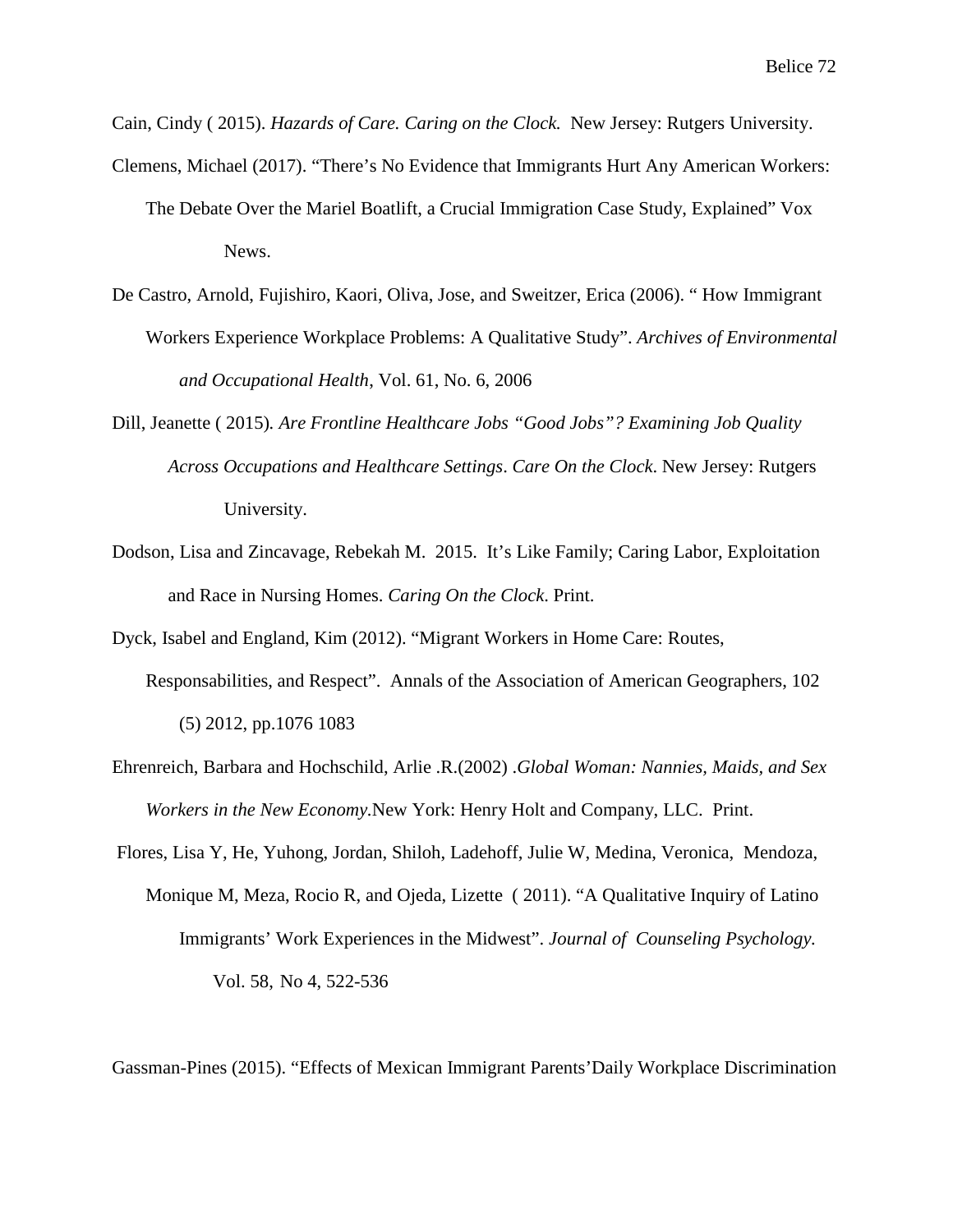Cain, Cindy ( 2015). *Hazards of Care. Caring on the Clock.* New Jersey: Rutgers University.

Clemens, Michael (2017). "There's No Evidence that Immigrants Hurt Any American Workers: The Debate Over the Mariel Boatlift, a Crucial Immigration Case Study, Explained" Vox News.

De Castro, Arnold, Fujishiro, Kaori, Oliva, Jose, and Sweitzer, Erica (2006). " How Immigrant Workers Experience Workplace Problems: A Qualitative Study". *Archives of Environmental and Occupational Health*, Vol. 61, No. 6, 2006

Dill, Jeanette ( 2015)*. Are Frontline Healthcare Jobs "Good Jobs"? Examining Job Quality Across Occupations and Healthcare Settings*. *Care On the Clock*. New Jersey: Rutgers University.

Dodson, Lisa and Zincavage, Rebekah M. 2015. It's Like Family; Caring Labor, Exploitation and Race in Nursing Homes. *Caring On the Clock*. Print.

Dyck, Isabel and England, Kim (2012). "Migrant Workers in Home Care: Routes, Responsabilities, and Respect". Annals of the Association of American Geographers, 102 (5) 2012, pp.1076 1083

Ehrenreich, Barbara and Hochschild, Arlie .R.(2002) .*Global Woman: Nannies, Maids, and Sex Workers in the New Economy*.New York: Henry Holt and Company, LLC. Print.

Flores, Lisa Y, He, Yuhong, Jordan, Shiloh, Ladehoff, Julie W, Medina, Veronica, Mendoza, Monique M, Meza, Rocio R, and Ojeda, Lizette ( 2011). "A Qualitative Inquiry of Latino Immigrants' Work Experiences in the Midwest". *Journal of Counseling Psychology.* Vol. 58, No 4, 522-536

Gassman-Pines (2015). "Effects of Mexican Immigrant Parents'Daily Workplace Discrimination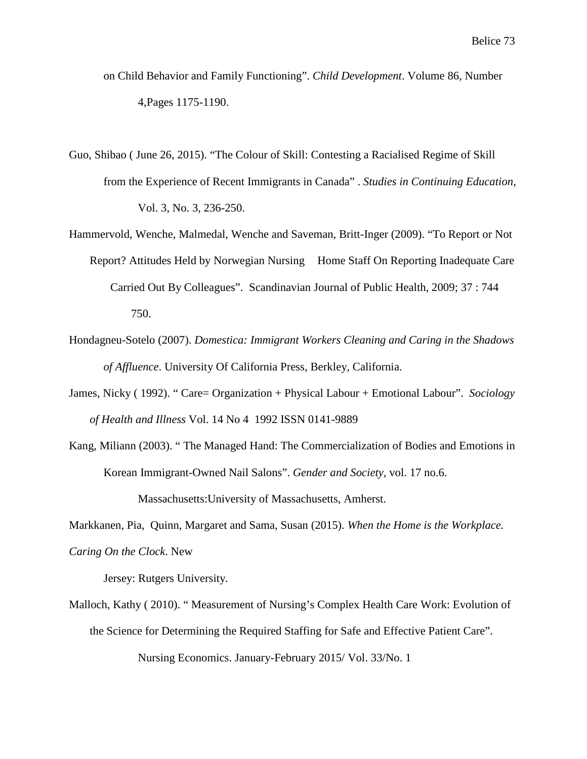on Child Behavior and Family Functioning". *Child Development*. Volume 86, Number 4,Pages 1175-1190.

Guo, Shibao ( June 26, 2015). "The Colour of Skill: Contesting a Racialised Regime of Skill from the Experience of Recent Immigrants in Canada" . *Studies in Continuing Education*, Vol. 3, No. 3, 236-250.

Hammervold, Wenche, Malmedal, Wenche and Saveman, Britt-Inger (2009). "To Report or Not Report? Attitudes Held by Norwegian Nursing Home Staff On Reporting Inadequate Care Carried Out By Colleagues". Scandinavian Journal of Public Health, 2009; 37 : 744 750.

Hondagneu-Sotelo (2007). *Domestica: Immigrant Workers Cleaning and Caring in the Shadows of Affluence*. University Of California Press, Berkley, California.

James, Nicky ( 1992). " Care= Organization + Physical Labour + Emotional Labour". *Sociology of Health and Illness* Vol. 14 No 4 1992 ISSN 0141-9889

Kang, Miliann (2003). " The Managed Hand: The Commercialization of Bodies and Emotions in Korean Immigrant-Owned Nail Salons". *Gender and Society*, vol. 17 no.6. Massachusetts:University of Massachusetts, Amherst.

Markkanen, Pia, Quinn, Margaret and Sama, Susan (2015). *When the Home is the Workplace. Caring On the Clock*. New Jersey: Rutgers University.

Malloch, Kathy ( 2010). " Measurement of Nursing's Complex Health Care Work: Evolution of the Science for Determining the Required Staffing for Safe and Effective Patient Care". Nursing Economics. January-February 2015/ Vol. 33/No. 1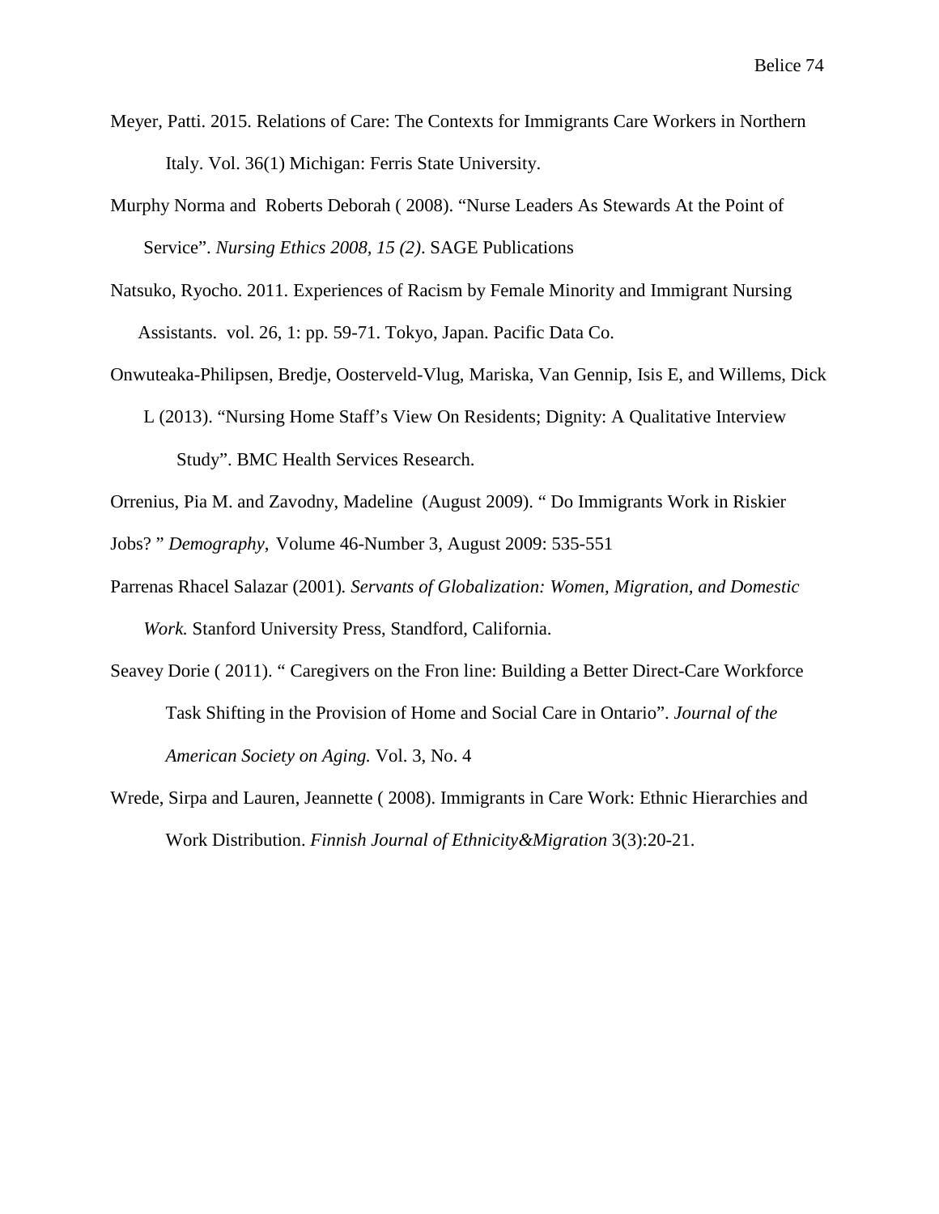Meyer, Patti. 2015. Relations of Care: The Contexts for Immigrants Care Workers in Northern Italy. Vol. 36(1) Michigan: Ferris State University.

Murphy Norma and Roberts Deborah ( 2008). "Nurse Leaders As Stewards At the Point of Service". *Nursing Ethics 2008, 15 (2)*. SAGE Publications

Natsuko, Ryocho. 2011. Experiences of Racism by Female Minority and Immigrant Nursing Assistants. vol. 26, 1: pp. 59-71. Tokyo, Japan. Pacific Data Co.

Onwuteaka-Philipsen, Bredje, Oosterveld-Vlug, Mariska, Van Gennip, Isis E, and Willems, Dick L (2013). "Nursing Home Staff's View On Residents; Dignity: A Qualitative Interview Study". BMC Health Services Research.

Orrenius, Pia M. and Zavodny, Madeline (August 2009). " Do Immigrants Work in Riskier Jobs? " *Demography*, Volume 46-Number 3, August 2009: 535-551

Parrenas Rhacel Salazar (2001). *Servants of Globalization: Women, Migration, and Domestic Work.* Stanford University Press, Standford, California.

Seavey Dorie ( 2011). " Caregivers on the Fron line: Building a Better Direct-Care Workforce Task Shifting in the Provision of Home and Social Care in Ontario". *Journal of the American Society on Aging.* Vol. 3, No. 4

Wrede, Sirpa and Lauren, Jeannette ( 2008). Immigrants in Care Work: Ethnic Hierarchies and Work Distribution. *Finnish Journal of Ethnicity&Migration* 3(3):20-21.